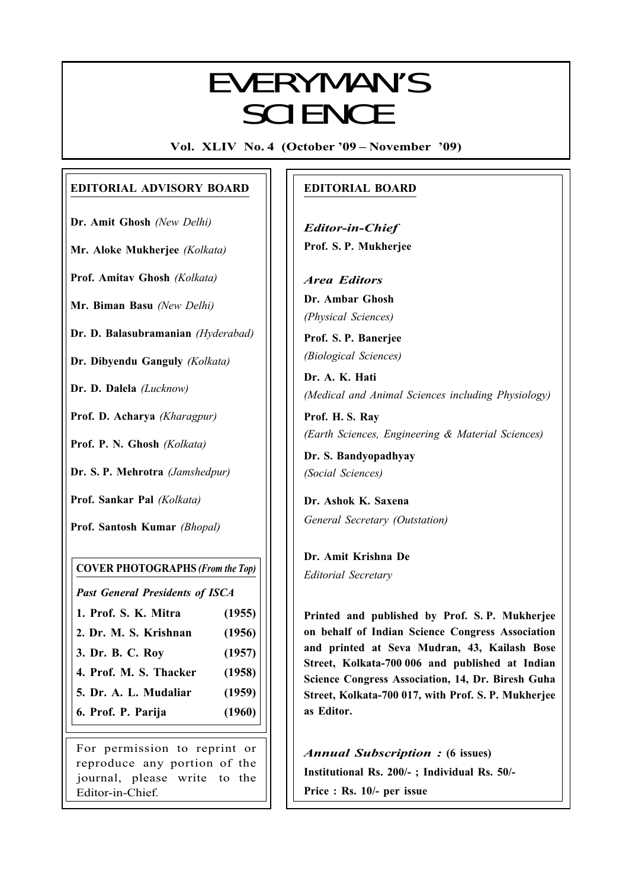# EVERYMAN'S SCIENCE

**Vol. XLIV No. 4 (October '09 – November '09)**

## EDITORIAL ADVISORY BOARD

**Dr. Amit Ghosh** *(New Delhi)*

**Mr. Aloke Mukherjee** *(Kolkata)*

**Prof. Amitav Ghosh** *(Kolkata)*

**Mr. Biman Basu** *(New Delhi)*

**Dr. D. Balasubramanian** *(Hyderabad)*

**Dr. Dibyendu Ganguly** *(Kolkata)*

**Dr. D. Dalela** *(Lucknow)*

**Prof. D. Acharya** *(Kharagpur)*

**Prof. P. N. Ghosh** *(Kolkata)*

**Dr. S. P. Mehrotra** *(Jamshedpur)*

**Prof. Sankar Pal** *(Kolkata)*

**Prof. Santosh Kumar** *(Bhopal)*

### COVER PHOTOGRAPHS *(From the Top)*

*Past General Presidents of ISCA*

| | |
|---|---|
| **1. Prof. S. K. Mitra** | **(1955)** |
| **2. Dr. M. S. Krishnan** | **(1956)** |
| **3. Dr. B. C. Roy** | **(1957)** |
| **4. Prof. M. S. Thacker** | **(1958)** |
| **5. Dr. A. L. Mudaliar** | **(1959)** |
| **6. Prof. P. Parija** | **(1960)** |

For permission to reprint or reproduce any portion of the journal, please write to the Editor-in-Chief.

## EDITORIAL BOARD

***Editor-in-Chief***

**Prof. S. P. Mukherjee**

***Area Editors***

**Dr. Ambar Ghosh**
*(Physical Sciences)*

**Prof. S. P. Banerjee**
*(Biological Sciences)*

**Dr. A. K. Hati**
*(Medical and Animal Sciences including Physiology)*

**Prof. H. S. Ray**
*(Earth Sciences, Engineering & Material Sciences)*

**Dr. S. Bandyopadhyay**
*(Social Sciences)*

**Dr. Ashok K. Saxena**
*General Secretary (Outstation)*

**Dr. Amit Krishna De**
*Editorial Secretary*

**Printed and published by Prof. S. P. Mukherjee on behalf of Indian Science Congress Association and printed at Seva Mudran, 43, Kailash Bose Street, Kolkata-700 006 and published at Indian Science Congress Association, 14, Dr. Biresh Guha Street, Kolkata-700 017, with Prof. S. P. Mukherjee as Editor.**

***Annual Subscription :*** **(6 issues)**

**Institutional Rs. 200/- ; Individual Rs. 50/-**

**Price : Rs. 10/- per issue**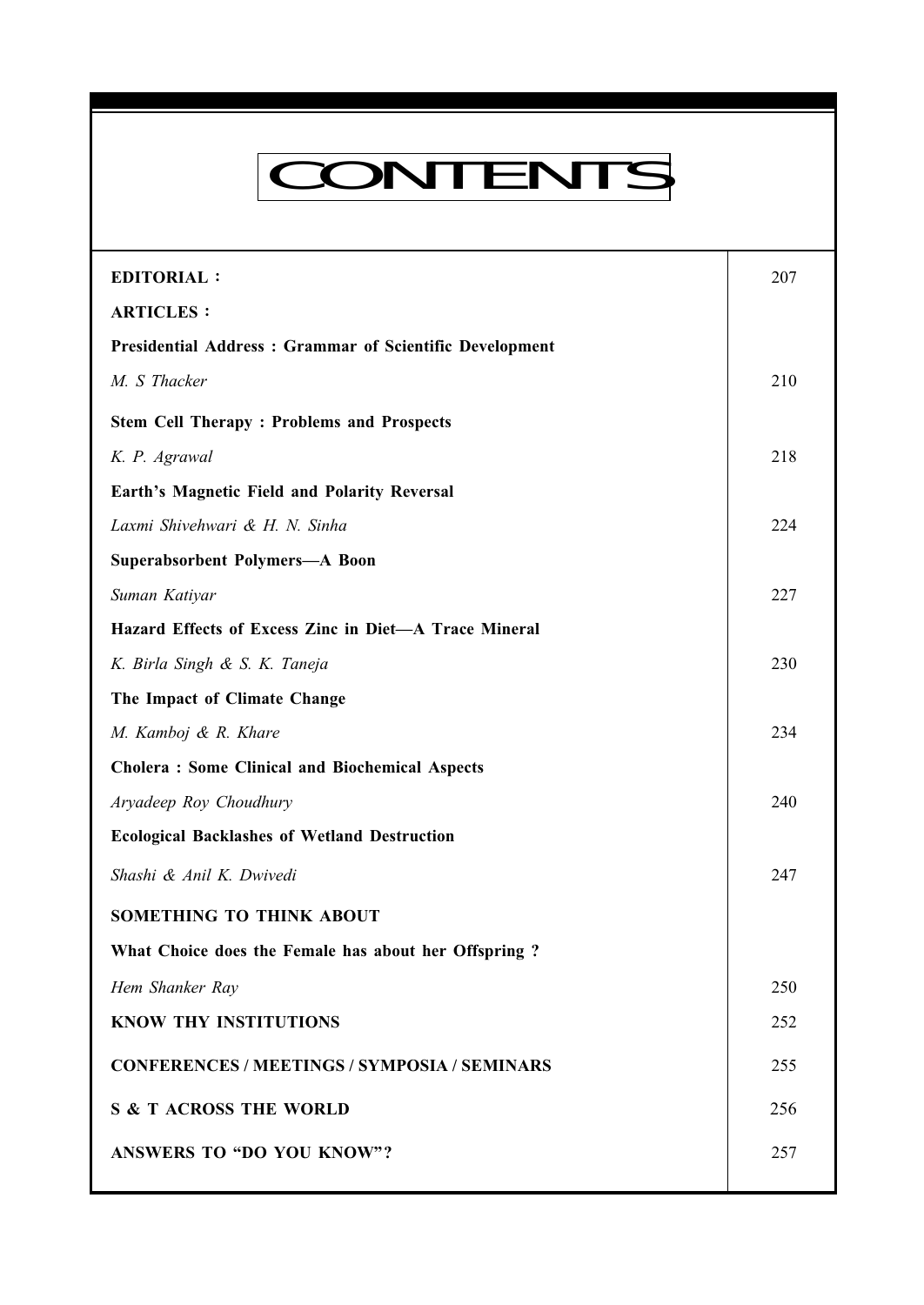# CONTENTS

| | |
|---|---|
| **EDITORIAL :** | 207 |
| **ARTICLES :** | |
| **Presidential Address : Grammar of Scientific Development** | |
| *M. S Thacker* | 210 |
| **Stem Cell Therapy : Problems and Prospects** | |
| *K. P. Agrawal* | 218 |
| **Earth's Magnetic Field and Polarity Reversal** | |
| *Laxmi Shivehwari & H. N. Sinha* | 224 |
| **Superabsorbent Polymers—A Boon** | |
| *Suman Katiyar* | 227 |
| **Hazard Effects of Excess Zinc in Diet—A Trace Mineral** | |
| *K. Birla Singh & S. K. Taneja* | 230 |
| **The Impact of Climate Change** | |
| *M. Kamboj & R. Khare* | 234 |
| **Cholera : Some Clinical and Biochemical Aspects** | |
| *Aryadeep Roy Choudhury* | 240 |
| **Ecological Backlashes of Wetland Destruction** | |
| *Shashi & Anil K. Dwivedi* | 247 |
| **SOMETHING TO THINK ABOUT** | |
| **What Choice does the Female has about her Offspring ?** | |
| *Hem Shanker Ray* | 250 |
| **KNOW THY INSTITUTIONS** | 252 |
| **CONFERENCES / MEETINGS / SYMPOSIA / SEMINARS** | 255 |
| **S & T ACROSS THE WORLD** | 256 |
| **ANSWERS TO "DO YOU KNOW"?** | 257 |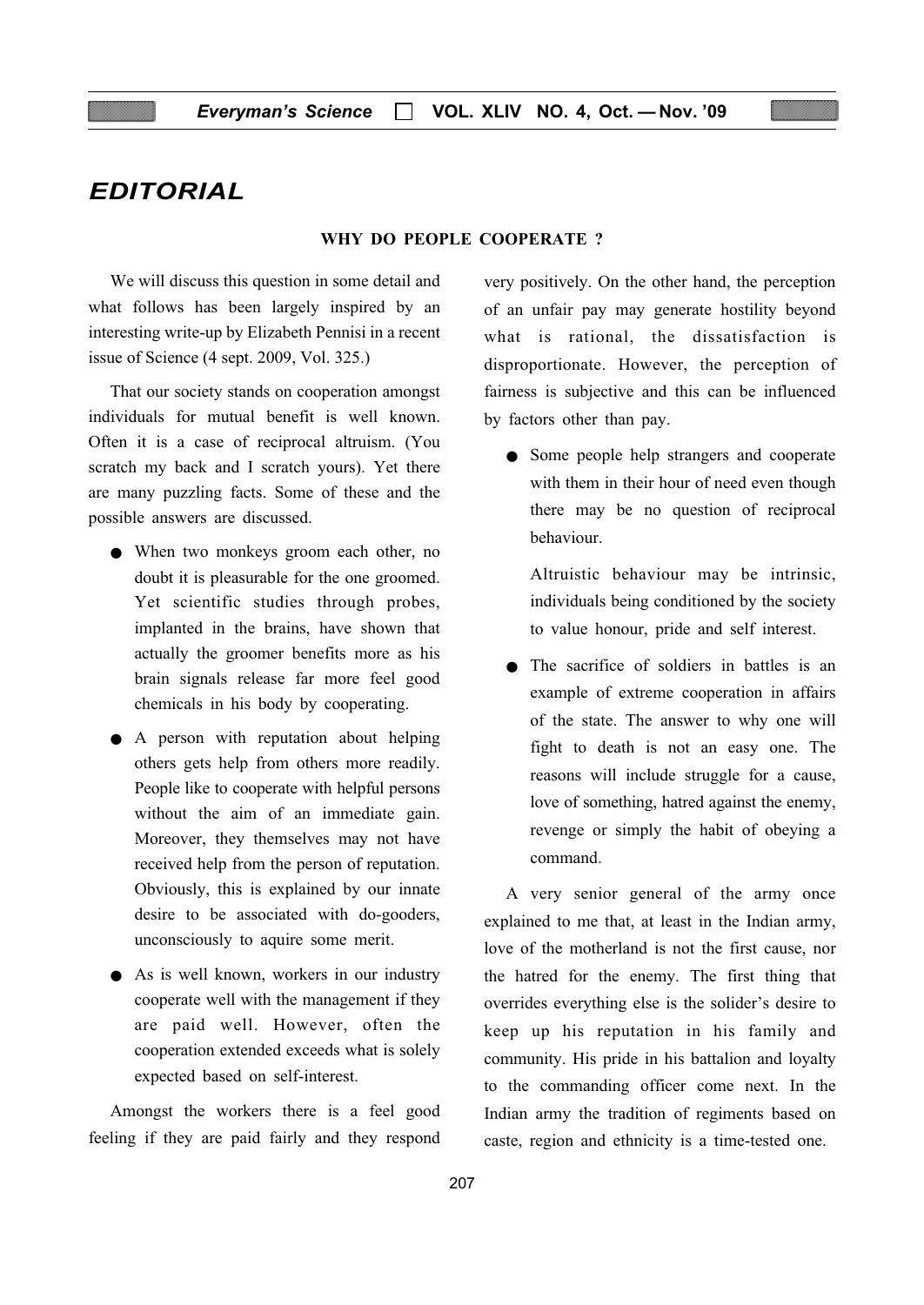# EDITORIAL

### WHY DO PEOPLE COOPERATE ?

We will discuss this question in some detail and what follows has been largely inspired by an interesting write-up by Elizabeth Pennisi in a recent issue of Science (4 sept. 2009, Vol. 325.)

That our society stands on cooperation amongst individuals for mutual benefit is well known. Often it is a case of reciprocal altruism. (You scratch my back and I scratch yours). Yet there are many puzzling facts. Some of these and the possible answers are discussed.

- When two monkeys groom each other, no doubt it is pleasurable for the one groomed. Yet scientific studies through probes, implanted in the brains, have shown that actually the groomer benefits more as his brain signals release far more feel good chemicals in his body by cooperating.
- A person with reputation about helping others gets help from others more readily. People like to cooperate with helpful persons without the aim of an immediate gain. Moreover, they themselves may not have received help from the person of reputation. Obviously, this is explained by our innate desire to be associated with do-gooders, unconsciously to aquire some merit.
- As is well known, workers in our industry cooperate well with the management if they are paid well. However, often the cooperation extended exceeds what is solely expected based on self-interest.

Amongst the workers there is a feel good feeling if they are paid fairly and they respond very positively. On the other hand, the perception of an unfair pay may generate hostility beyond what is rational, the dissatisfaction is disproportionate. However, the perception of fairness is subjective and this can be influenced by factors other than pay.

- Some people help strangers and cooperate with them in their hour of need even though there may be no question of reciprocal behaviour.

  Altruistic behaviour may be intrinsic, individuals being conditioned by the society to value honour, pride and self interest.

- The sacrifice of soldiers in battles is an example of extreme cooperation in affairs of the state. The answer to why one will fight to death is not an easy one. The reasons will include struggle for a cause, love of something, hatred against the enemy, revenge or simply the habit of obeying a command.

A very senior general of the army once explained to me that, at least in the Indian army, love of the motherland is not the first cause, nor the hatred for the enemy. The first thing that overrides everything else is the solider's desire to keep up his reputation in his family and community. His pride in his battalion and loyalty to the commanding officer come next. In the Indian army the tradition of regiments based on caste, region and ethnicity is a time-tested one.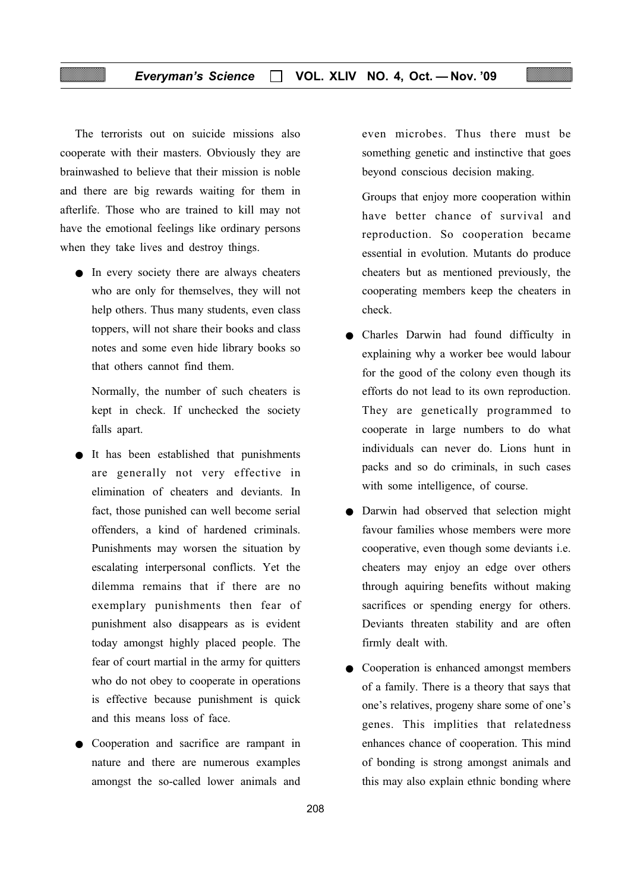The terrorists out on suicide missions also cooperate with their masters. Obviously they are brainwashed to believe that their mission is noble and there are big rewards waiting for them in afterlife. Those who are trained to kill may not have the emotional feelings like ordinary persons when they take lives and destroy things.

- In every society there are always cheaters who are only for themselves, they will not help others. Thus many students, even class toppers, will not share their books and class notes and some even hide library books so that others cannot find them.

  Normally, the number of such cheaters is kept in check. If unchecked the society falls apart.

- It has been established that punishments are generally not very effective in elimination of cheaters and deviants. In fact, those punished can well become serial offenders, a kind of hardened criminals. Punishments may worsen the situation by escalating interpersonal conflicts. Yet the dilemma remains that if there are no exemplary punishments then fear of punishment also disappears as is evident today amongst highly placed people. The fear of court martial in the army for quitters who do not obey to cooperate in operations is effective because punishment is quick and this means loss of face.

- Cooperation and sacrifice are rampant in nature and there are numerous examples amongst the so-called lower animals and even microbes. Thus there must be something genetic and instinctive that goes beyond conscious decision making.

  Groups that enjoy more cooperation within have better chance of survival and reproduction. So cooperation became essential in evolution. Mutants do produce cheaters but as mentioned previously, the cooperating members keep the cheaters in check.

- Charles Darwin had found difficulty in explaining why a worker bee would labour for the good of the colony even though its efforts do not lead to its own reproduction. They are genetically programmed to cooperate in large numbers to do what individuals can never do. Lions hunt in packs and so do criminals, in such cases with some intelligence, of course.

- Darwin had observed that selection might favour families whose members were more cooperative, even though some deviants i.e. cheaters may enjoy an edge over others through aquiring benefits without making sacrifices or spending energy for others. Deviants threaten stability and are often firmly dealt with.

- Cooperation is enhanced amongst members of a family. There is a theory that says that one's relatives, progeny share some of one's genes. This implities that relatedness enhances chance of cooperation. This mind of bonding is strong amongst animals and this may also explain ethnic bonding where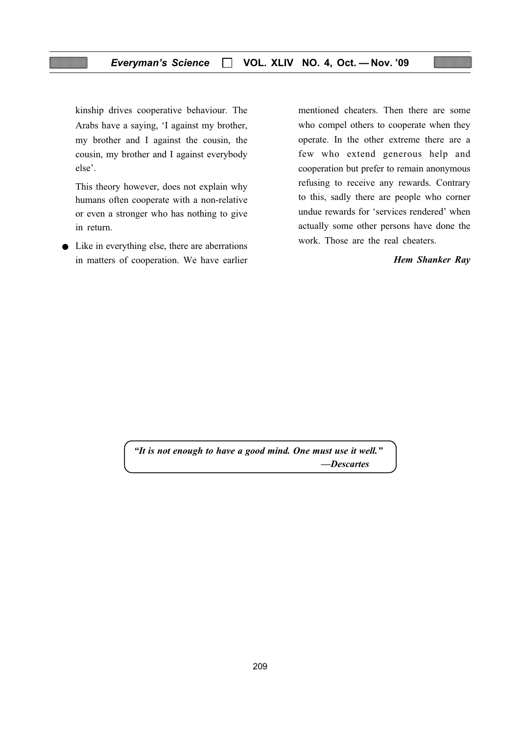kinship drives cooperative behaviour. The Arabs have a saying, 'I against my brother, my brother and I against the cousin, the cousin, my brother and I against everybody else'.

This theory however, does not explain why humans often cooperate with a non-relative or even a stronger who has nothing to give in return.

- Like in everything else, there are aberrations in matters of cooperation. We have earlier mentioned cheaters. Then there are some who compel others to cooperate when they operate. In the other extreme there are a few who extend generous help and cooperation but prefer to remain anonymous refusing to receive any rewards. Contrary to this, sadly there are people who corner undue rewards for 'services rendered' when actually some other persons have done the work. Those are the real cheaters.

***Hem Shanker Ray***

> ***"It is not enough to have a good mind. One must use it well."***
> ***—Descartes***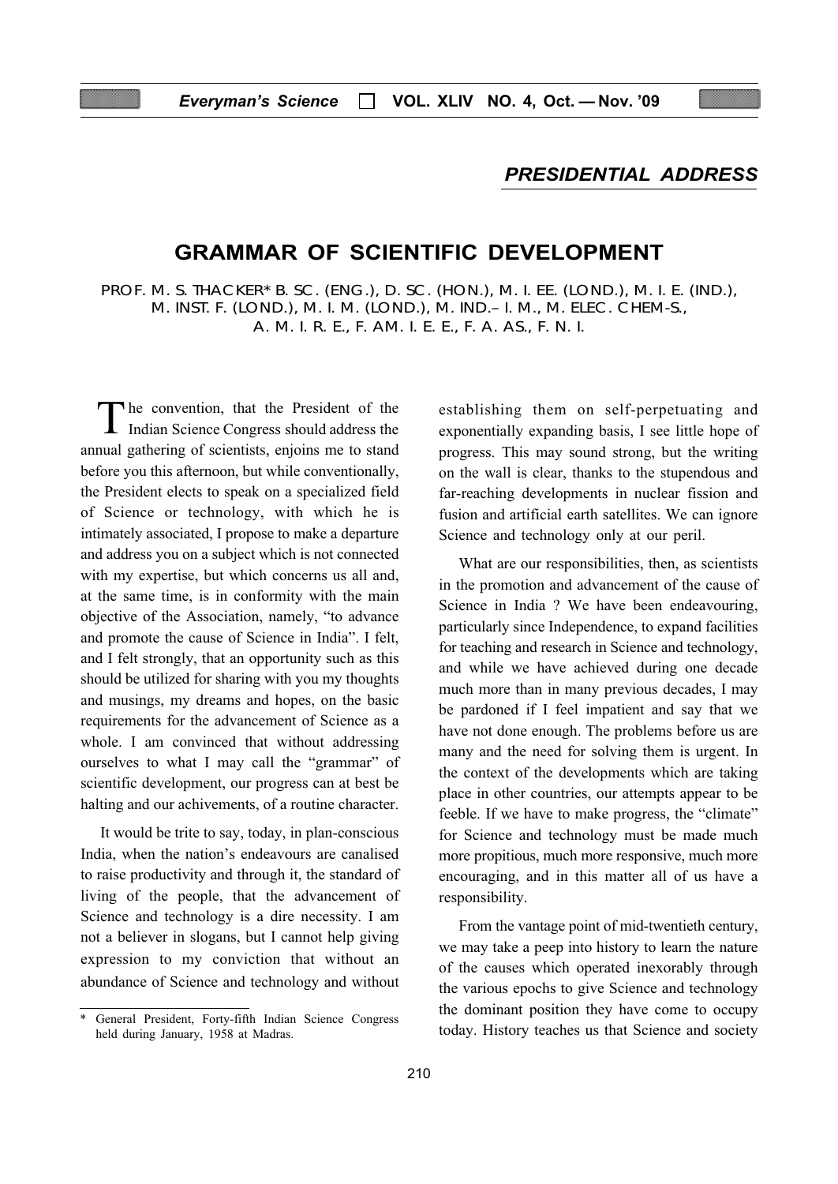## PRESIDENTIAL ADDRESS

# GRAMMAR OF SCIENTIFIC DEVELOPMENT

PROF. M. S. THACKER* B. SC. (ENG.), D. SC. (HON.), M. I. EE. (LOND.), M. I. E. (IND.), M. INST. F. (LOND.), M. I. M. (LOND.), M. IND.– I. M., M. ELEC. CHEM-S., A. M. I. R. E., F. AM. I. E. E., F. A. AS., F. N. I.

The convention, that the President of the Indian Science Congress should address the annual gathering of scientists, enjoins me to stand before you this afternoon, but while conventionally, the President elects to speak on a specialized field of Science or technology, with which he is intimately associated, I propose to make a departure and address you on a subject which is not connected with my expertise, but which concerns us all and, at the same time, is in conformity with the main objective of the Association, namely, "to advance and promote the cause of Science in India". I felt, and I felt strongly, that an opportunity such as this should be utilized for sharing with you my thoughts and musings, my dreams and hopes, on the basic requirements for the advancement of Science as a whole. I am convinced that without addressing ourselves to what I may call the "grammar" of scientific development, our progress can at best be halting and our achivements, of a routine character.

It would be trite to say, today, in plan-conscious India, when the nation's endeavours are canalised to raise productivity and through it, the standard of living of the people, that the advancement of Science and technology is a dire necessity. I am not a believer in slogans, but I cannot help giving expression to my conviction that without an abundance of Science and technology and without establishing them on self-perpetuating and exponentially expanding basis, I see little hope of progress. This may sound strong, but the writing on the wall is clear, thanks to the stupendous and far-reaching developments in nuclear fission and fusion and artificial earth satellites. We can ignore Science and technology only at our peril.

What are our responsibilities, then, as scientists in the promotion and advancement of the cause of Science in India ? We have been endeavouring, particularly since Independence, to expand facilities for teaching and research in Science and technology, and while we have achieved during one decade much more than in many previous decades, I may be pardoned if I feel impatient and say that we have not done enough. The problems before us are many and the need for solving them is urgent. In the context of the developments which are taking place in other countries, our attempts appear to be feeble. If we have to make progress, the "climate" for Science and technology must be made much more propitious, much more responsive, much more encouraging, and in this matter all of us have a responsibility.

From the vantage point of mid-twentieth century, we may take a peep into history to learn the nature of the causes which operated inexorably through the various epochs to give Science and technology the dominant position they have come to occupy today. History teaches us that Science and society

---

* General President, Forty-fifth Indian Science Congress held during January, 1958 at Madras.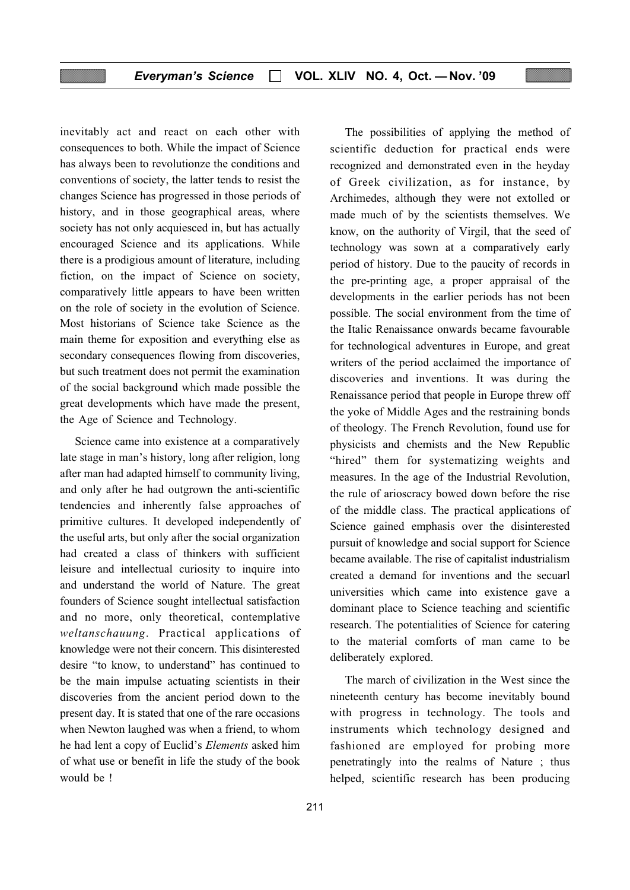inevitably act and react on each other with consequences to both. While the impact of Science has always been to revolutionze the conditions and conventions of society, the latter tends to resist the changes Science has progressed in those periods of history, and in those geographical areas, where society has not only acquiesced in, but has actually encouraged Science and its applications. While there is a prodigious amount of literature, including fiction, on the impact of Science on society, comparatively little appears to have been written on the role of society in the evolution of Science. Most historians of Science take Science as the main theme for exposition and everything else as secondary consequences flowing from discoveries, but such treatment does not permit the examination of the social background which made possible the great developments which have made the present, the Age of Science and Technology.

Science came into existence at a comparatively late stage in man's history, long after religion, long after man had adapted himself to community living, and only after he had outgrown the anti-scientific tendencies and inherently false approaches of primitive cultures. It developed independently of the useful arts, but only after the social organization had created a class of thinkers with sufficient leisure and intellectual curiosity to inquire into and understand the world of Nature. The great founders of Science sought intellectual satisfaction and no more, only theoretical, contemplative *weltanschauung*. Practical applications of knowledge were not their concern. This disinterested desire "to know, to understand" has continued to be the main impulse actuating scientists in their discoveries from the ancient period down to the present day. It is stated that one of the rare occasions when Newton laughed was when a friend, to whom he had lent a copy of Euclid's *Elements* asked him of what use or benefit in life the study of the book would be !

The possibilities of applying the method of scientific deduction for practical ends were recognized and demonstrated even in the heyday of Greek civilization, as for instance, by Archimedes, although they were not extolled or made much of by the scientists themselves. We know, on the authority of Virgil, that the seed of technology was sown at a comparatively early period of history. Due to the paucity of records in the pre-printing age, a proper appraisal of the developments in the earlier periods has not been possible. The social environment from the time of the Italic Renaissance onwards became favourable for technological adventures in Europe, and great writers of the period acclaimed the importance of discoveries and inventions. It was during the Renaissance period that people in Europe threw off the yoke of Middle Ages and the restraining bonds of theology. The French Revolution, found use for physicists and chemists and the New Republic "hired" them for systematizing weights and measures. In the age of the Industrial Revolution, the rule of arioscracy bowed down before the rise of the middle class. The practical applications of Science gained emphasis over the disinterested pursuit of knowledge and social support for Science became available. The rise of capitalist industrialism created a demand for inventions and the secuarl universities which came into existence gave a dominant place to Science teaching and scientific research. The potentialities of Science for catering to the material comforts of man came to be deliberately explored.

The march of civilization in the West since the nineteenth century has become inevitably bound with progress in technology. The tools and instruments which technology designed and fashioned are employed for probing more penetratingly into the realms of Nature ; thus helped, scientific research has been producing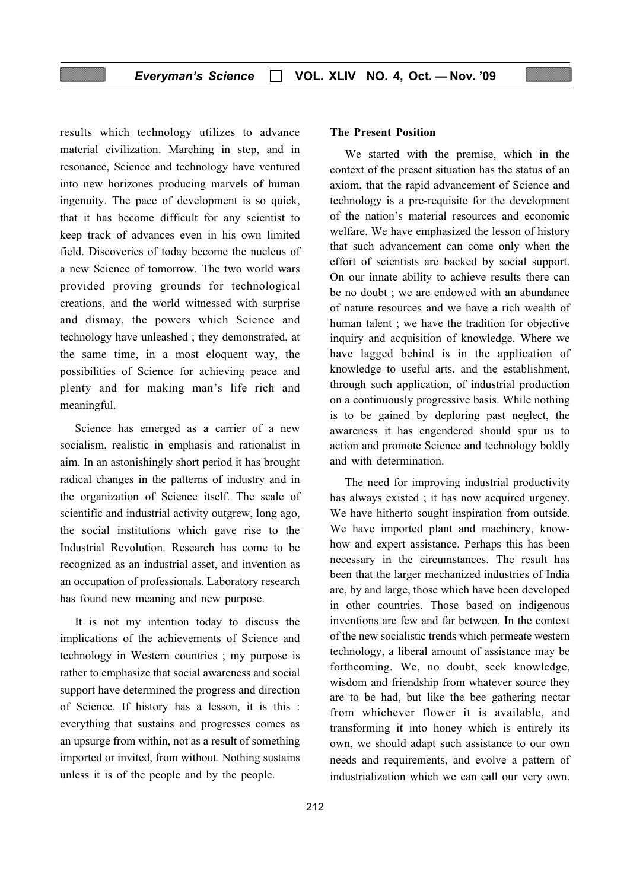results which technology utilizes to advance material civilization. Marching in step, and in resonance, Science and technology have ventured into new horizones producing marvels of human ingenuity. The pace of development is so quick, that it has become difficult for any scientist to keep track of advances even in his own limited field. Discoveries of today become the nucleus of a new Science of tomorrow. The two world wars provided proving grounds for technological creations, and the world witnessed with surprise and dismay, the powers which Science and technology have unleashed ; they demonstrated, at the same time, in a most eloquent way, the possibilities of Science for achieving peace and plenty and for making man's life rich and meaningful.

Science has emerged as a carrier of a new socialism, realistic in emphasis and rationalist in aim. In an astonishingly short period it has brought radical changes in the patterns of industry and in the organization of Science itself. The scale of scientific and industrial activity outgrew, long ago, the social institutions which gave rise to the Industrial Revolution. Research has come to be recognized as an industrial asset, and invention as an occupation of professionals. Laboratory research has found new meaning and new purpose.

It is not my intention today to discuss the implications of the achievements of Science and technology in Western countries ; my purpose is rather to emphasize that social awareness and social support have determined the progress and direction of Science. If history has a lesson, it is this : everything that sustains and progresses comes as an upsurge from within, not as a result of something imported or invited, from without. Nothing sustains unless it is of the people and by the people.

**The Present Position**

We started with the premise, which in the context of the present situation has the status of an axiom, that the rapid advancement of Science and technology is a pre-requisite for the development of the nation's material resources and economic welfare. We have emphasized the lesson of history that such advancement can come only when the effort of scientists are backed by social support. On our innate ability to achieve results there can be no doubt ; we are endowed with an abundance of nature resources and we have a rich wealth of human talent ; we have the tradition for objective inquiry and acquisition of knowledge. Where we have lagged behind is in the application of knowledge to useful arts, and the establishment, through such application, of industrial production on a continuously progressive basis. While nothing is to be gained by deploring past neglect, the awareness it has engendered should spur us to action and promote Science and technology boldly and with determination.

The need for improving industrial productivity has always existed ; it has now acquired urgency. We have hitherto sought inspiration from outside. We have imported plant and machinery, know-how and expert assistance. Perhaps this has been necessary in the circumstances. The result has been that the larger mechanized industries of India are, by and large, those which have been developed in other countries. Those based on indigenous inventions are few and far between. In the context of the new socialistic trends which permeate western technology, a liberal amount of assistance may be forthcoming. We, no doubt, seek knowledge, wisdom and friendship from whatever source they are to be had, but like the bee gathering nectar from whichever flower it is available, and transforming it into honey which is entirely its own, we should adapt such assistance to our own needs and requirements, and evolve a pattern of industrialization which we can call our very own.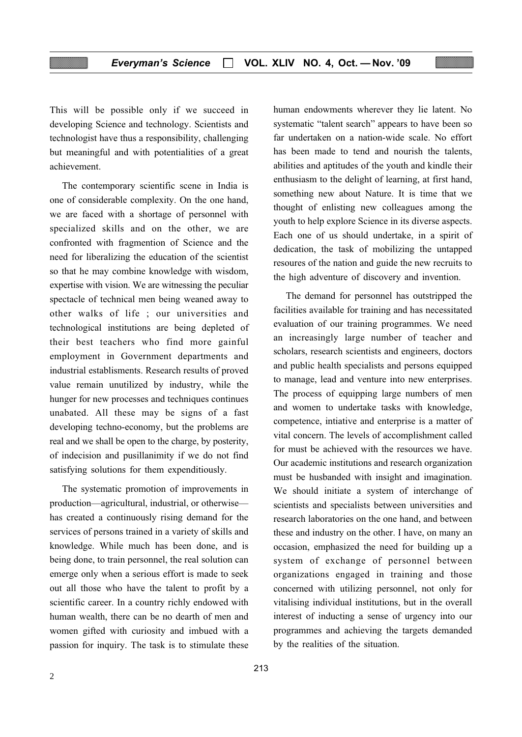This will be possible only if we succeed in developing Science and technology. Scientists and technologist have thus a responsibility, challenging but meaningful and with potentialities of a great achievement.

The contemporary scientific scene in India is one of considerable complexity. On the one hand, we are faced with a shortage of personnel with specialized skills and on the other, we are confronted with fragmention of Science and the need for liberalizing the education of the scientist so that he may combine knowledge with wisdom, expertise with vision. We are witnessing the peculiar spectacle of technical men being weaned away to other walks of life ; our universities and technological institutions are being depleted of their best teachers who find more gainful employment in Government departments and industrial establisments. Research results of proved value remain unutilized by industry, while the hunger for new processes and techniques continues unabated. All these may be signs of a fast developing techno-economy, but the problems are real and we shall be open to the charge, by posterity, of indecision and pusillanimity if we do not find satisfying solutions for them expenditiously.

The systematic promotion of improvements in production—agricultural, industrial, or otherwise—has created a continuously rising demand for the services of persons trained in a variety of skills and knowledge. While much has been done, and is being done, to train personnel, the real solution can emerge only when a serious effort is made to seek out all those who have the talent to profit by a scientific career. In a country richly endowed with human wealth, there can be no dearth of men and women gifted with curiosity and imbued with a passion for inquiry. The task is to stimulate these human endowments wherever they lie latent. No systematic "talent search" appears to have been so far undertaken on a nation-wide scale. No effort has been made to tend and nourish the talents, abilities and aptitudes of the youth and kindle their enthusiasm to the delight of learning, at first hand, something new about Nature. It is time that we thought of enlisting new colleagues among the youth to help explore Science in its diverse aspects. Each one of us should undertake, in a spirit of dedication, the task of mobilizing the untapped resoures of the nation and guide the new recruits to the high adventure of discovery and invention.

The demand for personnel has outstripped the facilities available for training and has necessitated evaluation of our training programmes. We need an increasingly large number of teacher and scholars, research scientists and engineers, doctors and public health specialists and persons equipped to manage, lead and venture into new enterprises. The process of equipping large numbers of men and women to undertake tasks with knowledge, competence, intiative and enterprise is a matter of vital concern. The levels of accomplishment called for must be achieved with the resources we have. Our academic institutions and research organization must be husbanded with insight and imagination. We should initiate a system of interchange of scientists and specialists between universities and research laboratories on the one hand, and between these and industry on the other. I have, on many an occasion, emphasized the need for building up a system of exchange of personnel between organizations engaged in training and those concerned with utilizing personnel, not only for vitalising individual institutions, but in the overall interest of inducting a sense of urgency into our programmes and achieving the targets demanded by the realities of the situation.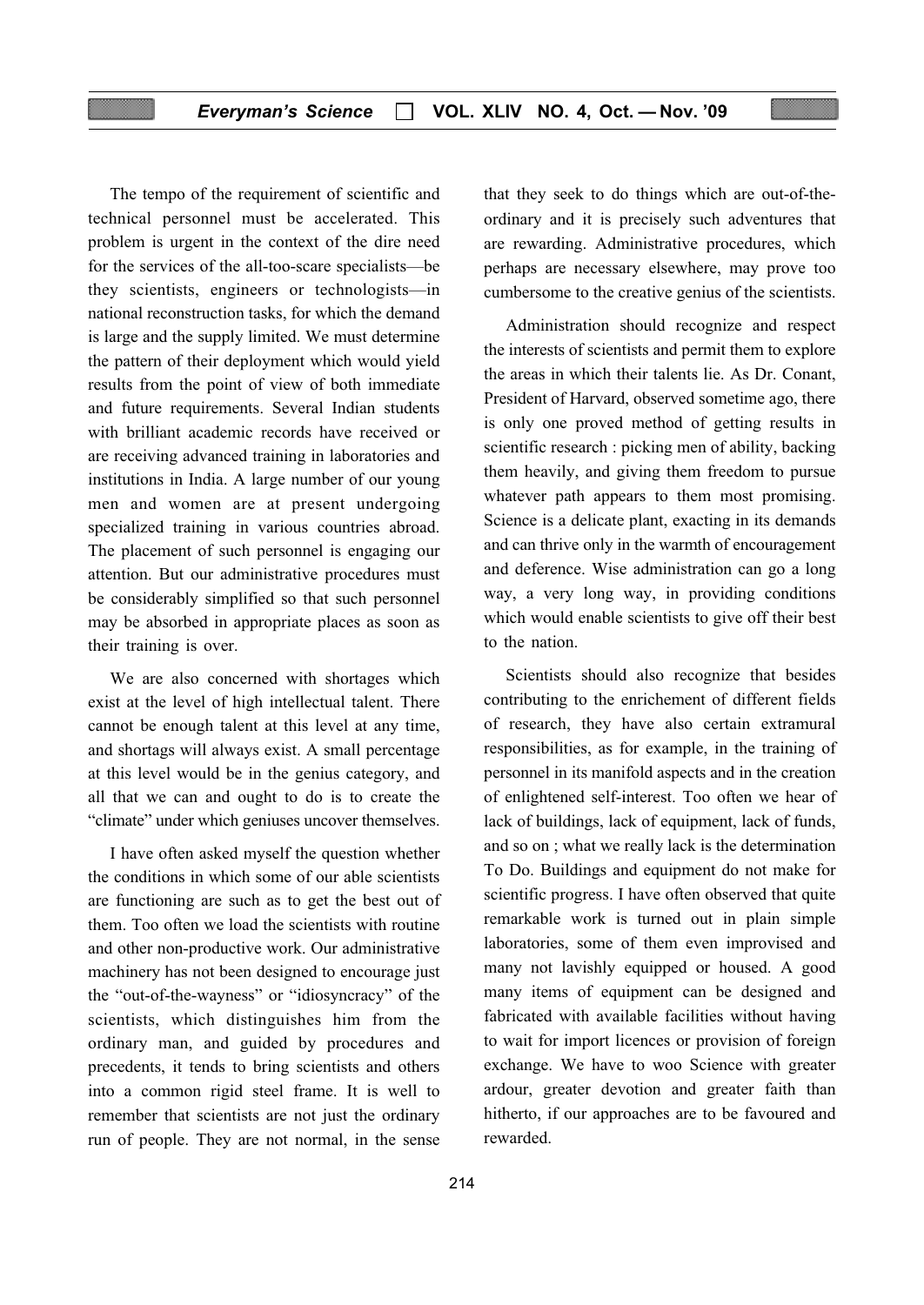The tempo of the requirement of scientific and technical personnel must be accelerated. This problem is urgent in the context of the dire need for the services of the all-too-scare specialists—be they scientists, engineers or technologists—in national reconstruction tasks, for which the demand is large and the supply limited. We must determine the pattern of their deployment which would yield results from the point of view of both immediate and future requirements. Several Indian students with brilliant academic records have received or are receiving advanced training in laboratories and institutions in India. A large number of our young men and women are at present undergoing specialized training in various countries abroad. The placement of such personnel is engaging our attention. But our administrative procedures must be considerably simplified so that such personnel may be absorbed in appropriate places as soon as their training is over.

We are also concerned with shortages which exist at the level of high intellectual talent. There cannot be enough talent at this level at any time, and shortags will always exist. A small percentage at this level would be in the genius category, and all that we can and ought to do is to create the "climate" under which geniuses uncover themselves.

I have often asked myself the question whether the conditions in which some of our able scientists are functioning are such as to get the best out of them. Too often we load the scientists with routine and other non-productive work. Our administrative machinery has not been designed to encourage just the "out-of-the-wayness" or "idiosyncracy" of the scientists, which distinguishes him from the ordinary man, and guided by procedures and precedents, it tends to bring scientists and others into a common rigid steel frame. It is well to remember that scientists are not just the ordinary run of people. They are not normal, in the sense that they seek to do things which are out-of-the-ordinary and it is precisely such adventures that are rewarding. Administrative procedures, which perhaps are necessary elsewhere, may prove too cumbersome to the creative genius of the scientists.

Administration should recognize and respect the interests of scientists and permit them to explore the areas in which their talents lie. As Dr. Conant, President of Harvard, observed sometime ago, there is only one proved method of getting results in scientific research : picking men of ability, backing them heavily, and giving them freedom to pursue whatever path appears to them most promising. Science is a delicate plant, exacting in its demands and can thrive only in the warmth of encouragement and deference. Wise administration can go a long way, a very long way, in providing conditions which would enable scientists to give off their best to the nation.

Scientists should also recognize that besides contributing to the enrichement of different fields of research, they have also certain extramural responsibilities, as for example, in the training of personnel in its manifold aspects and in the creation of enlightened self-interest. Too often we hear of lack of buildings, lack of equipment, lack of funds, and so on ; what we really lack is the determination To Do. Buildings and equipment do not make for scientific progress. I have often observed that quite remarkable work is turned out in plain simple laboratories, some of them even improvised and many not lavishly equipped or housed. A good many items of equipment can be designed and fabricated with available facilities without having to wait for import licences or provision of foreign exchange. We have to woo Science with greater ardour, greater devotion and greater faith than hitherto, if our approaches are to be favoured and rewarded.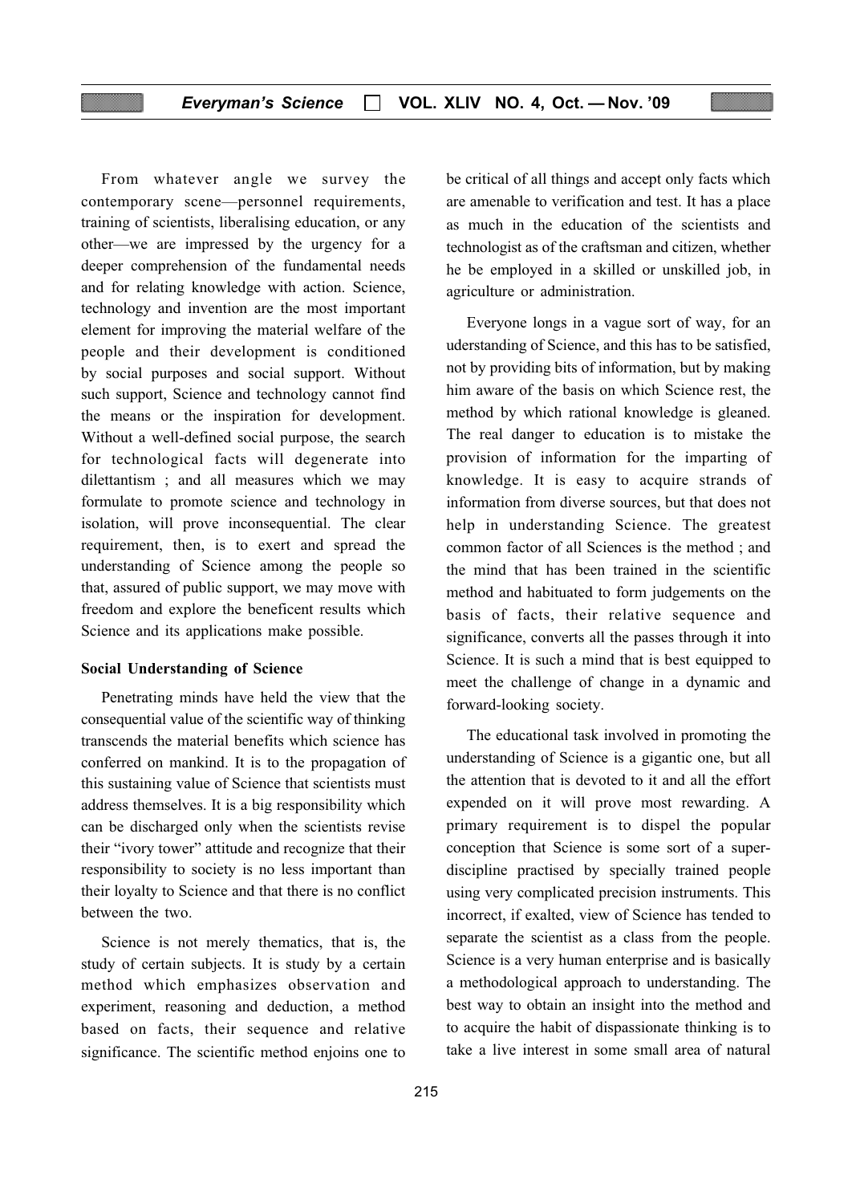From whatever angle we survey the contemporary scene—personnel requirements, training of scientists, liberalising education, or any other—we are impressed by the urgency for a deeper comprehension of the fundamental needs and for relating knowledge with action. Science, technology and invention are the most important element for improving the material welfare of the people and their development is conditioned by social purposes and social support. Without such support, Science and technology cannot find the means or the inspiration for development. Without a well-defined social purpose, the search for technological facts will degenerate into dilettantism ; and all measures which we may formulate to promote science and technology in isolation, will prove inconsequential. The clear requirement, then, is to exert and spread the understanding of Science among the people so that, assured of public support, we may move with freedom and explore the beneficent results which Science and its applications make possible.

**Social Understanding of Science**

Penetrating minds have held the view that the consequential value of the scientific way of thinking transcends the material benefits which science has conferred on mankind. It is to the propagation of this sustaining value of Science that scientists must address themselves. It is a big responsibility which can be discharged only when the scientists revise their "ivory tower" attitude and recognize that their responsibility to society is no less important than their loyalty to Science and that there is no conflict between the two.

Science is not merely thematics, that is, the study of certain subjects. It is study by a certain method which emphasizes observation and experiment, reasoning and deduction, a method based on facts, their sequence and relative significance. The scientific method enjoins one to be critical of all things and accept only facts which are amenable to verification and test. It has a place as much in the education of the scientists and technologist as of the craftsman and citizen, whether he be employed in a skilled or unskilled job, in agriculture or administration.

Everyone longs in a vague sort of way, for an uderstanding of Science, and this has to be satisfied, not by providing bits of information, but by making him aware of the basis on which Science rest, the method by which rational knowledge is gleaned. The real danger to education is to mistake the provision of information for the imparting of knowledge. It is easy to acquire strands of information from diverse sources, but that does not help in understanding Science. The greatest common factor of all Sciences is the method ; and the mind that has been trained in the scientific method and habituated to form judgements on the basis of facts, their relative sequence and significance, converts all the passes through it into Science. It is such a mind that is best equipped to meet the challenge of change in a dynamic and forward-looking society.

The educational task involved in promoting the understanding of Science is a gigantic one, but all the attention that is devoted to it and all the effort expended on it will prove most rewarding. A primary requirement is to dispel the popular conception that Science is some sort of a super-discipline practised by specially trained people using very complicated precision instruments. This incorrect, if exalted, view of Science has tended to separate the scientist as a class from the people. Science is a very human enterprise and is basically a methodological approach to understanding. The best way to obtain an insight into the method and to acquire the habit of dispassionate thinking is to take a live interest in some small area of natural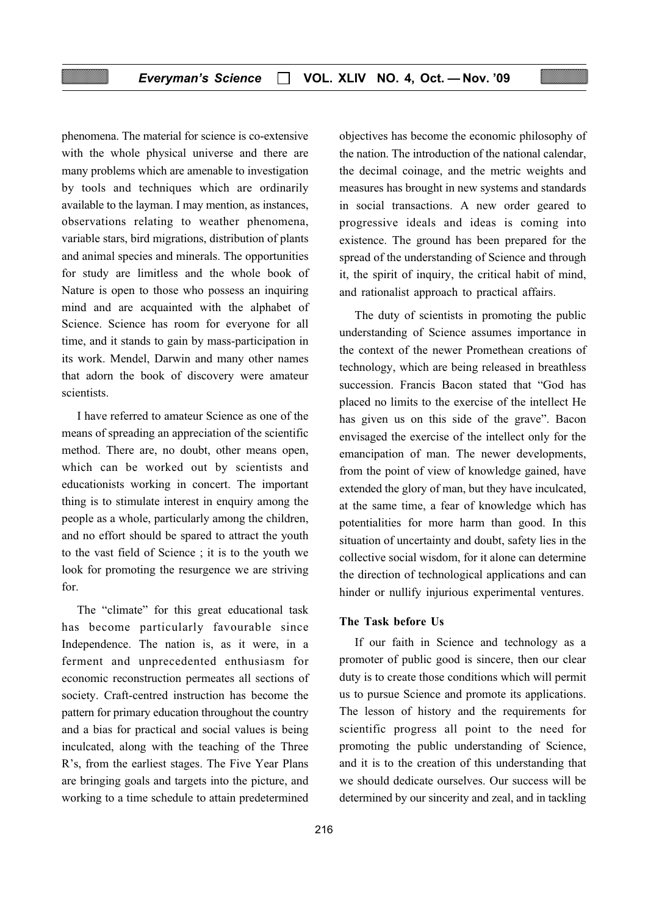phenomena. The material for science is co-extensive with the whole physical universe and there are many problems which are amenable to investigation by tools and techniques which are ordinarily available to the layman. I may mention, as instances, observations relating to weather phenomena, variable stars, bird migrations, distribution of plants and animal species and minerals. The opportunities for study are limitless and the whole book of Nature is open to those who possess an inquiring mind and are acquainted with the alphabet of Science. Science has room for everyone for all time, and it stands to gain by mass-participation in its work. Mendel, Darwin and many other names that adorn the book of discovery were amateur scientists.

I have referred to amateur Science as one of the means of spreading an appreciation of the scientific method. There are, no doubt, other means open, which can be worked out by scientists and educationists working in concert. The important thing is to stimulate interest in enquiry among the people as a whole, particularly among the children, and no effort should be spared to attract the youth to the vast field of Science ; it is to the youth we look for promoting the resurgence we are striving for.

The "climate" for this great educational task has become particularly favourable since Independence. The nation is, as it were, in a ferment and unprecedented enthusiasm for economic reconstruction permeates all sections of society. Craft-centred instruction has become the pattern for primary education throughout the country and a bias for practical and social values is being inculcated, along with the teaching of the Three R's, from the earliest stages. The Five Year Plans are bringing goals and targets into the picture, and working to a time schedule to attain predetermined objectives has become the economic philosophy of the nation. The introduction of the national calendar, the decimal coinage, and the metric weights and measures has brought in new systems and standards in social transactions. A new order geared to progressive ideals and ideas is coming into existence. The ground has been prepared for the spread of the understanding of Science and through it, the spirit of inquiry, the critical habit of mind, and rationalist approach to practical affairs.

The duty of scientists in promoting the public understanding of Science assumes importance in the context of the newer Promethean creations of technology, which are being released in breathless succession. Francis Bacon stated that "God has placed no limits to the exercise of the intellect He has given us on this side of the grave". Bacon envisaged the exercise of the intellect only for the emancipation of man. The newer developments, from the point of view of knowledge gained, have extended the glory of man, but they have inculcated, at the same time, a fear of knowledge which has potentialities for more harm than good. In this situation of uncertainty and doubt, safety lies in the collective social wisdom, for it alone can determine the direction of technological applications and can hinder or nullify injurious experimental ventures.

**The Task before Us**

If our faith in Science and technology as a promoter of public good is sincere, then our clear duty is to create those conditions which will permit us to pursue Science and promote its applications. The lesson of history and the requirements for scientific progress all point to the need for promoting the public understanding of Science, and it is to the creation of this understanding that we should dedicate ourselves. Our success will be determined by our sincerity and zeal, and in tackling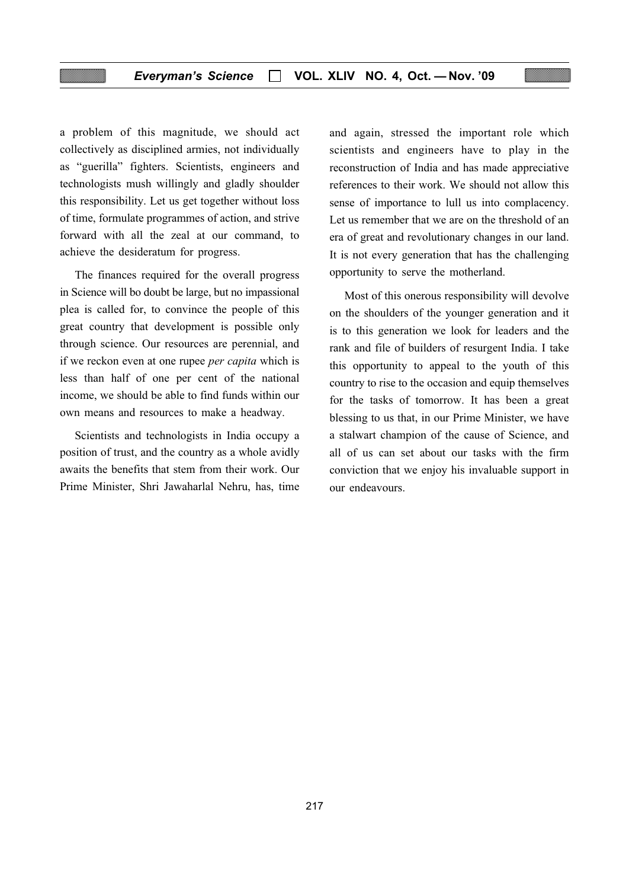a problem of this magnitude, we should act collectively as disciplined armies, not individually as "guerilla" fighters. Scientists, engineers and technologists mush willingly and gladly shoulder this responsibility. Let us get together without loss of time, formulate programmes of action, and strive forward with all the zeal at our command, to achieve the desideratum for progress.

The finances required for the overall progress in Science will bo doubt be large, but no impassional plea is called for, to convince the people of this great country that development is possible only through science. Our resources are perennial, and if we reckon even at one rupee *per capita* which is less than half of one per cent of the national income, we should be able to find funds within our own means and resources to make a headway.

Scientists and technologists in India occupy a position of trust, and the country as a whole avidly awaits the benefits that stem from their work. Our Prime Minister, Shri Jawaharlal Nehru, has, time and again, stressed the important role which scientists and engineers have to play in the reconstruction of India and has made appreciative references to their work. We should not allow this sense of importance to lull us into complacency. Let us remember that we are on the threshold of an era of great and revolutionary changes in our land. It is not every generation that has the challenging opportunity to serve the motherland.

Most of this onerous responsibility will devolve on the shoulders of the younger generation and it is to this generation we look for leaders and the rank and file of builders of resurgent India. I take this opportunity to appeal to the youth of this country to rise to the occasion and equip themselves for the tasks of tomorrow. It has been a great blessing to us that, in our Prime Minister, we have a stalwart champion of the cause of Science, and all of us can set about our tasks with the firm conviction that we enjoy his invaluable support in our endeavours.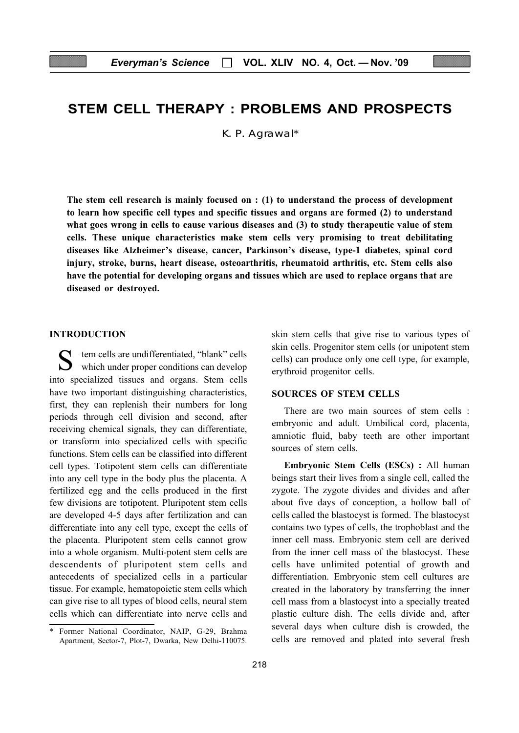# STEM CELL THERAPY : PROBLEMS AND PROSPECTS

K. P. Agrawal*

**The stem cell research is mainly focused on : (1) to understand the process of development to learn how specific cell types and specific tissues and organs are formed (2) to understand what goes wrong in cells to cause various diseases and (3) to study therapeutic value of stem cells. These unique characteristics make stem cells very promising to treat debilitating diseases like Alzheimer's disease, cancer, Parkinson's disease, type-1 diabetes, spinal cord injury, stroke, burns, heart disease, osteoarthritis, rheumatoid arthritis, etc. Stem cells also have the potential for developing organs and tissues which are used to replace organs that are diseased or destroyed.**

## INTRODUCTION

Stem cells are undifferentiated, "blank" cells which under proper conditions can develop into specialized tissues and organs. Stem cells have two important distinguishing characteristics, first, they can replenish their numbers for long periods through cell division and second, after receiving chemical signals, they can differentiate, or transform into specialized cells with specific functions. Stem cells can be classified into different cell types. Totipotent stem cells can differentiate into any cell type in the body plus the placenta. A fertilized egg and the cells produced in the first few divisions are totipotent. Pluripotent stem cells are developed 4-5 days after fertilization and can differentiate into any cell type, except the cells of the placenta. Pluripotent stem cells cannot grow into a whole organism. Multi-potent stem cells are descendents of pluripotent stem cells and antecedents of specialized cells in a particular tissue. For example, hematopoietic stem cells which can give rise to all types of blood cells, neural stem cells which can differentiate into nerve cells and skin stem cells that give rise to various types of skin cells. Progenitor stem cells (or unipotent stem cells) can produce only one cell type, for example, erythroid progenitor cells.

## SOURCES OF STEM CELLS

There are two main sources of stem cells : embryonic and adult. Umbilical cord, placenta, amniotic fluid, baby teeth are other important sources of stem cells.

**Embryonic Stem Cells (ESCs) :** All human beings start their lives from a single cell, called the zygote. The zygote divides and divides and after about five days of conception, a hollow ball of cells called the blastocyst is formed. The blastocyst contains two types of cells, the trophoblast and the inner cell mass. Embryonic stem cell are derived from the inner cell mass of the blastocyst. These cells have unlimited potential of growth and differentiation. Embryonic stem cell cultures are created in the laboratory by transferring the inner cell mass from a blastocyst into a specially treated plastic culture dish. The cells divide and, after several days when culture dish is crowded, the cells are removed and plated into several fresh

---

\* Former National Coordinator, NAIP, G-29, Brahma Apartment, Sector-7, Plot-7, Dwarka, New Delhi-110075.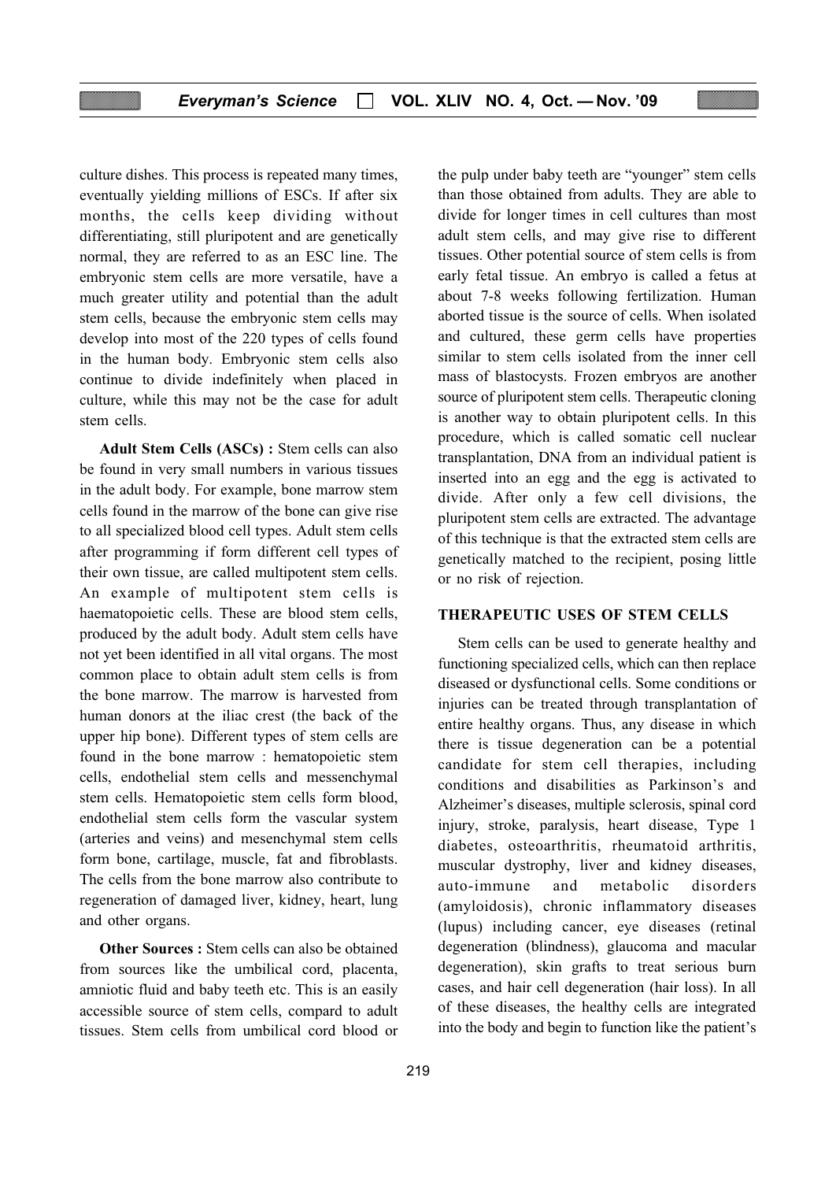culture dishes. This process is repeated many times, eventually yielding millions of ESCs. If after six months, the cells keep dividing without differentiating, still pluripotent and are genetically normal, they are referred to as an ESC line. The embryonic stem cells are more versatile, have a much greater utility and potential than the adult stem cells, because the embryonic stem cells may develop into most of the 220 types of cells found in the human body. Embryonic stem cells also continue to divide indefinitely when placed in culture, while this may not be the case for adult stem cells.

**Adult Stem Cells (ASCs) :** Stem cells can also be found in very small numbers in various tissues in the adult body. For example, bone marrow stem cells found in the marrow of the bone can give rise to all specialized blood cell types. Adult stem cells after programming if form different cell types of their own tissue, are called multipotent stem cells. An example of multipotent stem cells is haematopoietic cells. These are blood stem cells, produced by the adult body. Adult stem cells have not yet been identified in all vital organs. The most common place to obtain adult stem cells is from the bone marrow. The marrow is harvested from human donors at the iliac crest (the back of the upper hip bone). Different types of stem cells are found in the bone marrow : hematopoietic stem cells, endothelial stem cells and messenchymal stem cells. Hematopoietic stem cells form blood, endothelial stem cells form the vascular system (arteries and veins) and mesenchymal stem cells form bone, cartilage, muscle, fat and fibroblasts. The cells from the bone marrow also contribute to regeneration of damaged liver, kidney, heart, lung and other organs.

**Other Sources :** Stem cells can also be obtained from sources like the umbilical cord, placenta, amniotic fluid and baby teeth etc. This is an easily accessible source of stem cells, compard to adult tissues. Stem cells from umbilical cord blood or the pulp under baby teeth are "younger" stem cells than those obtained from adults. They are able to divide for longer times in cell cultures than most adult stem cells, and may give rise to different tissues. Other potential source of stem cells is from early fetal tissue. An embryo is called a fetus at about 7-8 weeks following fertilization. Human aborted tissue is the source of cells. When isolated and cultured, these germ cells have properties similar to stem cells isolated from the inner cell mass of blastocysts. Frozen embryos are another source of pluripotent stem cells. Therapeutic cloning is another way to obtain pluripotent cells. In this procedure, which is called somatic cell nuclear transplantation, DNA from an individual patient is inserted into an egg and the egg is activated to divide. After only a few cell divisions, the pluripotent stem cells are extracted. The advantage of this technique is that the extracted stem cells are genetically matched to the recipient, posing little or no risk of rejection.

## THERAPEUTIC USES OF STEM CELLS

Stem cells can be used to generate healthy and functioning specialized cells, which can then replace diseased or dysfunctional cells. Some conditions or injuries can be treated through transplantation of entire healthy organs. Thus, any disease in which there is tissue degeneration can be a potential candidate for stem cell therapies, including conditions and disabilities as Parkinson's and Alzheimer's diseases, multiple sclerosis, spinal cord injury, stroke, paralysis, heart disease, Type 1 diabetes, osteoarthritis, rheumatoid arthritis, muscular dystrophy, liver and kidney diseases, auto-immune and metabolic disorders (amyloidosis), chronic inflammatory diseases (lupus) including cancer, eye diseases (retinal degeneration (blindness), glaucoma and macular degeneration), skin grafts to treat serious burn cases, and hair cell degeneration (hair loss). In all of these diseases, the healthy cells are integrated into the body and begin to function like the patient's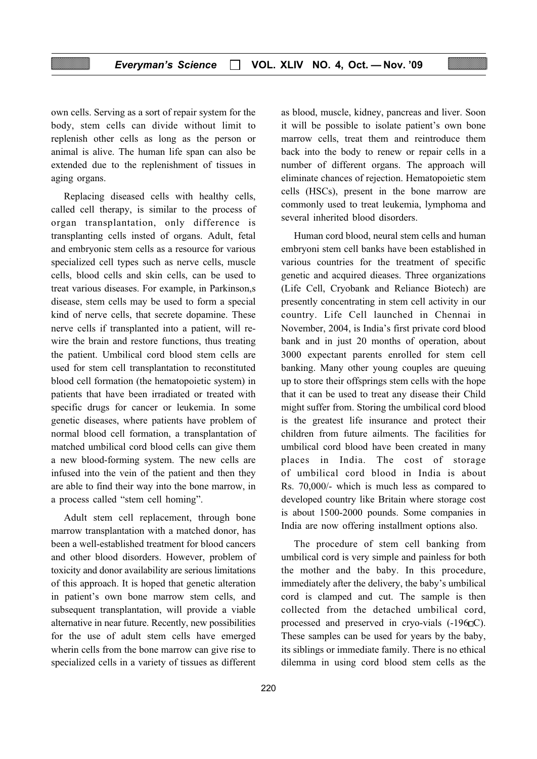own cells. Serving as a sort of repair system for the body, stem cells can divide without limit to replenish other cells as long as the person or animal is alive. The human life span can also be extended due to the replenishment of tissues in aging organs.

Replacing diseased cells with healthy cells, called cell therapy, is similar to the process of organ transplantation, only difference is transplanting cells insted of organs. Adult, fetal and embryonic stem cells as a resource for various specialized cell types such as nerve cells, muscle cells, blood cells and skin cells, can be used to treat various diseases. For example, in Parkinson,s disease, stem cells may be used to form a special kind of nerve cells, that secrete dopamine. These nerve cells if transplanted into a patient, will re-wire the brain and restore functions, thus treating the patient. Umbilical cord blood stem cells are used for stem cell transplantation to reconstituted blood cell formation (the hematopoietic system) in patients that have been irradiated or treated with specific drugs for cancer or leukemia. In some genetic diseases, where patients have problem of normal blood cell formation, a transplantation of matched umbilical cord blood cells can give them a new blood-forming system. The new cells are infused into the vein of the patient and then they are able to find their way into the bone marrow, in a process called "stem cell homing".

Adult stem cell replacement, through bone marrow transplantation with a matched donor, has been a well-established treatment for blood cancers and other blood disorders. However, problem of toxicity and donor availability are serious limitations of this approach. It is hoped that genetic alteration in patient's own bone marrow stem cells, and subsequent transplantation, will provide a viable alternative in near future. Recently, new possibilities for the use of adult stem cells have emerged wherin cells from the bone marrow can give rise to specialized cells in a variety of tissues as different as blood, muscle, kidney, pancreas and liver. Soon it will be possible to isolate patient's own bone marrow cells, treat them and reintroduce them back into the body to renew or repair cells in a number of different organs. The approach will eliminate chances of rejection. Hematopoietic stem cells (HSCs), present in the bone marrow are commonly used to treat leukemia, lymphoma and several inherited blood disorders.

Human cord blood, neural stem cells and human embryoni stem cell banks have been established in various countries for the treatment of specific genetic and acquired dieases. Three organizations (Life Cell, Cryobank and Reliance Biotech) are presently concentrating in stem cell activity in our country. Life Cell launched in Chennai in November, 2004, is India's first private cord blood bank and in just 20 months of operation, about 3000 expectant parents enrolled for stem cell banking. Many other young couples are queuing up to store their offsprings stem cells with the hope that it can be used to treat any disease their Child might suffer from. Storing the umbilical cord blood is the greatest life insurance and protect their children from future ailments. The facilities for umbilical cord blood have been created in many places in India. The cost of storage of umbilical cord blood in India is about Rs. 70,000/- which is much less as compared to developed country like Britain where storage cost is about 1500-2000 pounds. Some companies in India are now offering installment options also.

The procedure of stem cell banking from umbilical cord is very simple and painless for both the mother and the baby. In this procedure, immediately after the delivery, the baby's umbilical cord is clamped and cut. The sample is then collected from the detached umbilical cord, processed and preserved in cryo-vials (-196°C). These samples can be used for years by the baby, its siblings or immediate family. There is no ethical dilemma in using cord blood stem cells as the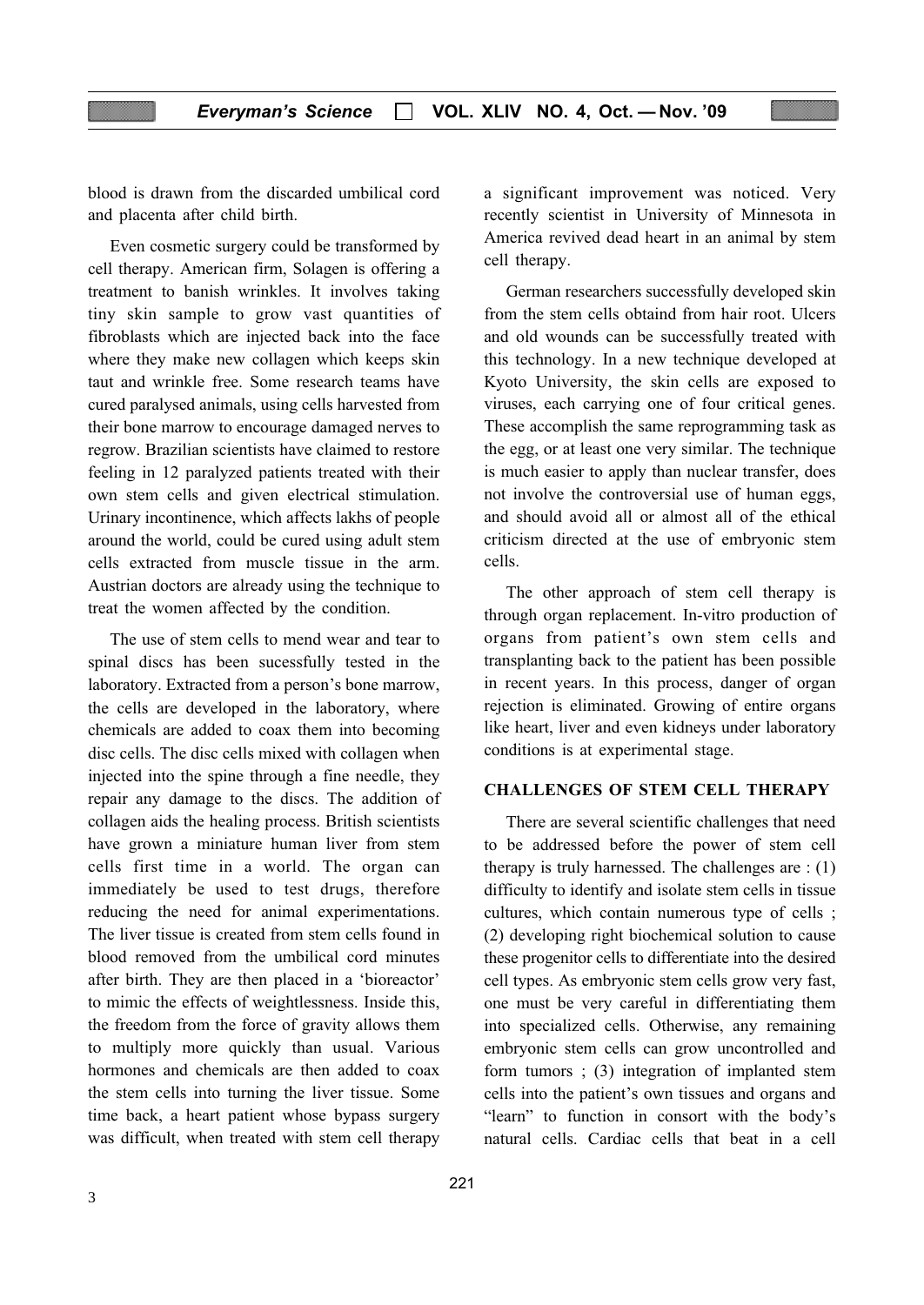blood is drawn from the discarded umbilical cord and placenta after child birth.

Even cosmetic surgery could be transformed by cell therapy. American firm, Solagen is offering a treatment to banish wrinkles. It involves taking tiny skin sample to grow vast quantities of fibroblasts which are injected back into the face where they make new collagen which keeps skin taut and wrinkle free. Some research teams have cured paralysed animals, using cells harvested from their bone marrow to encourage damaged nerves to regrow. Brazilian scientists have claimed to restore feeling in 12 paralyzed patients treated with their own stem cells and given electrical stimulation. Urinary incontinence, which affects lakhs of people around the world, could be cured using adult stem cells extracted from muscle tissue in the arm. Austrian doctors are already using the technique to treat the women affected by the condition.

The use of stem cells to mend wear and tear to spinal discs has been sucessfully tested in the laboratory. Extracted from a person's bone marrow, the cells are developed in the laboratory, where chemicals are added to coax them into becoming disc cells. The disc cells mixed with collagen when injected into the spine through a fine needle, they repair any damage to the discs. The addition of collagen aids the healing process. British scientists have grown a miniature human liver from stem cells first time in a world. The organ can immediately be used to test drugs, therefore reducing the need for animal experimentations. The liver tissue is created from stem cells found in blood removed from the umbilical cord minutes after birth. They are then placed in a 'bioreactor' to mimic the effects of weightlessness. Inside this, the freedom from the force of gravity allows them to multiply more quickly than usual. Various hormones and chemicals are then added to coax the stem cells into turning the liver tissue. Some time back, a heart patient whose bypass surgery was difficult, when treated with stem cell therapy a significant improvement was noticed. Very recently scientist in University of Minnesota in America revived dead heart in an animal by stem cell therapy.

German researchers successfully developed skin from the stem cells obtaind from hair root. Ulcers and old wounds can be successfully treated with this technology. In a new technique developed at Kyoto University, the skin cells are exposed to viruses, each carrying one of four critical genes. These accomplish the same reprogramming task as the egg, or at least one very similar. The technique is much easier to apply than nuclear transfer, does not involve the controversial use of human eggs, and should avoid all or almost all of the ethical criticism directed at the use of embryonic stem cells.

The other approach of stem cell therapy is through organ replacement. In-vitro production of organs from patient's own stem cells and transplanting back to the patient has been possible in recent years. In this process, danger of organ rejection is eliminated. Growing of entire organs like heart, liver and even kidneys under laboratory conditions is at experimental stage.

## CHALLENGES OF STEM CELL THERAPY

There are several scientific challenges that need to be addressed before the power of stem cell therapy is truly harnessed. The challenges are : (1) difficulty to identify and isolate stem cells in tissue cultures, which contain numerous type of cells ; (2) developing right biochemical solution to cause these progenitor cells to differentiate into the desired cell types. As embryonic stem cells grow very fast, one must be very careful in differentiating them into specialized cells. Otherwise, any remaining embryonic stem cells can grow uncontrolled and form tumors ; (3) integration of implanted stem cells into the patient's own tissues and organs and "learn" to function in consort with the body's natural cells. Cardiac cells that beat in a cell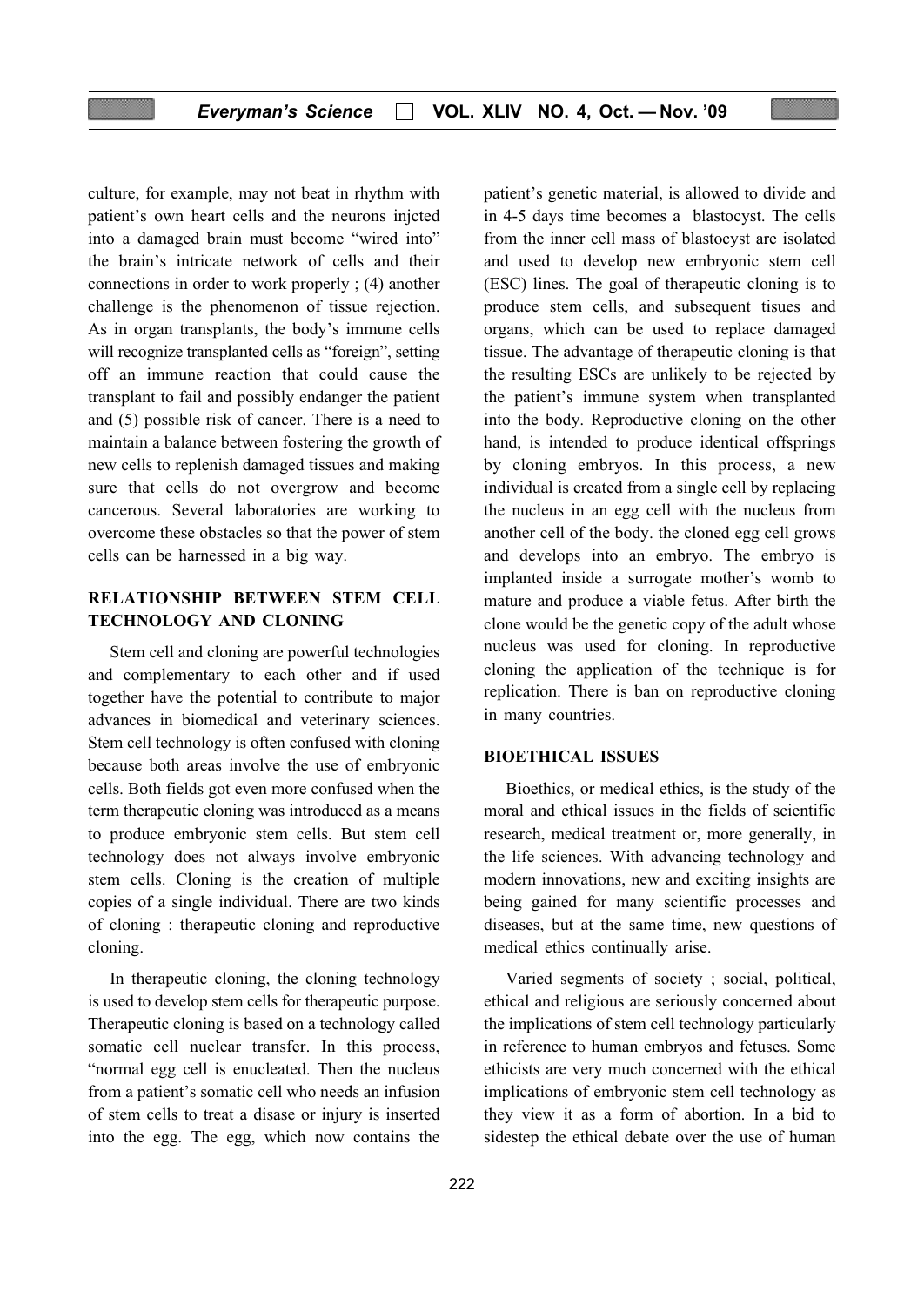culture, for example, may not beat in rhythm with patient's own heart cells and the neurons injcted into a damaged brain must become "wired into" the brain's intricate network of cells and their connections in order to work properly ; (4) another challenge is the phenomenon of tissue rejection. As in organ transplants, the body's immune cells will recognize transplanted cells as "foreign", setting off an immune reaction that could cause the transplant to fail and possibly endanger the patient and (5) possible risk of cancer. There is a need to maintain a balance between fostering the growth of new cells to replenish damaged tissues and making sure that cells do not overgrow and become cancerous. Several laboratories are working to overcome these obstacles so that the power of stem cells can be harnessed in a big way.

## RELATIONSHIP BETWEEN STEM CELL TECHNOLOGY AND CLONING

Stem cell and cloning are powerful technologies and complementary to each other and if used together have the potential to contribute to major advances in biomedical and veterinary sciences. Stem cell technology is often confused with cloning because both areas involve the use of embryonic cells. Both fields got even more confused when the term therapeutic cloning was introduced as a means to produce embryonic stem cells. But stem cell technology does not always involve embryonic stem cells. Cloning is the creation of multiple copies of a single individual. There are two kinds of cloning : therapeutic cloning and reproductive cloning.

In therapeutic cloning, the cloning technology is used to develop stem cells for therapeutic purpose. Therapeutic cloning is based on a technology called somatic cell nuclear transfer. In this process, "normal egg cell is enucleated. Then the nucleus from a patient's somatic cell who needs an infusion of stem cells to treat a disase or injury is inserted into the egg. The egg, which now contains the patient's genetic material, is allowed to divide and in 4-5 days time becomes a blastocyst. The cells from the inner cell mass of blastocyst are isolated and used to develop new embryonic stem cell (ESC) lines. The goal of therapeutic cloning is to produce stem cells, and subsequent tisues and organs, which can be used to replace damaged tissue. The advantage of therapeutic cloning is that the resulting ESCs are unlikely to be rejected by the patient's immune system when transplanted into the body. Reproductive cloning on the other hand, is intended to produce identical offsprings by cloning embryos. In this process, a new individual is created from a single cell by replacing the nucleus in an egg cell with the nucleus from another cell of the body. the cloned egg cell grows and develops into an embryo. The embryo is implanted inside a surrogate mother's womb to mature and produce a viable fetus. After birth the clone would be the genetic copy of the adult whose nucleus was used for cloning. In reproductive cloning the application of the technique is for replication. There is ban on reproductive cloning in many countries.

## BIOETHICAL ISSUES

Bioethics, or medical ethics, is the study of the moral and ethical issues in the fields of scientific research, medical treatment or, more generally, in the life sciences. With advancing technology and modern innovations, new and exciting insights are being gained for many scientific processes and diseases, but at the same time, new questions of medical ethics continually arise.

Varied segments of society ; social, political, ethical and religious are seriously concerned about the implications of stem cell technology particularly in reference to human embryos and fetuses. Some ethicists are very much concerned with the ethical implications of embryonic stem cell technology as they view it as a form of abortion. In a bid to sidestep the ethical debate over the use of human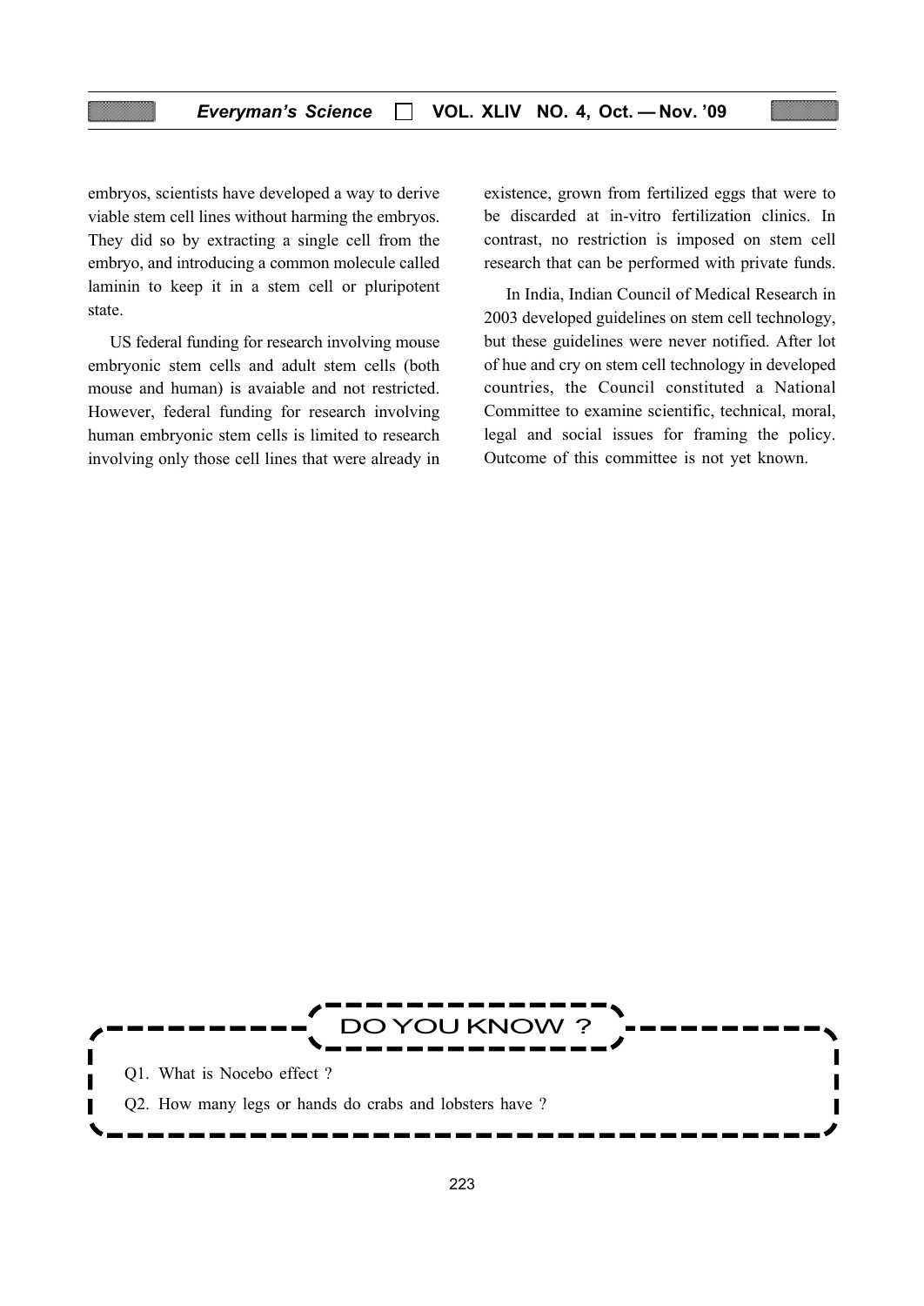embryos, scientists have developed a way to derive viable stem cell lines without harming the embryos. They did so by extracting a single cell from the embryo, and introducing a common molecule called laminin to keep it in a stem cell or pluripotent state.

US federal funding for research involving mouse embryonic stem cells and adult stem cells (both mouse and human) is avaiable and not restricted. However, federal funding for research involving human embryonic stem cells is limited to research involving only those cell lines that were already in existence, grown from fertilized eggs that were to be discarded at in-vitro fertilization clinics. In contrast, no restriction is imposed on stem cell research that can be performed with private funds.

In India, Indian Council of Medical Research in 2003 developed guidelines on stem cell technology, but these guidelines were never notified. After lot of hue and cry on stem cell technology in developed countries, the Council constituted a National Committee to examine scientific, technical, moral, legal and social issues for framing the policy. Outcome of this committee is not yet known.

## DO YOU KNOW ?

Q1. What is Nocebo effect ?

Q2. How many legs or hands do crabs and lobsters have ?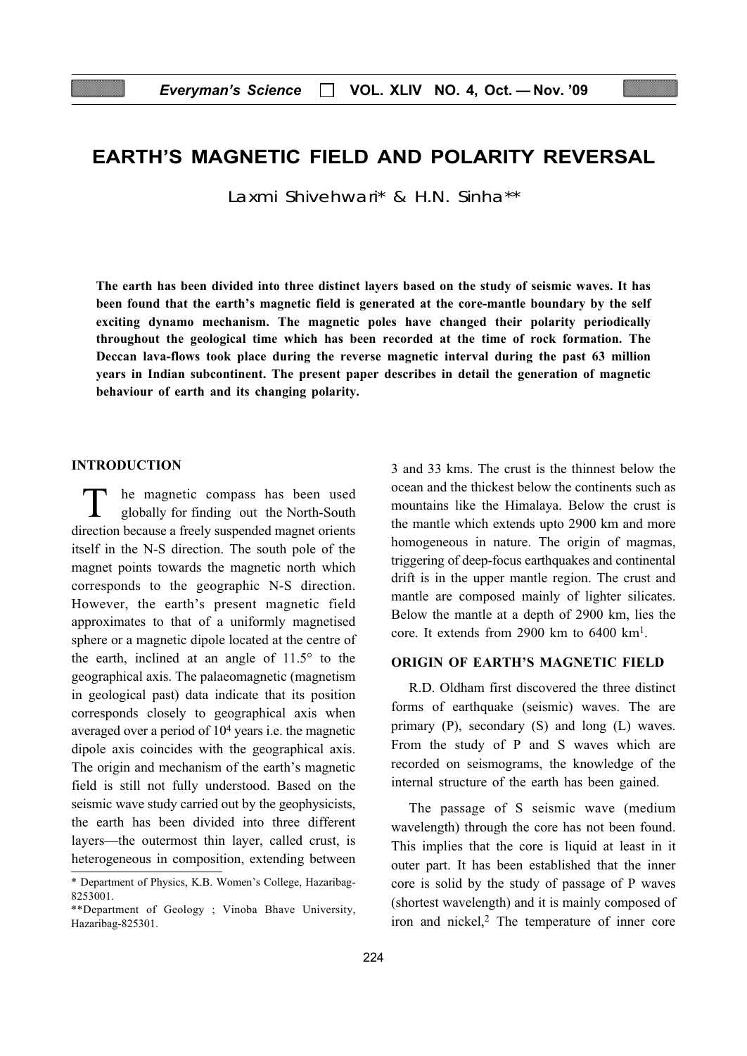# EARTH'S MAGNETIC FIELD AND POLARITY REVERSAL

Laxmi Shivehwari* & H.N. Sinha**

**The earth has been divided into three distinct layers based on the study of seismic waves. It has been found that the earth's magnetic field is generated at the core-mantle boundary by the self exciting dynamo mechanism. The magnetic poles have changed their polarity periodically throughout the geological time which has been recorded at the time of rock formation. The Deccan lava-flows took place during the reverse magnetic interval during the past 63 million years in Indian subcontinent. The present paper describes in detail the generation of magnetic behaviour of earth and its changing polarity.**

## INTRODUCTION

The magnetic compass has been used globally for finding out the North-South direction because a freely suspended magnet orients itself in the N-S direction. The south pole of the magnet points towards the magnetic north which corresponds to the geographic N-S direction. However, the earth's present magnetic field approximates to that of a uniformly magnetised sphere or a magnetic dipole located at the centre of the earth, inclined at an angle of 11.5° to the geographical axis. The palaeomagnetic (magnetism in geological past) data indicate that its position corresponds closely to geographical axis when averaged over a period of $10^4$ years i.e. the magnetic dipole axis coincides with the geographical axis. The origin and mechanism of the earth's magnetic field is still not fully understood. Based on the seismic wave study carried out by the geophysicists, the earth has been divided into three different layers—the outermost thin layer, called crust, is heterogeneous in composition, extending between 3 and 33 kms. The crust is the thinnest below the ocean and the thickest below the continents such as mountains like the Himalaya. Below the crust is the mantle which extends upto 2900 km and more homogeneous in nature. The origin of magmas, triggering of deep-focus earthquakes and continental drift is in the upper mantle region. The crust and mantle are composed mainly of lighter silicates. Below the mantle at a depth of 2900 km, lies the core. It extends from 2900 km to 6400 km[1].

## ORIGIN OF EARTH'S MAGNETIC FIELD

R.D. Oldham first discovered the three distinct forms of earthquake (seismic) waves. The are primary (P), secondary (S) and long (L) waves. From the study of P and S waves which are recorded on seismograms, the knowledge of the internal structure of the earth has been gained.

The passage of S seismic wave (medium wavelength) through the core has not been found. This implies that the core is liquid at least in it outer part. It has been established that the inner core is solid by the study of passage of P waves (shortest wavelength) and it is mainly composed of iron and nickel,[2] The temperature of inner core

* Department of Physics, K.B. Women's College, Hazaribag-8253001.

**Department of Geology ; Vinoba Bhave University, Hazaribag-825301.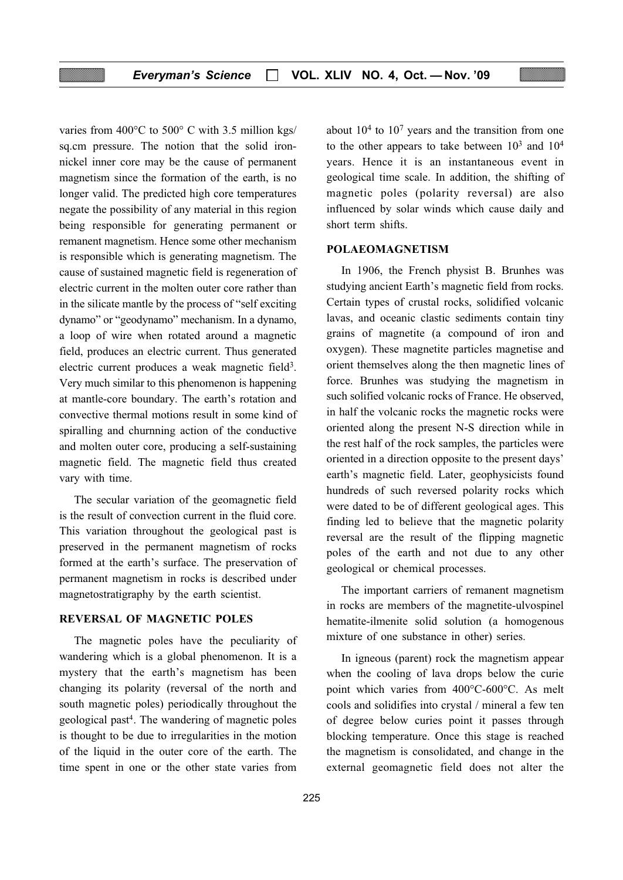varies from 400°C to 500° C with 3.5 million kgs/ sq.cm pressure. The notion that the solid iron-nickel inner core may be the cause of permanent magnetism since the formation of the earth, is no longer valid. The predicted high core temperatures negate the possibility of any material in this region being responsible for generating permanent or remanent magnetism. Hence some other mechanism is responsible which is generating magnetism. The cause of sustained magnetic field is regeneration of electric current in the molten outer core rather than in the silicate mantle by the process of "self exciting dynamo" or "geodynamo" mechanism. In a dynamo, a loop of wire when rotated around a magnetic field, produces an electric current. Thus generated electric current produces a weak magnetic field[3]. Very much similar to this phenomenon is happening at mantle-core boundary. The earth's rotation and convective thermal motions result in some kind of spiralling and churnning action of the conductive and molten outer core, producing a self-sustaining magnetic field. The magnetic field thus created vary with time.

The secular variation of the geomagnetic field is the result of convection current in the fluid core. This variation throughout the geological past is preserved in the permanent magnetism of rocks formed at the earth's surface. The preservation of permanent magnetism in rocks is described under magnetostratigraphy by the earth scientist.

## REVERSAL OF MAGNETIC POLES

The magnetic poles have the peculiarity of wandering which is a global phenomenon. It is a mystery that the earth's magnetism has been changing its polarity (reversal of the north and south magnetic poles) periodically throughout the geological past[4]. The wandering of magnetic poles is thought to be due to irregularities in the motion of the liquid in the outer core of the earth. The time spent in one or the other state varies from about $10^4$ to $10^7$ years and the transition from one to the other appears to take between $10^3$ and $10^4$ years. Hence it is an instantaneous event in geological time scale. In addition, the shifting of magnetic poles (polarity reversal) are also influenced by solar winds which cause daily and short term shifts.

## POLAEOMAGNETISM

In 1906, the French physist B. Brunhes was studying ancient Earth's magnetic field from rocks. Certain types of crustal rocks, solidified volcanic lavas, and oceanic clastic sediments contain tiny grains of magnetite (a compound of iron and oxygen). These magnetite particles magnetise and orient themselves along the then magnetic lines of force. Brunhes was studying the magnetism in such solified volcanic rocks of France. He observed, in half the volcanic rocks the magnetic rocks were oriented along the present N-S direction while in the rest half of the rock samples, the particles were oriented in a direction opposite to the present days' earth's magnetic field. Later, geophysicists found hundreds of such reversed polarity rocks which were dated to be of different geological ages. This finding led to believe that the magnetic polarity reversal are the result of the flipping magnetic poles of the earth and not due to any other geological or chemical processes.

The important carriers of remanent magnetism in rocks are members of the magnetite-ulvospinel hematite-ilmenite solid solution (a homogenous mixture of one substance in other) series.

In igneous (parent) rock the magnetism appear when the cooling of lava drops below the curie point which varies from 400°C-600°C. As melt cools and solidifies into crystal / mineral a few ten of degree below curies point it passes through blocking temperature. Once this stage is reached the magnetism is consolidated, and change in the external geomagnetic field does not alter the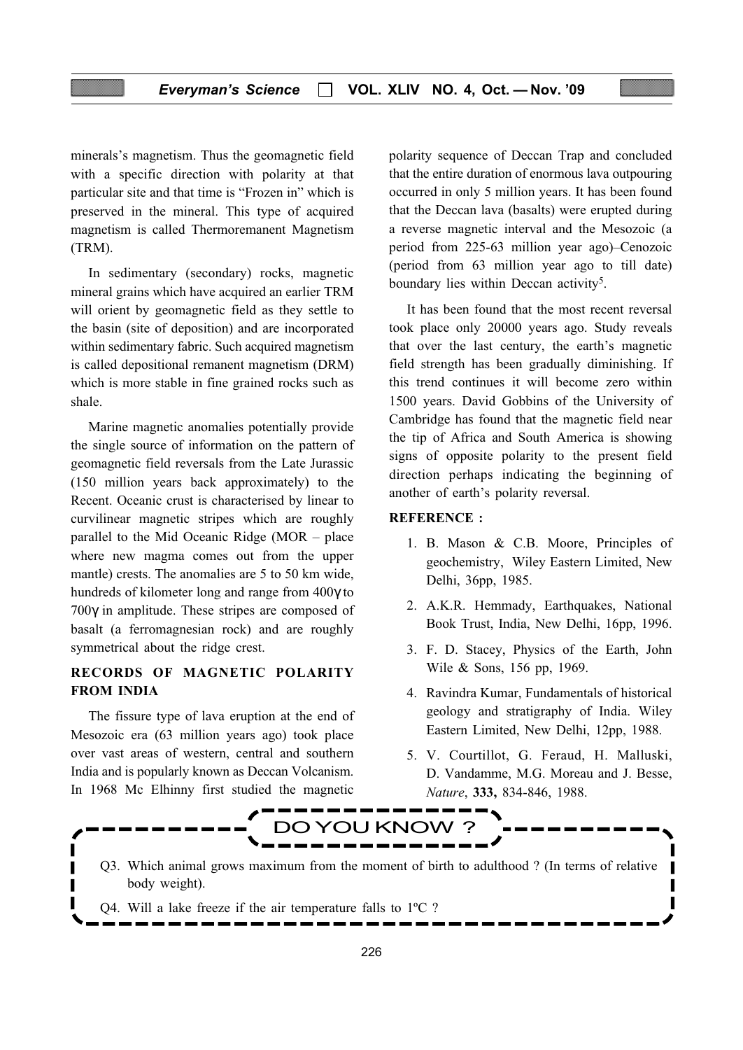minerals's magnetism. Thus the geomagnetic field with a specific direction with polarity at that particular site and that time is "Frozen in" which is preserved in the mineral. This type of acquired magnetism is called Thermoremanent Magnetism (TRM).

In sedimentary (secondary) rocks, magnetic mineral grains which have acquired an earlier TRM will orient by geomagnetic field as they settle to the basin (site of deposition) and are incorporated within sedimentary fabric. Such acquired magnetism is called depositional remanent magnetism (DRM) which is more stable in fine grained rocks such as shale.

Marine magnetic anomalies potentially provide the single source of information on the pattern of geomagnetic field reversals from the Late Jurassic (150 million years back approximately) to the Recent. Oceanic crust is characterised by linear to curvilinear magnetic stripes which are roughly parallel to the Mid Oceanic Ridge (MOR – place where new magma comes out from the upper mantle) crests. The anomalies are 5 to 50 km wide, hundreds of kilometer long and range from 400γ to 700γ in amplitude. These stripes are composed of basalt (a ferromagnesian rock) and are roughly symmetrical about the ridge crest.

## RECORDS OF MAGNETIC POLARITY FROM INDIA

The fissure type of lava eruption at the end of Mesozoic era (63 million years ago) took place over vast areas of western, central and southern India and is popularly known as Deccan Volcanism. In 1968 Mc Elhinny first studied the magnetic polarity sequence of Deccan Trap and concluded that the entire duration of enormous lava outpouring occurred in only 5 million years. It has been found that the Deccan lava (basalts) were erupted during a reverse magnetic interval and the Mesozoic (a period from 225-63 million year ago)–Cenozoic (period from 63 million year ago to till date) boundary lies within Deccan activity[5].

It has been found that the most recent reversal took place only 20000 years ago. Study reveals that over the last century, the earth's magnetic field strength has been gradually diminishing. If this trend continues it will become zero within 1500 years. David Gobbins of the University of Cambridge has found that the magnetic field near the tip of Africa and South America is showing signs of opposite polarity to the present field direction perhaps indicating the beginning of another of earth's polarity reversal.

**REFERENCE :**

1. B. Mason & C.B. Moore, Principles of geochemistry, Wiley Eastern Limited, New Delhi, 36pp, 1985.
2. A.K.R. Hemmady, Earthquakes, National Book Trust, India, New Delhi, 16pp, 1996.
3. F. D. Stacey, Physics of the Earth, John Wile & Sons, 156 pp, 1969.
4. Ravindra Kumar, Fundamentals of historical geology and stratigraphy of India. Wiley Eastern Limited, New Delhi, 12pp, 1988.
5. V. Courtillot, G. Feraud, H. Malluski, D. Vandamme, M.G. Moreau and J. Besse, *Nature*, **333,** 834-846, 1988.

**DO YOU KNOW ?**

Q3. Which animal grows maximum from the moment of birth to adulthood ? (In terms of relative body weight).

Q4. Will a lake freeze if the air temperature falls to 1ºC ?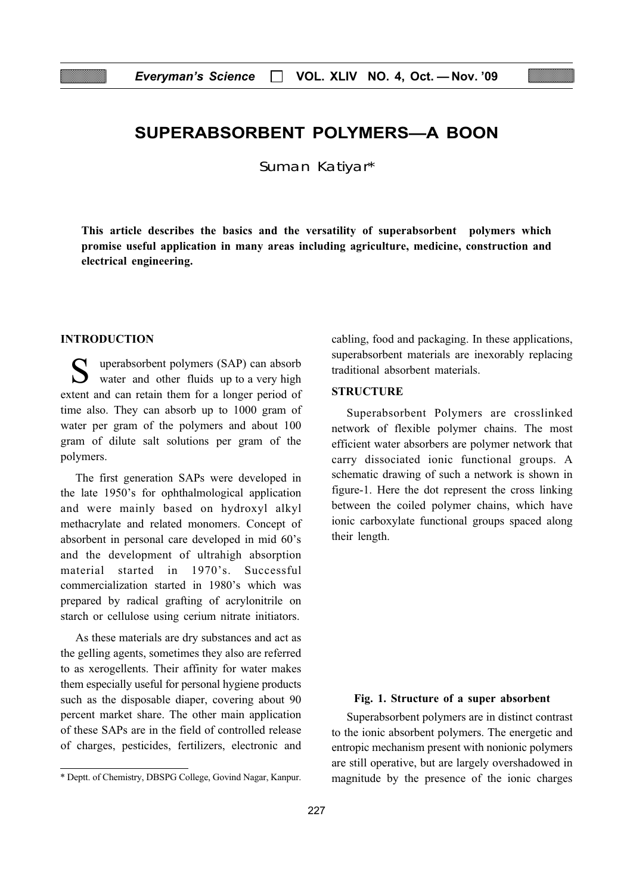# SUPERABSORBENT POLYMERS—A BOON

Suman Katiyar*

**This article describes the basics and the versatility of superabsorbent polymers which promise useful application in many areas including agriculture, medicine, construction and electrical engineering.**

## INTRODUCTION

Superabsorbent polymers (SAP) can absorb water and other fluids up to a very high extent and can retain them for a longer period of time also. They can absorb up to 1000 gram of water per gram of the polymers and about 100 gram of dilute salt solutions per gram of the polymers.

The first generation SAPs were developed in the late 1950's for ophthalmological application and were mainly based on hydroxyl alkyl methacrylate and related monomers. Concept of absorbent in personal care developed in mid 60's and the development of ultrahigh absorption material started in 1970's. Successful commercialization started in 1980's which was prepared by radical grafting of acrylonitrile on starch or cellulose using cerium nitrate initiators.

As these materials are dry substances and act as the gelling agents, sometimes they also are referred to as xerogellents. Their affinity for water makes them especially useful for personal hygiene products such as the disposable diaper, covering about 90 percent market share. The other main application of these SAPs are in the field of controlled release of charges, pesticides, fertilizers, electronic and cabling, food and packaging. In these applications, superabsorbent materials are inexorably replacing traditional absorbent materials.

## STRUCTURE

Superabsorbent Polymers are crosslinked network of flexible polymer chains. The most efficient water absorbers are polymer network that carry dissociated ionic functional groups. A schematic drawing of such a network is shown in figure-1. Here the dot represent the cross linking between the coiled polymer chains, which have ionic carboxylate functional groups spaced along their length.

**Fig. 1. Structure of a super absorbent**

Superabsorbent polymers are in distinct contrast to the ionic absorbent polymers. The energetic and entropic mechanism present with nonionic polymers are still operative, but are largely overshadowed in magnitude by the presence of the ionic charges

---

\* Deptt. of Chemistry, DBSPG College, Govind Nagar, Kanpur.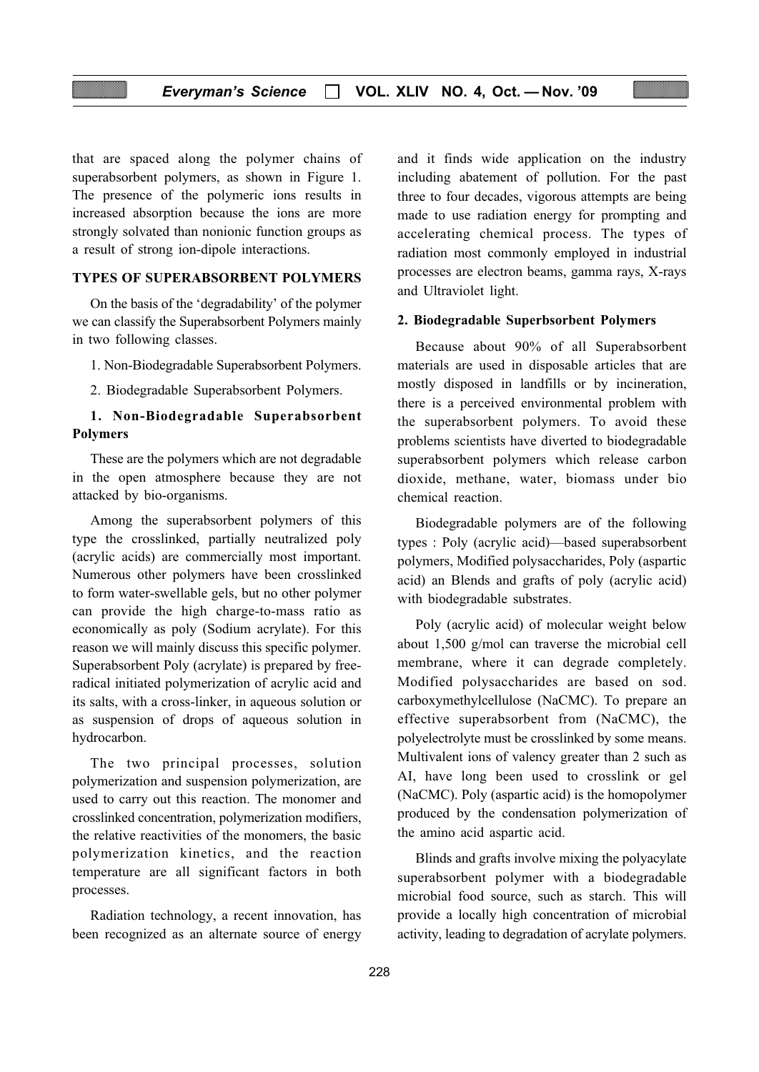that are spaced along the polymer chains of superabsorbent polymers, as shown in Figure 1. The presence of the polymeric ions results in increased absorption because the ions are more strongly solvated than nonionic function groups as a result of strong ion-dipole interactions.

## TYPES OF SUPERABSORBENT POLYMERS

On the basis of the 'degradability' of the polymer we can classify the Superabsorbent Polymers mainly in two following classes.

1. Non-Biodegradable Superabsorbent Polymers.

2. Biodegradable Superabsorbent Polymers.

### 1. Non-Biodegradable Superabsorbent Polymers

These are the polymers which are not degradable in the open atmosphere because they are not attacked by bio-organisms.

Among the superabsorbent polymers of this type the crosslinked, partially neutralized poly (acrylic acids) are commercially most important. Numerous other polymers have been crosslinked to form water-swellable gels, but no other polymer can provide the high charge-to-mass ratio as economically as poly (Sodium acrylate). For this reason we will mainly discuss this specific polymer. Superabsorbent Poly (acrylate) is prepared by free-radical initiated polymerization of acrylic acid and its salts, with a cross-linker, in aqueous solution or as suspension of drops of aqueous solution in hydrocarbon.

The two principal processes, solution polymerization and suspension polymerization, are used to carry out this reaction. The monomer and crosslinked concentration, polymerization modifiers, the relative reactivities of the monomers, the basic polymerization kinetics, and the reaction temperature are all significant factors in both processes.

Radiation technology, a recent innovation, has been recognized as an alternate source of energy and it finds wide application on the industry including abatement of pollution. For the past three to four decades, vigorous attempts are being made to use radiation energy for prompting and accelerating chemical process. The types of radiation most commonly employed in industrial processes are electron beams, gamma rays, X-rays and Ultraviolet light.

### 2. Biodegradable Superbsorbent Polymers

Because about 90% of all Superabsorbent materials are used in disposable articles that are mostly disposed in landfills or by incineration, there is a perceived environmental problem with the superabsorbent polymers. To avoid these problems scientists have diverted to biodegradable superabsorbent polymers which release carbon dioxide, methane, water, biomass under bio chemical reaction.

Biodegradable polymers are of the following types : Poly (acrylic acid)—based superabsorbent polymers, Modified polysaccharides, Poly (aspartic acid) an Blends and grafts of poly (acrylic acid) with biodegradable substrates.

Poly (acrylic acid) of molecular weight below about 1,500 g/mol can traverse the microbial cell membrane, where it can degrade completely. Modified polysaccharides are based on sod. carboxymethylcellulose (NaCMC). To prepare an effective superabsorbent from (NaCMC), the polyelectrolyte must be crosslinked by some means. Multivalent ions of valency greater than 2 such as Al, have long been used to crosslink or gel (NaCMC). Poly (aspartic acid) is the homopolymer produced by the condensation polymerization of the amino acid aspartic acid.

Blinds and grafts involve mixing the polyacylate superabsorbent polymer with a biodegradable microbial food source, such as starch. This will provide a locally high concentration of microbial activity, leading to degradation of acrylate polymers.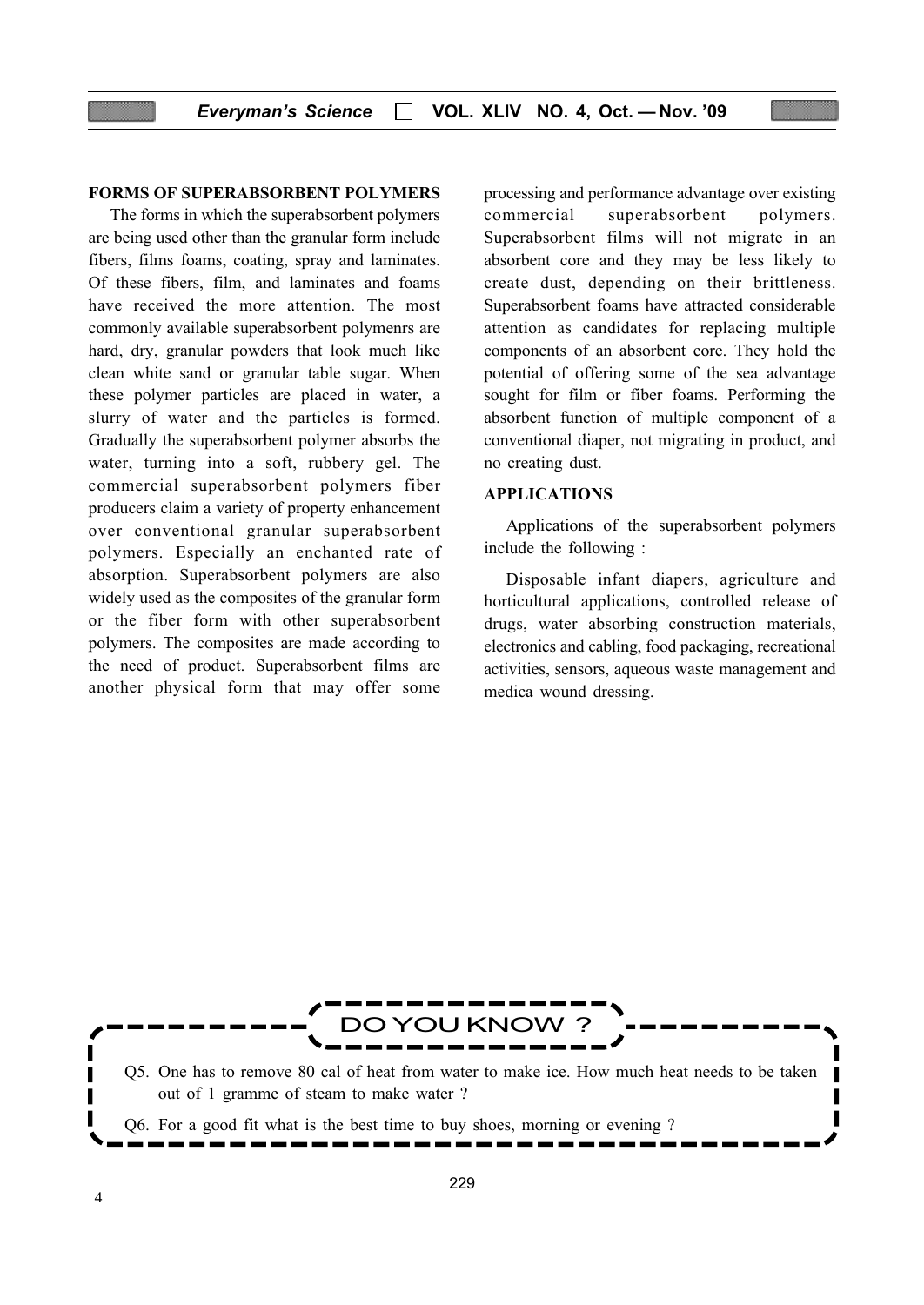## FORMS OF SUPERABSORBENT POLYMERS

The forms in which the superabsorbent polymers are being used other than the granular form include fibers, films foams, coating, spray and laminates. Of these fibers, film, and laminates and foams have received the more attention. The most commonly available superabsorbent polymenrs are hard, dry, granular powders that look much like clean white sand or granular table sugar. When these polymer particles are placed in water, a slurry of water and the particles is formed. Gradually the superabsorbent polymer absorbs the water, turning into a soft, rubbery gel. The commercial superabsorbent polymers fiber producers claim a variety of property enhancement over conventional granular superabsorbent polymers. Especially an enchanted rate of absorption. Superabsorbent polymers are also widely used as the composites of the granular form or the fiber form with other superabsorbent polymers. The composites are made according to the need of product. Superabsorbent films are another physical form that may offer some processing and performance advantage over existing commercial superabsorbent polymers. Superabsorbent films will not migrate in an absorbent core and they may be less likely to create dust, depending on their brittleness. Superabsorbent foams have attracted considerable attention as candidates for replacing multiple components of an absorbent core. They hold the potential of offering some of the sea advantage sought for film or fiber foams. Performing the absorbent function of multiple component of a conventional diaper, not migrating in product, and no creating dust.

## APPLICATIONS

Applications of the superabsorbent polymers include the following :

Disposable infant diapers, agriculture and horticultural applications, controlled release of drugs, water absorbing construction materials, electronics and cabling, food packaging, recreational activities, sensors, aqueous waste management and medica wound dressing.

---

**DO YOU KNOW ?**

Q5. One has to remove 80 cal of heat from water to make ice. How much heat needs to be taken out of 1 gramme of steam to make water ?

Q6. For a good fit what is the best time to buy shoes, morning or evening ?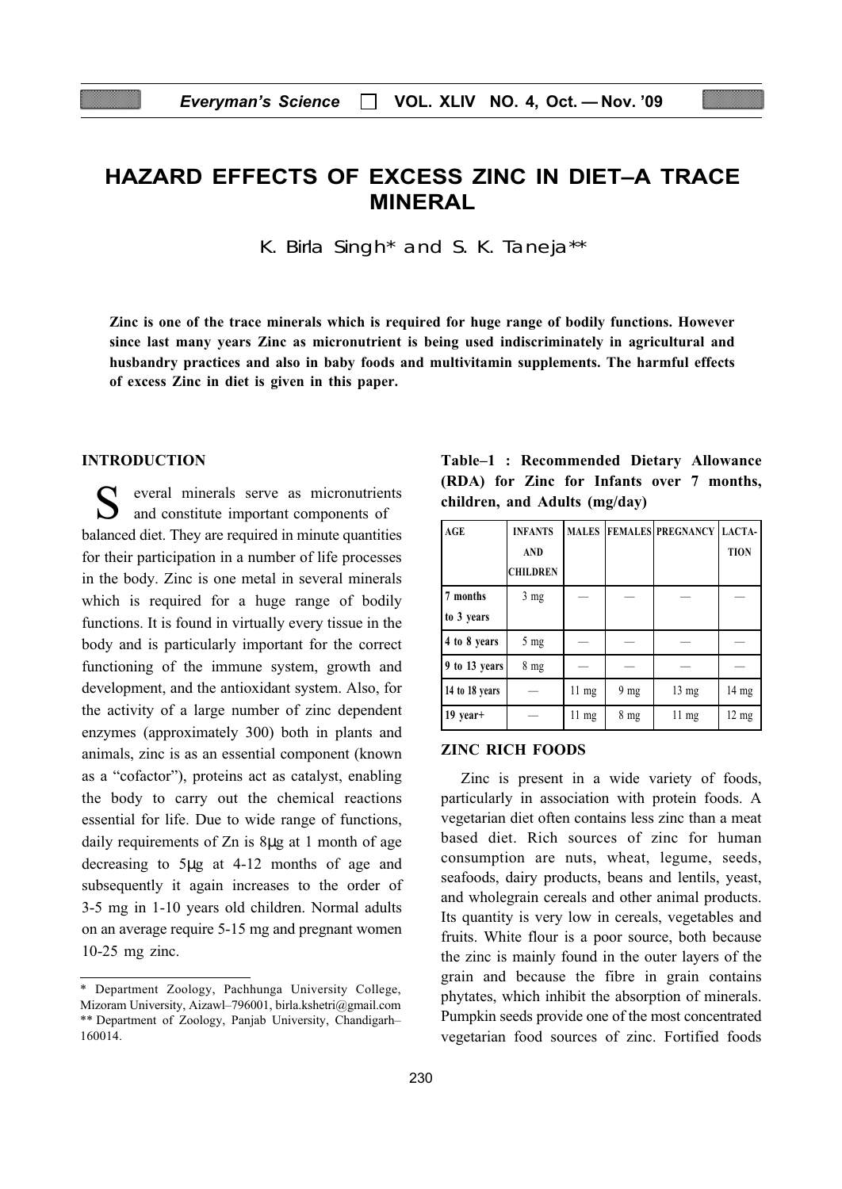# HAZARD EFFECTS OF EXCESS ZINC IN DIET–A TRACE MINERAL

K. Birla Singh* and S. K. Taneja**

**Zinc is one of the trace minerals which is required for huge range of bodily functions. However since last many years Zinc as micronutrient is being used indiscriminately in agricultural and husbandry practices and also in baby foods and multivitamin supplements. The harmful effects of excess Zinc in diet is given in this paper.**

## INTRODUCTION

Several minerals serve as micronutrients and constitute important components of balanced diet. They are required in minute quantities for their participation in a number of life processes in the body. Zinc is one metal in several minerals which is required for a huge range of bodily functions. It is found in virtually every tissue in the body and is particularly important for the correct functioning of the immune system, growth and development, and the antioxidant system. Also, for the activity of a large number of zinc dependent enzymes (approximately 300) both in plants and animals, zinc is as an essential component (known as a "cofactor"), proteins act as catalyst, enabling the body to carry out the chemical reactions essential for life. Due to wide range of functions, daily requirements of Zn is 8μg at 1 month of age decreasing to 5μg at 4-12 months of age and subsequently it again increases to the order of 3-5 mg in 1-10 years old children. Normal adults on an average require 5-15 mg and pregnant women 10-25 mg zinc.

\* Department Zoology, Pachhunga University College, Mizoram University, Aizawl–796001, birla.kshetri@gmail.com
\** Department of Zoology, Panjab University, Chandigarh–160014.

**Table–1 : Recommended Dietary Allowance (RDA) for Zinc for Infants over 7 months, children, and Adults (mg/day)**

| AGE | INFANTS AND CHILDREN | MALES | FEMALES | PREGNANCY | LACTATION |
|---|---|---|---|---|---|
| 7 months to 3 years | 3 mg | — | — | — | — |
| 4 to 8 years | 5 mg | — | — | — | — |
| 9 to 13 years | 8 mg | — | — | — | — |
| 14 to 18 years | — | 11 mg | 9 mg | 13 mg | 14 mg |
| 19 year+ | — | 11 mg | 8 mg | 11 mg | 12 mg |

## ZINC RICH FOODS

Zinc is present in a wide variety of foods, particularly in association with protein foods. A vegetarian diet often contains less zinc than a meat based diet. Rich sources of zinc for human consumption are nuts, wheat, legume, seeds, seafoods, dairy products, beans and lentils, yeast, and wholegrain cereals and other animal products. Its quantity is very low in cereals, vegetables and fruits. White flour is a poor source, both because the zinc is mainly found in the outer layers of the grain and because the fibre in grain contains phytates, which inhibit the absorption of minerals. Pumpkin seeds provide one of the most concentrated vegetarian food sources of zinc. Fortified foods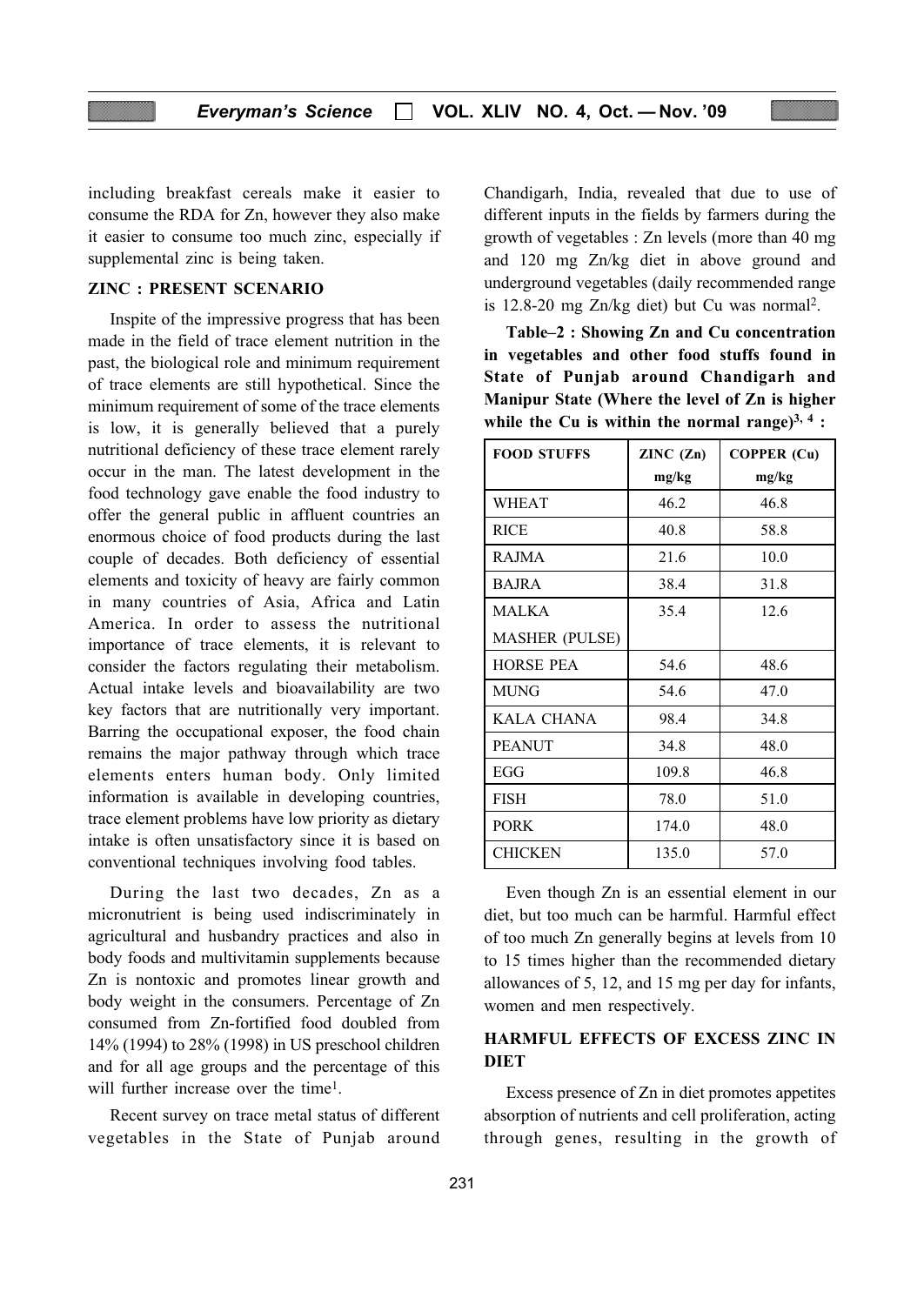including breakfast cereals make it easier to consume the RDA for Zn, however they also make it easier to consume too much zinc, especially if supplemental zinc is being taken.

## ZINC : PRESENT SCENARIO

Inspite of the impressive progress that has been made in the field of trace element nutrition in the past, the biological role and minimum requirement of trace elements are still hypothetical. Since the minimum requirement of some of the trace elements is low, it is generally believed that a purely nutritional deficiency of these trace element rarely occur in the man. The latest development in the food technology gave enable the food industry to offer the general public in affluent countries an enormous choice of food products during the last couple of decades. Both deficiency of essential elements and toxicity of heavy are fairly common in many countries of Asia, Africa and Latin America. In order to assess the nutritional importance of trace elements, it is relevant to consider the factors regulating their metabolism. Actual intake levels and bioavailability are two key factors that are nutritionally very important. Barring the occupational exposer, the food chain remains the major pathway through which trace elements enters human body. Only limited information is available in developing countries, trace element problems have low priority as dietary intake is often unsatisfactory since it is based on conventional techniques involving food tables.

During the last two decades, Zn as a micronutrient is being used indiscriminately in agricultural and husbandry practices and also in body foods and multivitamin supplements because Zn is nontoxic and promotes linear growth and body weight in the consumers. Percentage of Zn consumed from Zn-fortified food doubled from 14% (1994) to 28% (1998) in US preschool children and for all age groups and the percentage of this will further increase over the time[1].

Recent survey on trace metal status of different vegetables in the State of Punjab around Chandigarh, India, revealed that due to use of different inputs in the fields by farmers during the growth of vegetables : Zn levels (more than 40 mg and 120 mg Zn/kg diet in above ground and underground vegetables (daily recommended range is 12.8-20 mg Zn/kg diet) but Cu was normal[2].

**Table–2 : Showing Zn and Cu concentration in vegetables and other food stuffs found in State of Punjab around Chandigarh and Manipur State (Where the level of Zn is higher while the Cu is within the normal range)[3, 4] :**

| FOOD STUFFS | ZINC (Zn) mg/kg | COPPER (Cu) mg/kg |
|---|---|---|
| WHEAT | 46.2 | 46.8 |
| RICE | 40.8 | 58.8 |
| RAJMA | 21.6 | 10.0 |
| BAJRA | 38.4 | 31.8 |
| MALKA MASHER (PULSE) | 35.4 | 12.6 |
| HORSE PEA | 54.6 | 48.6 |
| MUNG | 54.6 | 47.0 |
| KALA CHANA | 98.4 | 34.8 |
| PEANUT | 34.8 | 48.0 |
| EGG | 109.8 | 46.8 |
| FISH | 78.0 | 51.0 |
| PORK | 174.0 | 48.0 |
| CHICKEN | 135.0 | 57.0 |

Even though Zn is an essential element in our diet, but too much can be harmful. Harmful effect of too much Zn generally begins at levels from 10 to 15 times higher than the recommended dietary allowances of 5, 12, and 15 mg per day for infants, women and men respectively.

## HARMFUL EFFECTS OF EXCESS ZINC IN DIET

Excess presence of Zn in diet promotes appetites absorption of nutrients and cell proliferation, acting through genes, resulting in the growth of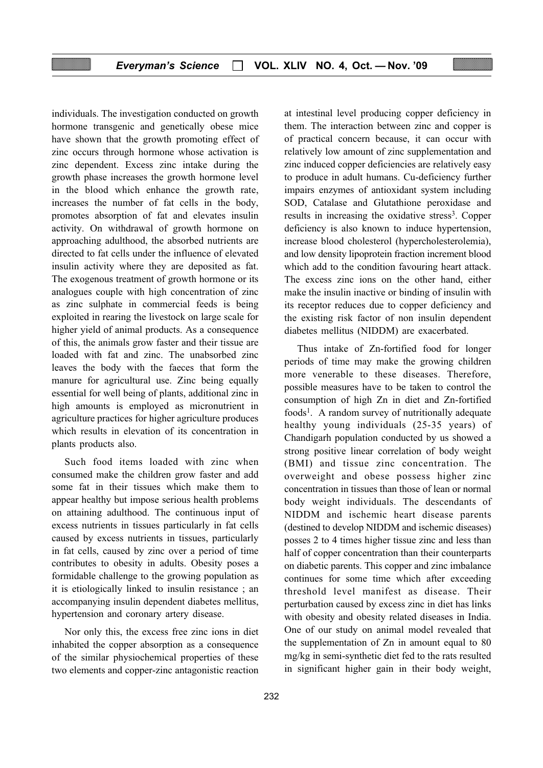individuals. The investigation conducted on growth hormone transgenic and genetically obese mice have shown that the growth promoting effect of zinc occurs through hormone whose activation is zinc dependent. Excess zinc intake during the growth phase increases the growth hormone level in the blood which enhance the growth rate, increases the number of fat cells in the body, promotes absorption of fat and elevates insulin activity. On withdrawal of growth hormone on approaching adulthood, the absorbed nutrients are directed to fat cells under the influence of elevated insulin activity where they are deposited as fat. The exogenous treatment of growth hormone or its analogues couple with high concentration of zinc as zinc sulphate in commercial feeds is being exploited in rearing the livestock on large scale for higher yield of animal products. As a consequence of this, the animals grow faster and their tissue are loaded with fat and zinc. The unabsorbed zinc leaves the body with the faeces that form the manure for agricultural use. Zinc being equally essential for well being of plants, additional zinc in high amounts is employed as micronutrient in agriculture practices for higher agriculture produces which results in elevation of its concentration in plants products also.

Such food items loaded with zinc when consumed make the children grow faster and add some fat in their tissues which make them to appear healthy but impose serious health problems on attaining adulthood. The continuous input of excess nutrients in tissues particularly in fat cells caused by excess nutrients in tissues, particularly in fat cells, caused by zinc over a period of time contributes to obesity in adults. Obesity poses a formidable challenge to the growing population as it is etiologically linked to insulin resistance ; an accompanying insulin dependent diabetes mellitus, hypertension and coronary artery disease.

Nor only this, the excess free zinc ions in diet inhabited the copper absorption as a consequence of the similar physiochemical properties of these two elements and copper-zinc antagonistic reaction at intestinal level producing copper deficiency in them. The interaction between zinc and copper is of practical concern because, it can occur with relatively low amount of zinc supplementation and zinc induced copper deficiencies are relatively easy to produce in adult humans. Cu-deficiency further impairs enzymes of antioxidant system including SOD, Catalase and Glutathione peroxidase and results in increasing the oxidative stress[3]. Copper deficiency is also known to induce hypertension, increase blood cholesterol (hypercholesterolemia), and low density lipoprotein fraction increment blood which add to the condition favouring heart attack. The excess zinc ions on the other hand, either make the insulin inactive or binding of insulin with its receptor reduces due to copper deficiency and the existing risk factor of non insulin dependent diabetes mellitus (NIDDM) are exacerbated.

Thus intake of Zn-fortified food for longer periods of time may make the growing children more venerable to these diseases. Therefore, possible measures have to be taken to control the consumption of high Zn in diet and Zn-fortified foods[1]. A random survey of nutritionally adequate healthy young individuals (25-35 years) of Chandigarh population conducted by us showed a strong positive linear correlation of body weight (BMI) and tissue zinc concentration. The overweight and obese possess higher zinc concentration in tissues than those of lean or normal body weight individuals. The descendants of NIDDM and ischemic heart disease parents (destined to develop NIDDM and ischemic diseases) posses 2 to 4 times higher tissue zinc and less than half of copper concentration than their counterparts on diabetic parents. This copper and zinc imbalance continues for some time which after exceeding threshold level manifest as disease. Their perturbation caused by excess zinc in diet has links with obesity and obesity related diseases in India. One of our study on animal model revealed that the supplementation of Zn in amount equal to 80 mg/kg in semi-synthetic diet fed to the rats resulted in significant higher gain in their body weight,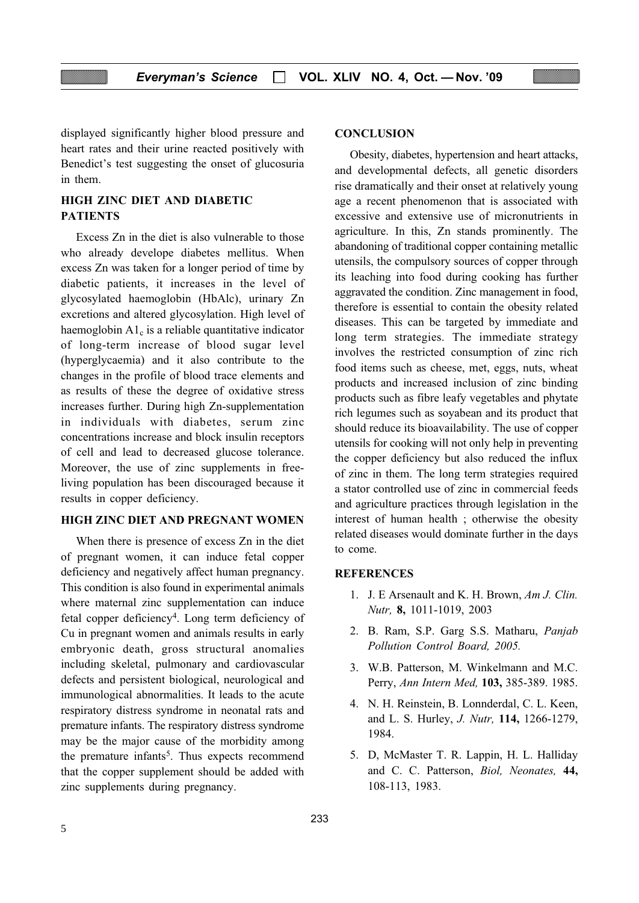displayed significantly higher blood pressure and heart rates and their urine reacted positively with Benedict's test suggesting the onset of glucosuria in them.

## HIGH ZINC DIET AND DIABETIC PATIENTS

Excess Zn in the diet is also vulnerable to those who already develope diabetes mellitus. When excess Zn was taken for a longer period of time by diabetic patients, it increases in the level of glycosylated haemoglobin (HbAlc), urinary Zn excretions and altered glycosylation. High level of haemoglobin $A1_c$ is a reliable quantitative indicator of long-term increase of blood sugar level (hyperglycaemia) and it also contribute to the changes in the profile of blood trace elements and as results of these the degree of oxidative stress increases further. During high Zn-supplementation in individuals with diabetes, serum zinc concentrations increase and block insulin receptors of cell and lead to decreased glucose tolerance. Moreover, the use of zinc supplements in free-living population has been discouraged because it results in copper deficiency.

## HIGH ZINC DIET AND PREGNANT WOMEN

When there is presence of excess Zn in the diet of pregnant women, it can induce fetal copper deficiency and negatively affect human pregnancy. This condition is also found in experimental animals where maternal zinc supplementation can induce fetal copper deficiency[4]. Long term deficiency of Cu in pregnant women and animals results in early embryonic death, gross structural anomalies including skeletal, pulmonary and cardiovascular defects and persistent biological, neurological and immunological abnormalities. It leads to the acute respiratory distress syndrome in neonatal rats and premature infants. The respiratory distress syndrome may be the major cause of the morbidity among the premature infants[5]. Thus expects recommend that the copper supplement should be added with zinc supplements during pregnancy.

## CONCLUSION

Obesity, diabetes, hypertension and heart attacks, and developmental defects, all genetic disorders rise dramatically and their onset at relatively young age a recent phenomenon that is associated with excessive and extensive use of micronutrients in agriculture. In this, Zn stands prominently. The abandoning of traditional copper containing metallic utensils, the compulsory sources of copper through its leaching into food during cooking has further aggravated the condition. Zinc management in food, therefore is essential to contain the obesity related diseases. This can be targeted by immediate and long term strategies. The immediate strategy involves the restricted consumption of zinc rich food items such as cheese, met, eggs, nuts, wheat products and increased inclusion of zinc binding products such as fibre leafy vegetables and phytate rich legumes such as soyabean and its product that should reduce its bioavailability. The use of copper utensils for cooking will not only help in preventing the copper deficiency but also reduced the influx of zinc in them. The long term strategies required a stator controlled use of zinc in commercial feeds and agriculture practices through legislation in the interest of human health ; otherwise the obesity related diseases would dominate further in the days to come.

## REFERENCES

1. J. E Arsenault and K. H. Brown, *Am J. Clin. Nutr,* **8,** 1011-1019, 2003
2. B. Ram, S.P. Garg S.S. Matharu, *Panjab Pollution Control Board, 2005.*
3. W.B. Patterson, M. Winkelmann and M.C. Perry, *Ann Intern Med,* **103,** 385-389. 1985.
4. N. H. Reinstein, B. Lonnderdal, C. L. Keen, and L. S. Hurley, *J. Nutr,* **114,** 1266-1279, 1984.
5. D, McMaster T. R. Lappin, H. L. Halliday and C. C. Patterson, *Biol, Neonates,* **44,** 108-113, 1983.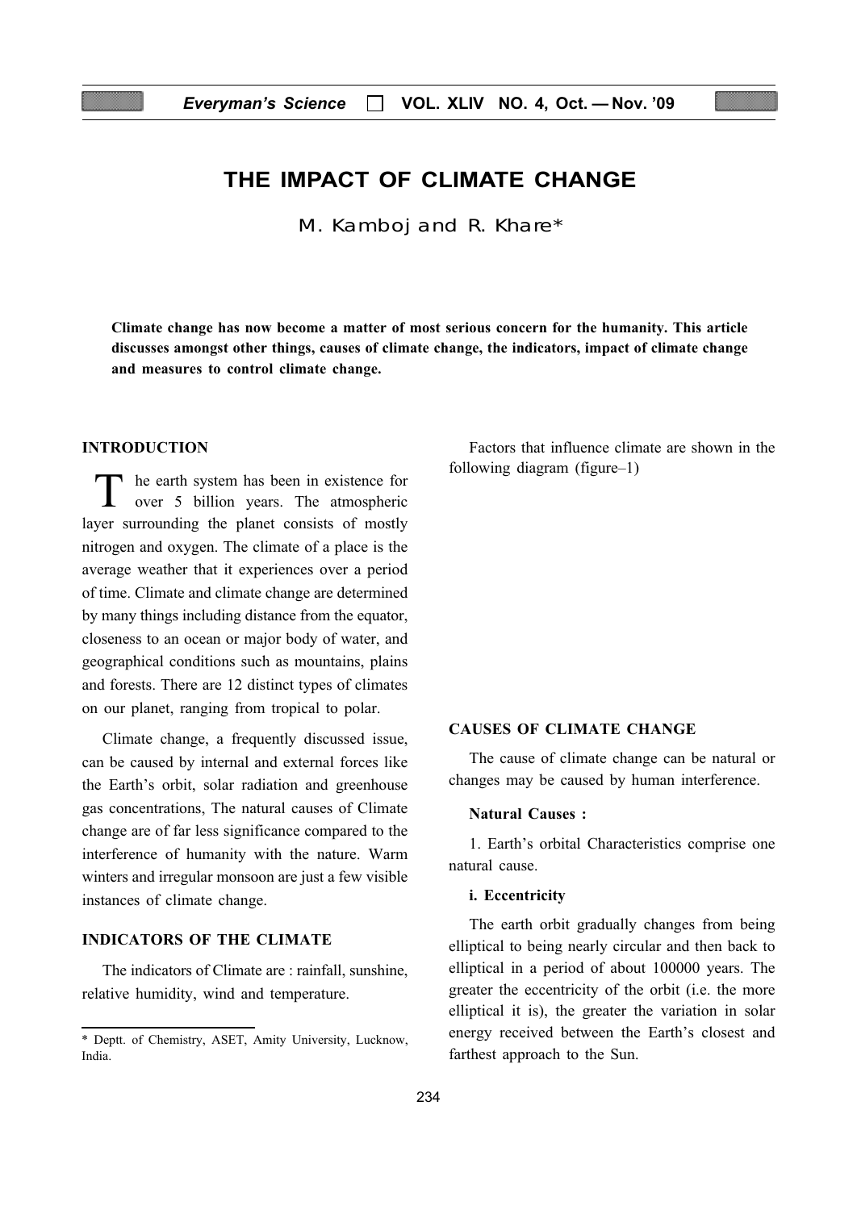# THE IMPACT OF CLIMATE CHANGE

M. Kamboj and R. Khare*

**Climate change has now become a matter of most serious concern for the humanity. This article discusses amongst other things, causes of climate change, the indicators, impact of climate change and measures to control climate change.**

## INTRODUCTION

The earth system has been in existence for over 5 billion years. The atmospheric layer surrounding the planet consists of mostly nitrogen and oxygen. The climate of a place is the average weather that it experiences over a period of time. Climate and climate change are determined by many things including distance from the equator, closeness to an ocean or major body of water, and geographical conditions such as mountains, plains and forests. There are 12 distinct types of climates on our planet, ranging from tropical to polar.

Climate change, a frequently discussed issue, can be caused by internal and external forces like the Earth's orbit, solar radiation and greenhouse gas concentrations, The natural causes of Climate change are of far less significance compared to the interference of humanity with the nature. Warm winters and irregular monsoon are just a few visible instances of climate change.

## INDICATORS OF THE CLIMATE

The indicators of Climate are : rainfall, sunshine, relative humidity, wind and temperature.

* Deptt. of Chemistry, ASET, Amity University, Lucknow, India.

Factors that influence climate are shown in the following diagram (figure–1)

## CAUSES OF CLIMATE CHANGE

The cause of climate change can be natural or changes may be caused by human interference.

**Natural Causes :**

1. Earth's orbital Characteristics comprise one natural cause.

**i. Eccentricity**

The earth orbit gradually changes from being elliptical to being nearly circular and then back to elliptical in a period of about 100000 years. The greater the eccentricity of the orbit (i.e. the more elliptical it is), the greater the variation in solar energy received between the Earth's closest and farthest approach to the Sun.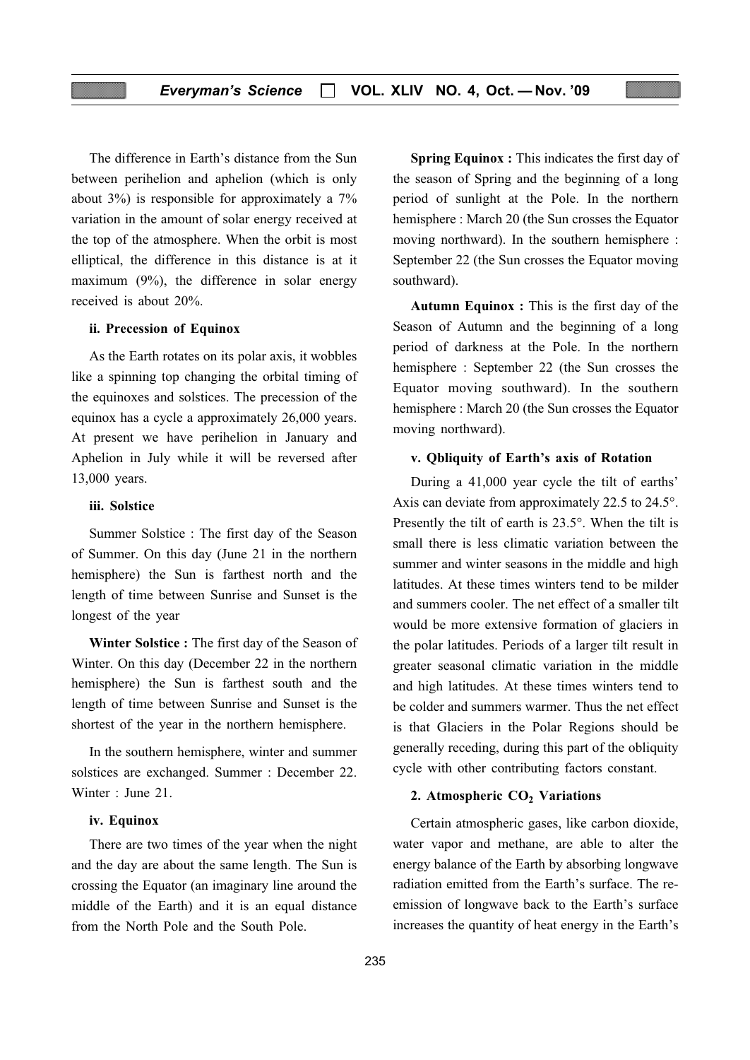The difference in Earth's distance from the Sun between perihelion and aphelion (which is only about 3%) is responsible for approximately a 7% variation in the amount of solar energy received at the top of the atmosphere. When the orbit is most elliptical, the difference in this distance is at it maximum (9%), the difference in solar energy received is about 20%.

#### ii. Precession of Equinox

As the Earth rotates on its polar axis, it wobbles like a spinning top changing the orbital timing of the equinoxes and solstices. The precession of the equinox has a cycle a approximately 26,000 years. At present we have perihelion in January and Aphelion in July while it will be reversed after 13,000 years.

#### iii. Solstice

Summer Solstice : The first day of the Season of Summer. On this day (June 21 in the northern hemisphere) the Sun is farthest north and the length of time between Sunrise and Sunset is the longest of the year

**Winter Solstice :** The first day of the Season of Winter. On this day (December 22 in the northern hemisphere) the Sun is farthest south and the length of time between Sunrise and Sunset is the shortest of the year in the northern hemisphere.

In the southern hemisphere, winter and summer solstices are exchanged. Summer : December 22. Winter : June 21.

#### iv. Equinox

There are two times of the year when the night and the day are about the same length. The Sun is crossing the Equator (an imaginary line around the middle of the Earth) and it is an equal distance from the North Pole and the South Pole.

**Spring Equinox :** This indicates the first day of the season of Spring and the beginning of a long period of sunlight at the Pole. In the northern hemisphere : March 20 (the Sun crosses the Equator moving northward). In the southern hemisphere : September 22 (the Sun crosses the Equator moving southward).

**Autumn Equinox :** This is the first day of the Season of Autumn and the beginning of a long period of darkness at the Pole. In the northern hemisphere : September 22 (the Sun crosses the Equator moving southward). In the southern hemisphere : March 20 (the Sun crosses the Equator moving northward).

#### v. Qbliquity of Earth's axis of Rotation

During a 41,000 year cycle the tilt of earths' Axis can deviate from approximately 22.5 to 24.5°. Presently the tilt of earth is 23.5°. When the tilt is small there is less climatic variation between the summer and winter seasons in the middle and high latitudes. At these times winters tend to be milder and summers cooler. The net effect of a smaller tilt would be more extensive formation of glaciers in the polar latitudes. Periods of a larger tilt result in greater seasonal climatic variation in the middle and high latitudes. At these times winters tend to be colder and summers warmer. Thus the net effect is that Glaciers in the Polar Regions should be generally receding, during this part of the obliquity cycle with other contributing factors constant.

### 2. Atmospheric $CO_2$ Variations

Certain atmospheric gases, like carbon dioxide, water vapor and methane, are able to alter the energy balance of the Earth by absorbing longwave radiation emitted from the Earth's surface. The re-emission of longwave back to the Earth's surface increases the quantity of heat energy in the Earth's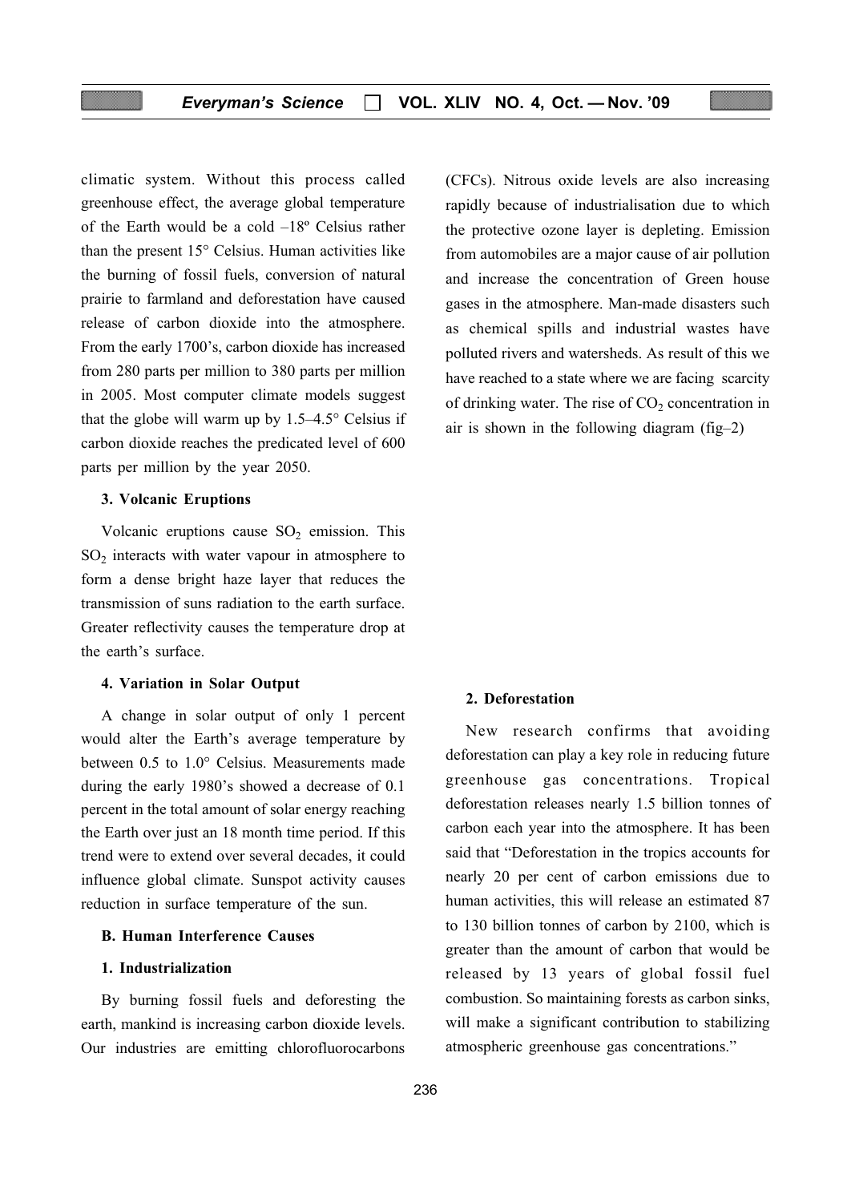climatic system. Without this process called greenhouse effect, the average global temperature of the Earth would be a cold –18º Celsius rather than the present 15° Celsius. Human activities like the burning of fossil fuels, conversion of natural prairie to farmland and deforestation have caused release of carbon dioxide into the atmosphere. From the early 1700's, carbon dioxide has increased from 280 parts per million to 380 parts per million in 2005. Most computer climate models suggest that the globe will warm up by 1.5–4.5° Celsius if carbon dioxide reaches the predicated level of 600 parts per million by the year 2050.

### 3. Volcanic Eruptions

Volcanic eruptions cause $SO_2$ emission. This $SO_2$ interacts with water vapour in atmosphere to form a dense bright haze layer that reduces the transmission of suns radiation to the earth surface. Greater reflectivity causes the temperature drop at the earth's surface.

### 4. Variation in Solar Output

A change in solar output of only 1 percent would alter the Earth's average temperature by between 0.5 to 1.0° Celsius. Measurements made during the early 1980's showed a decrease of 0.1 percent in the total amount of solar energy reaching the Earth over just an 18 month time period. If this trend were to extend over several decades, it could influence global climate. Sunspot activity causes reduction in surface temperature of the sun.

## B. Human Interference Causes

### 1. Industrialization

By burning fossil fuels and deforesting the earth, mankind is increasing carbon dioxide levels. Our industries are emitting chlorofluorocarbons (CFCs). Nitrous oxide levels are also increasing rapidly because of industrialisation due to which the protective ozone layer is depleting. Emission from automobiles are a major cause of air pollution and increase the concentration of Green house gases in the atmosphere. Man-made disasters such as chemical spills and industrial wastes have polluted rivers and watersheds. As result of this we have reached to a state where we are facing scarcity of drinking water. The rise of $CO_2$ concentration in air is shown in the following diagram (fig–2)

### 2. Deforestation

New research confirms that avoiding deforestation can play a key role in reducing future greenhouse gas concentrations. Tropical deforestation releases nearly 1.5 billion tonnes of carbon each year into the atmosphere. It has been said that "Deforestation in the tropics accounts for nearly 20 per cent of carbon emissions due to human activities, this will release an estimated 87 to 130 billion tonnes of carbon by 2100, which is greater than the amount of carbon that would be released by 13 years of global fossil fuel combustion. So maintaining forests as carbon sinks, will make a significant contribution to stabilizing atmospheric greenhouse gas concentrations."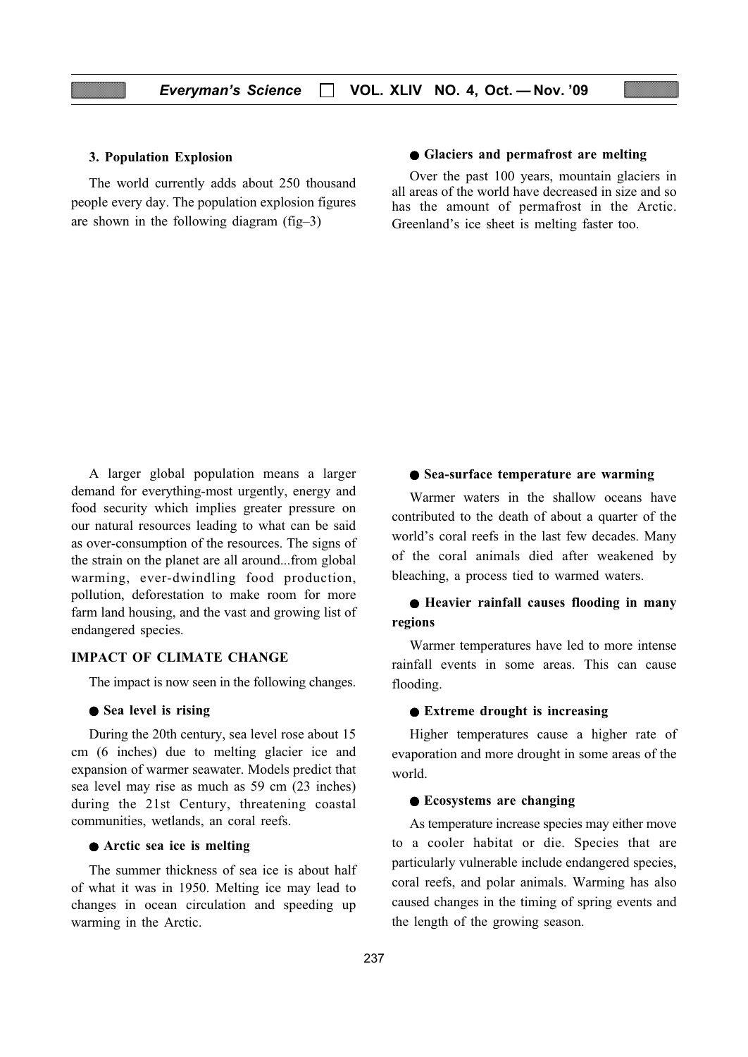### 3. Population Explosion

The world currently adds about 250 thousand people every day. The population explosion figures are shown in the following diagram (fig–3)

A larger global population means a larger demand for everything-most urgently, energy and food security which implies greater pressure on our natural resources leading to what can be said as over-consumption of the resources. The signs of the strain on the planet are all around...from global warming, ever-dwindling food production, pollution, deforestation to make room for more farm land housing, and the vast and growing list of endangered species.

## IMPACT OF CLIMATE CHANGE

The impact is now seen in the following changes.

- **Sea level is rising**

During the 20th century, sea level rose about 15 cm (6 inches) due to melting glacier ice and expansion of warmer seawater. Models predict that sea level may rise as much as 59 cm (23 inches) during the 21st Century, threatening coastal communities, wetlands, an coral reefs.

- **Arctic sea ice is melting**

The summer thickness of sea ice is about half of what it was in 1950. Melting ice may lead to changes in ocean circulation and speeding up warming in the Arctic.

- **Glaciers and permafrost are melting**

Over the past 100 years, mountain glaciers in all areas of the world have decreased in size and so has the amount of permafrost in the Arctic. Greenland's ice sheet is melting faster too.

- **Sea-surface temperature are warming**

Warmer waters in the shallow oceans have contributed to the death of about a quarter of the world's coral reefs in the last few decades. Many of the coral animals died after weakened by bleaching, a process tied to warmed waters.

- **Heavier rainfall causes flooding in many regions**

Warmer temperatures have led to more intense rainfall events in some areas. This can cause flooding.

- **Extreme drought is increasing**

Higher temperatures cause a higher rate of evaporation and more drought in some areas of the world.

- **Ecosystems are changing**

As temperature increase species may either move to a cooler habitat or die. Species that are particularly vulnerable include endangered species, coral reefs, and polar animals. Warming has also caused changes in the timing of spring events and the length of the growing season.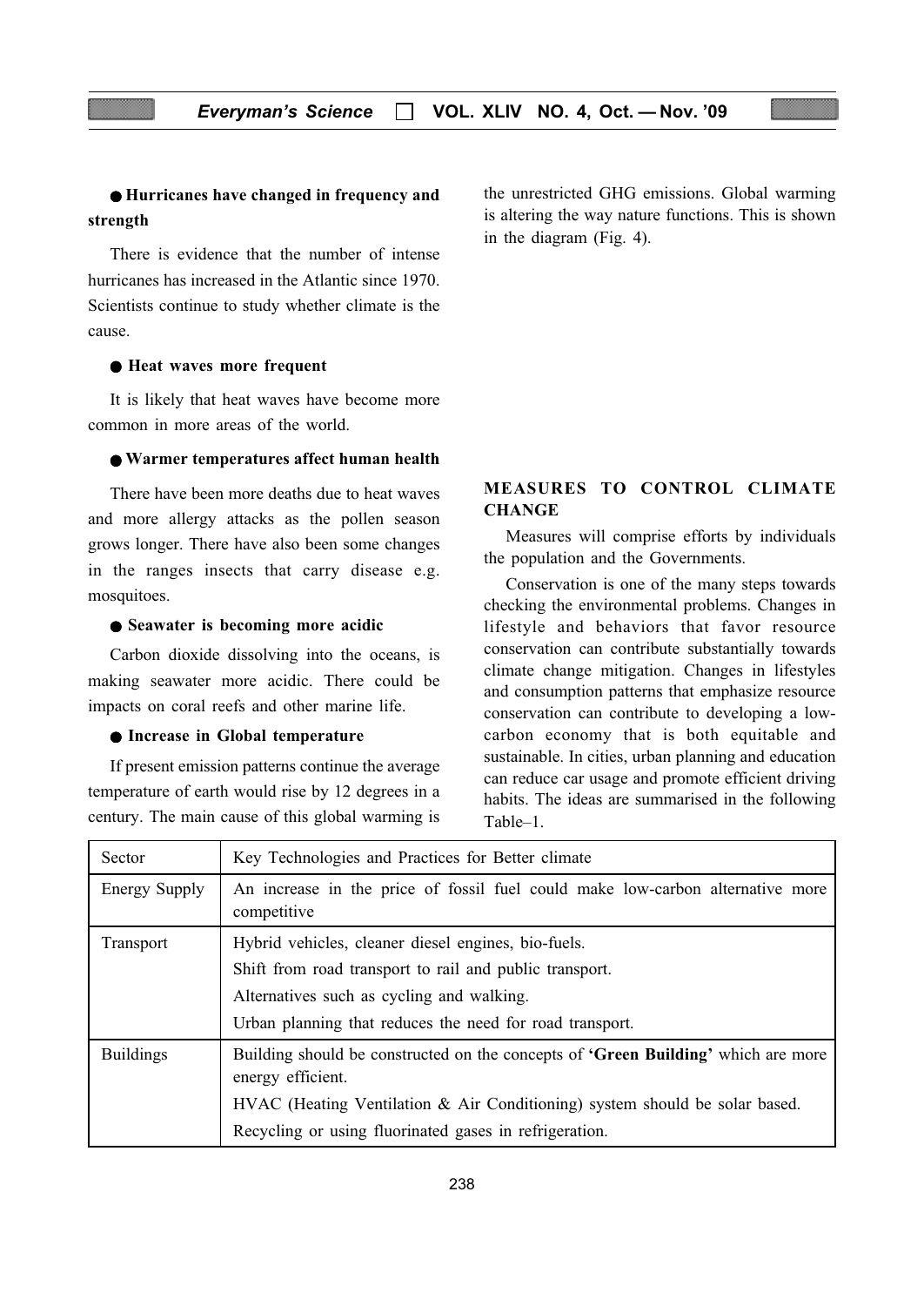● **Hurricanes have changed in frequency and strength**

There is evidence that the number of intense hurricanes has increased in the Atlantic since 1970. Scientists continue to study whether climate is the cause.

● **Heat waves more frequent**

It is likely that heat waves have become more common in more areas of the world.

● **Warmer temperatures affect human health**

There have been more deaths due to heat waves and more allergy attacks as the pollen season grows longer. There have also been some changes in the ranges insects that carry disease e.g. mosquitoes.

● **Seawater is becoming more acidic**

Carbon dioxide dissolving into the oceans, is making seawater more acidic. There could be impacts on coral reefs and other marine life.

● **Increase in Global temperature**

If present emission patterns continue the average temperature of earth would rise by 12 degrees in a century. The main cause of this global warming is the unrestricted GHG emissions. Global warming is altering the way nature functions. This is shown in the diagram (Fig. 4).

## MEASURES TO CONTROL CLIMATE CHANGE

Measures will comprise efforts by individuals the population and the Governments.

Conservation is one of the many steps towards checking the environmental problems. Changes in lifestyle and behaviors that favor resource conservation can contribute substantially towards climate change mitigation. Changes in lifestyles and consumption patterns that emphasize resource conservation can contribute to developing a low-carbon economy that is both equitable and sustainable. In cities, urban planning and education can reduce car usage and promote efficient driving habits. The ideas are summarised in the following Table–1.

| Sector | Key Technologies and Practices for Better climate |
|---|---|
| Energy Supply | An increase in the price of fossil fuel could make low-carbon alternative more competitive |
| Transport | Hybrid vehicles, cleaner diesel engines, bio-fuels.<br>Shift from road transport to rail and public transport.<br>Alternatives such as cycling and walking.<br>Urban planning that reduces the need for road transport. |
| Buildings | Building should be constructed on the concepts of **'Green Building'** which are more energy efficient.<br>HVAC (Heating Ventilation & Air Conditioning) system should be solar based.<br>Recycling or using fluorinated gases in refrigeration. |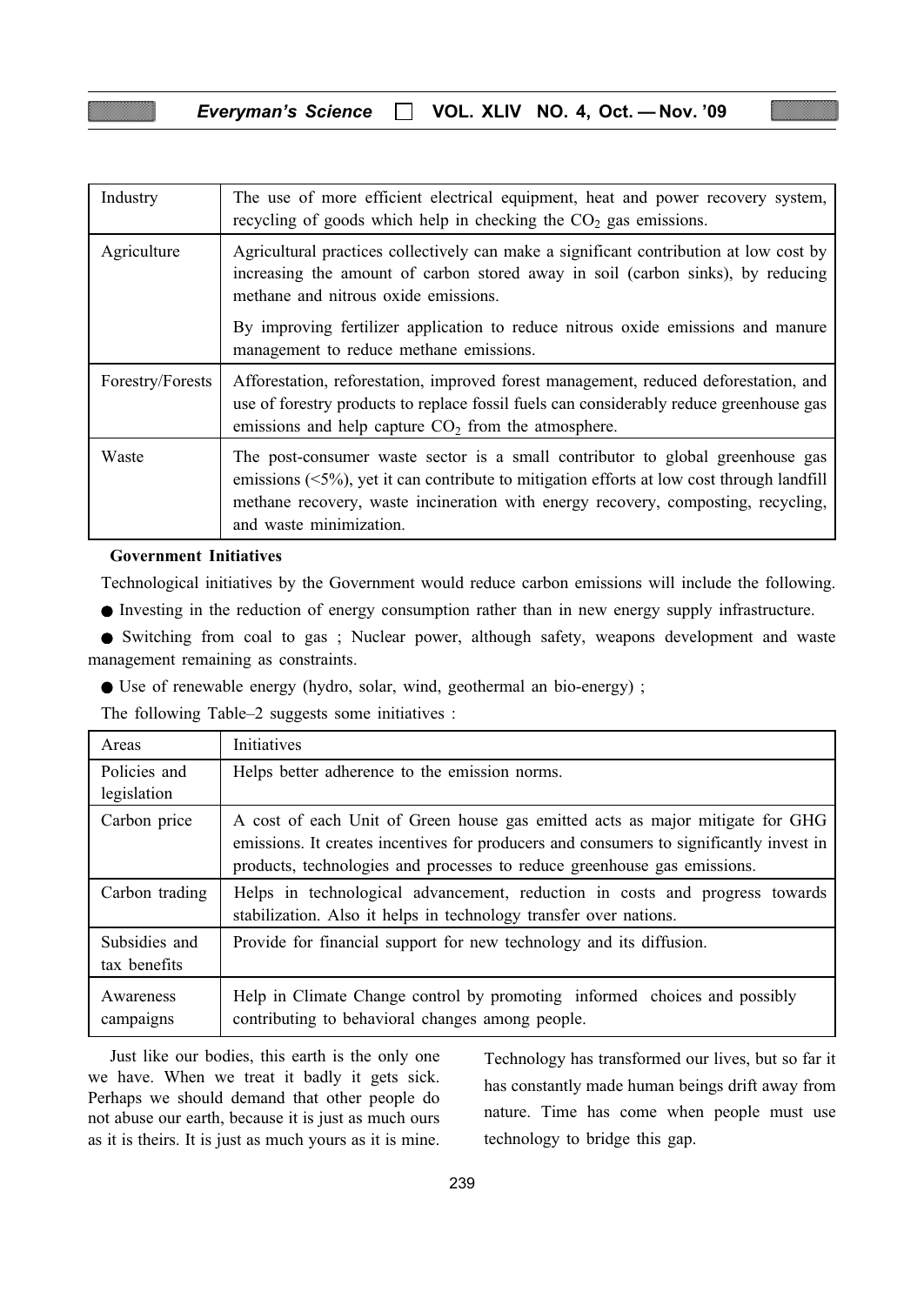| | |
|---|---|
| Industry | The use of more efficient electrical equipment, heat and power recovery system, recycling of goods which help in checking the $CO_2$ gas emissions. |
| Agriculture | Agricultural practices collectively can make a significant contribution at low cost by increasing the amount of carbon stored away in soil (carbon sinks), by reducing methane and nitrous oxide emissions. By improving fertilizer application to reduce nitrous oxide emissions and manure management to reduce methane emissions. |
| Forestry/Forests | Afforestation, reforestation, improved forest management, reduced deforestation, and use of forestry products to replace fossil fuels can considerably reduce greenhouse gas emissions and help capture $CO_2$ from the atmosphere. |
| Waste | The post-consumer waste sector is a small contributor to global greenhouse gas emissions (<5%), yet it can contribute to mitigation efforts at low cost through landfill methane recovery, waste incineration with energy recovery, composting, recycling, and waste minimization. |

**Government Initiatives**

Technological initiatives by the Government would reduce carbon emissions will include the following.

- Investing in the reduction of energy consumption rather than in new energy supply infrastructure.
- Switching from coal to gas ; Nuclear power, although safety, weapons development and waste management remaining as constraints.
- Use of renewable energy (hydro, solar, wind, geothermal an bio-energy) ;

The following Table–2 suggests some initiatives :

| Areas | Initiatives |
|---|---|
| Policies and legislation | Helps better adherence to the emission norms. |
| Carbon price | A cost of each Unit of Green house gas emitted acts as major mitigate for GHG emissions. It creates incentives for producers and consumers to significantly invest in products, technologies and processes to reduce greenhouse gas emissions. |
| Carbon trading | Helps in technological advancement, reduction in costs and progress towards stabilization. Also it helps in technology transfer over nations. |
| Subsidies and tax benefits | Provide for financial support for new technology and its diffusion. |
| Awareness campaigns | Help in Climate Change control by promoting informed choices and possibly contributing to behavioral changes among people. |

Just like our bodies, this earth is the only one we have. When we treat it badly it gets sick. Perhaps we should demand that other people do not abuse our earth, because it is just as much ours as it is theirs. It is just as much yours as it is mine. Technology has transformed our lives, but so far it has constantly made human beings drift away from nature. Time has come when people must use technology to bridge this gap.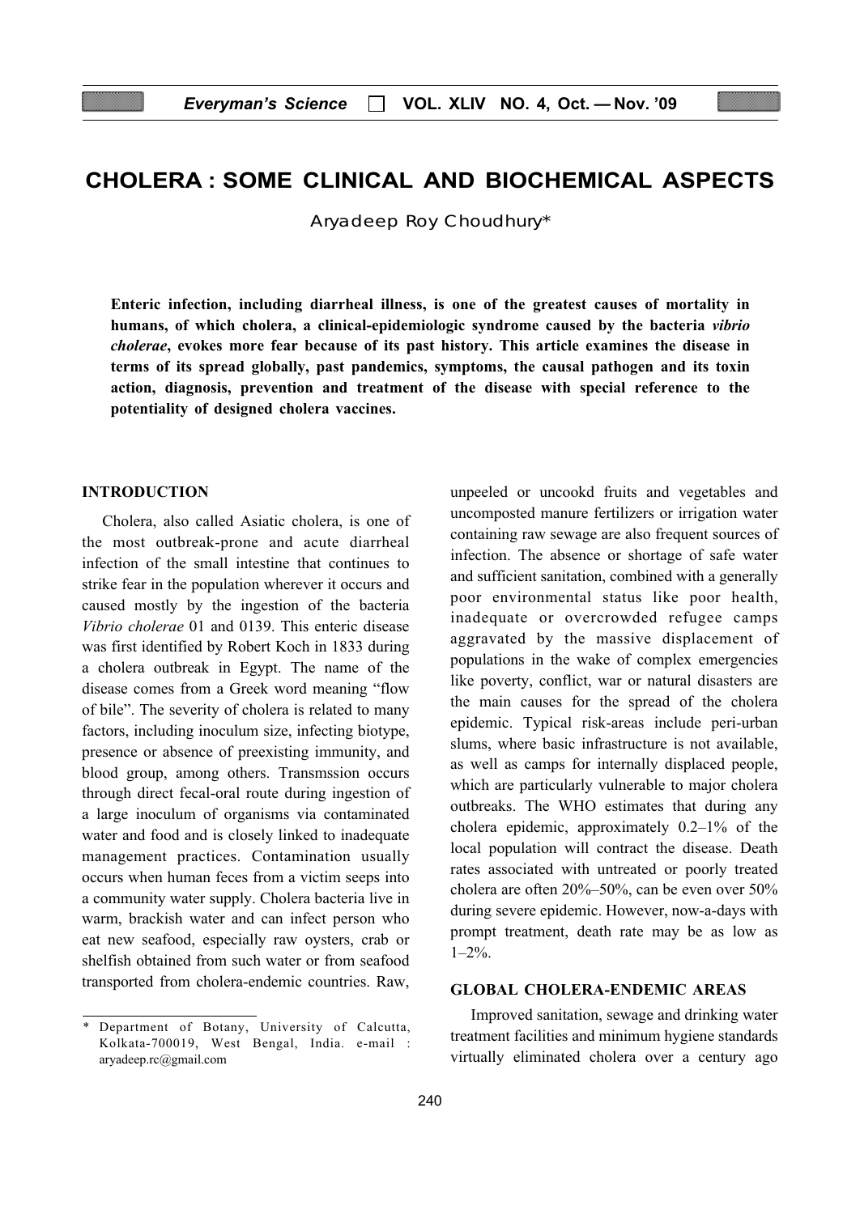# CHOLERA : SOME CLINICAL AND BIOCHEMICAL ASPECTS

Aryadeep Roy Choudhury*

**Enteric infection, including diarrheal illness, is one of the greatest causes of mortality in humans, of which cholera, a clinical-epidemiologic syndrome caused by the bacteria *vibrio cholerae*, evokes more fear because of its past history. This article examines the disease in terms of its spread globally, past pandemics, symptoms, the causal pathogen and its toxin action, diagnosis, prevention and treatment of the disease with special reference to the potentiality of designed cholera vaccines.**

## INTRODUCTION

Cholera, also called Asiatic cholera, is one of the most outbreak-prone and acute diarrheal infection of the small intestine that continues to strike fear in the population wherever it occurs and caused mostly by the ingestion of the bacteria *Vibrio cholerae* 01 and 0139. This enteric disease was first identified by Robert Koch in 1833 during a cholera outbreak in Egypt. The name of the disease comes from a Greek word meaning "flow of bile". The severity of cholera is related to many factors, including inoculum size, infecting biotype, presence or absence of preexisting immunity, and blood group, among others. Transmssion occurs through direct fecal-oral route during ingestion of a large inoculum of organisms via contaminated water and food and is closely linked to inadequate management practices. Contamination usually occurs when human feces from a victim seeps into a community water supply. Cholera bacteria live in warm, brackish water and can infect person who eat new seafood, especially raw oysters, crab or shelfish obtained from such water or from seafood transported from cholera-endemic countries. Raw, unpeeled or uncookd fruits and vegetables and uncomposted manure fertilizers or irrigation water containing raw sewage are also frequent sources of infection. The absence or shortage of safe water and sufficient sanitation, combined with a generally poor environmental status like poor health, inadequate or overcrowded refugee camps aggravated by the massive displacement of populations in the wake of complex emergencies like poverty, conflict, war or natural disasters are the main causes for the spread of the cholera epidemic. Typical risk-areas include peri-urban slums, where basic infrastructure is not available, as well as camps for internally displaced people, which are particularly vulnerable to major cholera outbreaks. The WHO estimates that during any cholera epidemic, approximately 0.2–1% of the local population will contract the disease. Death rates associated with untreated or poorly treated cholera are often 20%–50%, can be even over 50% during severe epidemic. However, now-a-days with prompt treatment, death rate may be as low as 1–2%.

## GLOBAL CHOLERA-ENDEMIC AREAS

Improved sanitation, sewage and drinking water treatment facilities and minimum hygiene standards virtually eliminated cholera over a century ago

---

* Department of Botany, University of Calcutta, Kolkata-700019, West Bengal, India. e-mail : aryadeep.rc@gmail.com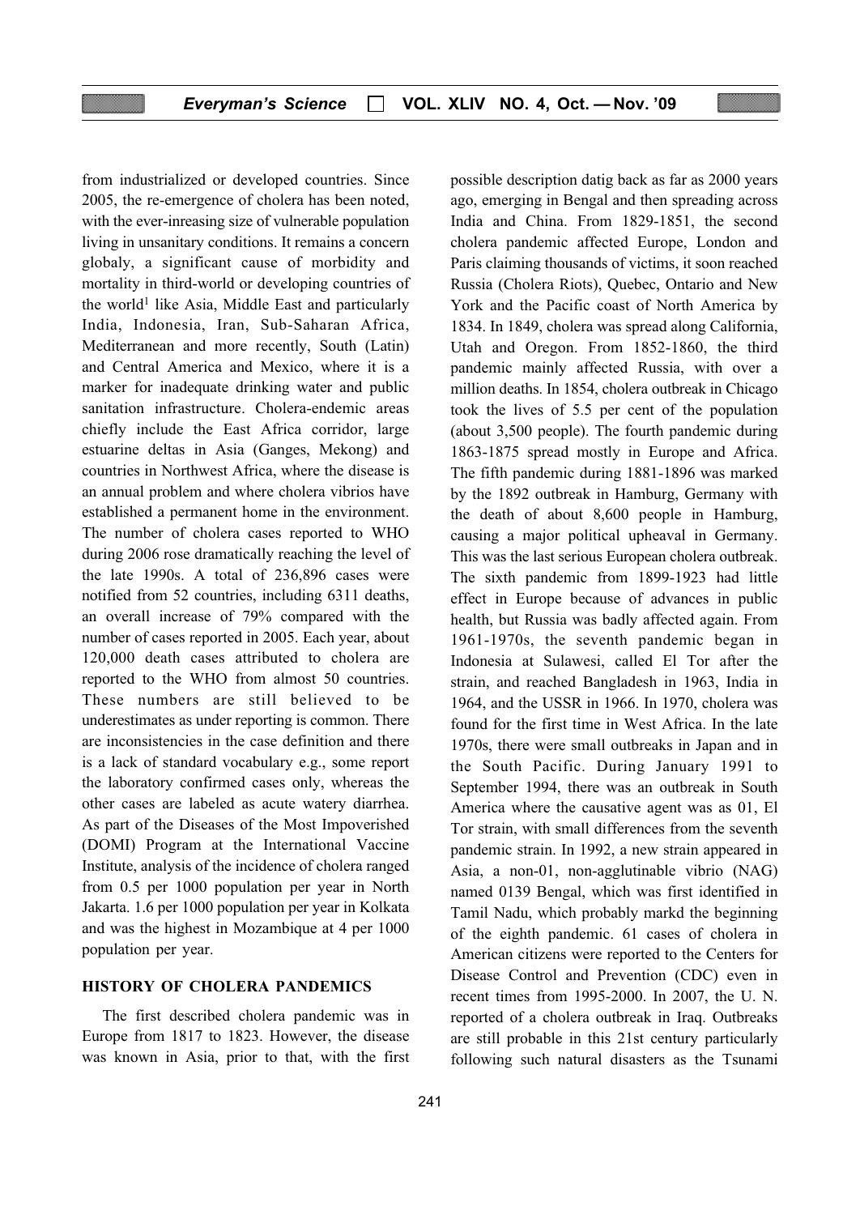from industrialized or developed countries. Since 2005, the re-emergence of cholera has been noted, with the ever-inreasing size of vulnerable population living in unsanitary conditions. It remains a concern globaly, a significant cause of morbidity and mortality in third-world or developing countries of the world[1] like Asia, Middle East and particularly India, Indonesia, Iran, Sub-Saharan Africa, Mediterranean and more recently, South (Latin) and Central America and Mexico, where it is a marker for inadequate drinking water and public sanitation infrastructure. Cholera-endemic areas chiefly include the East Africa corridor, large estuarine deltas in Asia (Ganges, Mekong) and countries in Northwest Africa, where the disease is an annual problem and where cholera vibrios have established a permanent home in the environment. The number of cholera cases reported to WHO during 2006 rose dramatically reaching the level of the late 1990s. A total of 236,896 cases were notified from 52 countries, including 6311 deaths, an overall increase of 79% compared with the number of cases reported in 2005. Each year, about 120,000 death cases attributed to cholera are reported to the WHO from almost 50 countries. These numbers are still believed to be underestimates as under reporting is common. There are inconsistencies in the case definition and there is a lack of standard vocabulary e.g., some report the laboratory confirmed cases only, whereas the other cases are labeled as acute watery diarrhea. As part of the Diseases of the Most Impoverished (DOMI) Program at the International Vaccine Institute, analysis of the incidence of cholera ranged from 0.5 per 1000 population per year in North Jakarta. 1.6 per 1000 population per year in Kolkata and was the highest in Mozambique at 4 per 1000 population per year.

## HISTORY OF CHOLERA PANDEMICS

The first described cholera pandemic was in Europe from 1817 to 1823. However, the disease was known in Asia, prior to that, with the first possible description datig back as far as 2000 years ago, emerging in Bengal and then spreading across India and China. From 1829-1851, the second cholera pandemic affected Europe, London and Paris claiming thousands of victims, it soon reached Russia (Cholera Riots), Quebec, Ontario and New York and the Pacific coast of North America by 1834. In 1849, cholera was spread along California, Utah and Oregon. From 1852-1860, the third pandemic mainly affected Russia, with over a million deaths. In 1854, cholera outbreak in Chicago took the lives of 5.5 per cent of the population (about 3,500 people). The fourth pandemic during 1863-1875 spread mostly in Europe and Africa. The fifth pandemic during 1881-1896 was marked by the 1892 outbreak in Hamburg, Germany with the death of about 8,600 people in Hamburg, causing a major political upheaval in Germany. This was the last serious European cholera outbreak. The sixth pandemic from 1899-1923 had little effect in Europe because of advances in public health, but Russia was badly affected again. From 1961-1970s, the seventh pandemic began in Indonesia at Sulawesi, called El Tor after the strain, and reached Bangladesh in 1963, India in 1964, and the USSR in 1966. In 1970, cholera was found for the first time in West Africa. In the late 1970s, there were small outbreaks in Japan and in the South Pacific. During January 1991 to September 1994, there was an outbreak in South America where the causative agent was as 01, El Tor strain, with small differences from the seventh pandemic strain. In 1992, a new strain appeared in Asia, a non-01, non-agglutinable vibrio (NAG) named 0139 Bengal, which was first identified in Tamil Nadu, which probably markd the beginning of the eighth pandemic. 61 cases of cholera in American citizens were reported to the Centers for Disease Control and Prevention (CDC) even in recent times from 1995-2000. In 2007, the U. N. reported of a cholera outbreak in Iraq. Outbreaks are still probable in this 21st century particularly following such natural disasters as the Tsunami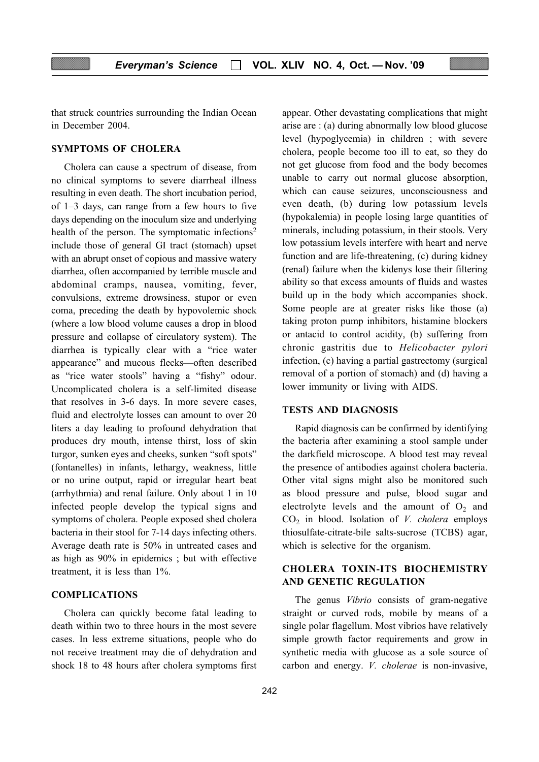that struck countries surrounding the Indian Ocean in December 2004.

## SYMPTOMS OF CHOLERA

Cholera can cause a spectrum of disease, from no clinical symptoms to severe diarrheal illness resulting in even death. The short incubation period, of 1–3 days, can range from a few hours to five days depending on the inoculum size and underlying health of the person. The symptomatic infections[2] include those of general GI tract (stomach) upset with an abrupt onset of copious and massive watery diarrhea, often accompanied by terrible muscle and abdominal cramps, nausea, vomiting, fever, convulsions, extreme drowsiness, stupor or even coma, preceding the death by hypovolemic shock (where a low blood volume causes a drop in blood pressure and collapse of circulatory system). The diarrhea is typically clear with a "rice water appearance" and mucous flecks—often described as "rice water stools" having a "fishy" odour. Uncomplicated cholera is a self-limited disease that resolves in 3-6 days. In more severe cases, fluid and electrolyte losses can amount to over 20 liters a day leading to profound dehydration that produces dry mouth, intense thirst, loss of skin turgor, sunken eyes and cheeks, sunken "soft spots" (fontanelles) in infants, lethargy, weakness, little or no urine output, rapid or irregular heart beat (arrhythmia) and renal failure. Only about 1 in 10 infected people develop the typical signs and symptoms of cholera. People exposed shed cholera bacteria in their stool for 7-14 days infecting others. Average death rate is 50% in untreated cases and as high as 90% in epidemics ; but with effective treatment, it is less than 1%.

## COMPLICATIONS

Cholera can quickly become fatal leading to death within two to three hours in the most severe cases. In less extreme situations, people who do not receive treatment may die of dehydration and shock 18 to 48 hours after cholera symptoms first appear. Other devastating complications that might arise are : (a) during abnormally low blood glucose level (hypoglycemia) in children ; with severe cholera, people become too ill to eat, so they do not get glucose from food and the body becomes unable to carry out normal glucose absorption, which can cause seizures, unconsciousness and even death, (b) during low potassium levels (hypokalemia) in people losing large quantities of minerals, including potassium, in their stools. Very low potassium levels interfere with heart and nerve function and are life-threatening, (c) during kidney (renal) failure when the kidenys lose their filtering ability so that excess amounts of fluids and wastes build up in the body which accompanies shock. Some people are at greater risks like those (a) taking proton pump inhibitors, histamine blockers or antacid to control acidity, (b) suffering from chronic gastritis due to *Helicobacter pylori* infection, (c) having a partial gastrectomy (surgical removal of a portion of stomach) and (d) having a lower immunity or living with AIDS.

## TESTS AND DIAGNOSIS

Rapid diagnosis can be confirmed by identifying the bacteria after examining a stool sample under the darkfield microscope. A blood test may reveal the presence of antibodies against cholera bacteria. Other vital signs might also be monitored such as blood pressure and pulse, blood sugar and electrolyte levels and the amount of $O_2$ and $CO_2$ in blood. Isolation of *V. cholera* employs thiosulfate-citrate-bile salts-sucrose (TCBS) agar, which is selective for the organism.

## CHOLERA TOXIN-ITS BIOCHEMISTRY AND GENETIC REGULATION

The genus *Vibrio* consists of gram-negative straight or curved rods, mobile by means of a single polar flagellum. Most vibrios have relatively simple growth factor requirements and grow in synthetic media with glucose as a sole source of carbon and energy. *V. cholerae* is non-invasive,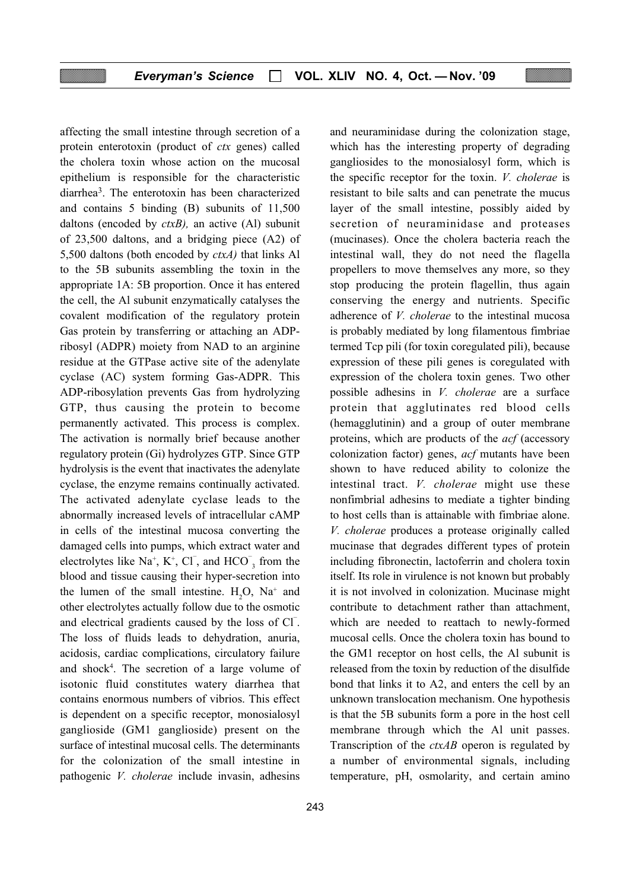affecting the small intestine through secretion of a protein enterotoxin (product of *ctx* genes) called the cholera toxin whose action on the mucosal epithelium is responsible for the characteristic diarrhea[3]. The enterotoxin has been characterized and contains 5 binding (B) subunits of 11,500 daltons (encoded by *ctxB),* an active (Al) subunit of 23,500 daltons, and a bridging piece (A2) of 5,500 daltons (both encoded by *ctxA)* that links Al to the 5B subunits assembling the toxin in the appropriate 1A: 5B proportion. Once it has entered the cell, the Al subunit enzymatically catalyses the covalent modification of the regulatory protein Gas protein by transferring or attaching an ADP-ribosyl (ADPR) moiety from NAD to an arginine residue at the GTPase active site of the adenylate cyclase (AC) system forming Gas-ADPR. This ADP-ribosylation prevents Gas from hydrolyzing GTP, thus causing the protein to become permanently activated. This process is complex. The activation is normally brief because another regulatory protein (Gi) hydrolyzes GTP. Since GTP hydrolysis is the event that inactivates the adenylate cyclase, the enzyme remains continually activated. The activated adenylate cyclase leads to the abnormally increased levels of intracellular cAMP in cells of the intestinal mucosa converting the damaged cells into pumps, which extract water and electrolytes like $Na^+$, $K^+$, $Cl^-$, and $HCO_3^-$ from the blood and tissue causing their hyper-secretion into the lumen of the small intestine. $H_2O$, $Na^+$ and other electrolytes actually follow due to the osmotic and electrical gradients caused by the loss of $Cl^-$. The loss of fluids leads to dehydration, anuria, acidosis, cardiac complications, circulatory failure and shock[4]. The secretion of a large volume of isotonic fluid constitutes watery diarrhea that contains enormous numbers of vibrios. This effect is dependent on a specific receptor, monosialosyl ganglioside (GM1 ganglioside) present on the surface of intestinal mucosal cells. The determinants for the colonization of the small intestine in pathogenic *V. cholerae* include invasin, adhesins and neuraminidase during the colonization stage, which has the interesting property of degrading gangliosides to the monosialosyl form, which is the specific receptor for the toxin. *V. cholerae* is resistant to bile salts and can penetrate the mucus layer of the small intestine, possibly aided by secretion of neuraminidase and proteases (mucinases). Once the cholera bacteria reach the intestinal wall, they do not need the flagella propellers to move themselves any more, so they stop producing the protein flagellin, thus again conserving the energy and nutrients. Specific adherence of *V. cholerae* to the intestinal mucosa is probably mediated by long filamentous fimbriae termed Tcp pili (for toxin coregulated pili), because expression of these pili genes is coregulated with expression of the cholera toxin genes. Two other possible adhesins in *V. cholerae* are a surface protein that agglutinates red blood cells (hemagglutinin) and a group of outer membrane proteins, which are products of the *acf* (accessory colonization factor) genes, *acf* mutants have been shown to have reduced ability to colonize the intestinal tract. *V. cholerae* might use these nonfimbrial adhesins to mediate a tighter binding to host cells than is attainable with fimbriae alone. *V. cholerae* produces a protease originally called mucinase that degrades different types of protein including fibronectin, lactoferrin and cholera toxin itself. Its role in virulence is not known but probably it is not involved in colonization. Mucinase might contribute to detachment rather than attachment, which are needed to reattach to newly-formed mucosal cells. Once the cholera toxin has bound to the GM1 receptor on host cells, the Al subunit is released from the toxin by reduction of the disulfide bond that links it to A2, and enters the cell by an unknown translocation mechanism. One hypothesis is that the 5B subunits form a pore in the host cell membrane through which the Al unit passes. Transcription of the *ctxAB* operon is regulated by a number of environmental signals, including temperature, pH, osmolarity, and certain amino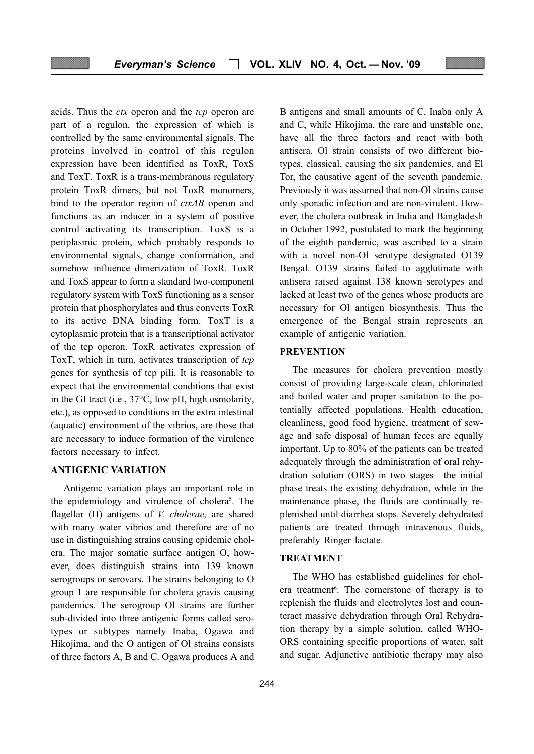acids. Thus the *ctx* operon and the *tcp* operon are part of a regulon, the expression of which is controlled by the same environmental signals. The proteins involved in control of this regulon expression have been identified as ToxR, ToxS and ToxT. ToxR is a trans-membranous regulatory protein ToxR dimers, but not ToxR monomers, bind to the operator region of *ctxAB* operon and functions as an inducer in a system of positive control activating its transcription. ToxS is a periplasmic protein, which probably responds to environmental signals, change conformation, and somehow influence dimerization of ToxR. ToxR and ToxS appear to form a standard two-component regulatory system with ToxS functioning as a sensor protein that phosphorylates and thus converts ToxR to its active DNA binding form. ToxT is a cytoplasmic protein that is a transcriptional activator of the tcp operon. ToxR activates expression of ToxT, which in turn, activates transcription of *tcp* genes for synthesis of tcp pili. It is reasonable to expect that the environmental conditions that exist in the GI tract (i.e., 37°C, low pH, high osmolarity, etc.), as opposed to conditions in the extra intestinal (aquatic) environment of the vibrios, are those that are necessary to induce formation of the virulence factors necessary to infect.

## ANTIGENIC VARIATION

Antigenic variation plays an important role in the epidemiology and virulence of cholera[5]. The flagellar (H) antigens of *V. cholerae,* are shared with many water vibrios and therefore are of no use in distinguishing strains causing epidemic cholera. The major somatic surface antigen O, however, does distinguish strains into 139 known serogroups or serovars. The strains belonging to O group 1 are responsible for cholera gravis causing pandemics. The serogroup Ol strains are further sub-divided into three antigenic forms called serotypes or subtypes namely Inaba, Ogawa and Hikojima, and the O antigen of Ol strains consists of three factors A, B and C. Ogawa produces A and B antigens and small amounts of C, Inaba only A and C, while Hikojima, the rare and unstable one, have all the three factors and react with both antisera. Ol strain consists of two different biotypes, classical, causing the six pandemics, and El Tor, the causative agent of the seventh pandemic. Previously it was assumed that non-Ol strains cause only sporadic infection and are non-virulent. However, the cholera outbreak in India and Bangladesh in October 1992, postulated to mark the beginning of the eighth pandemic, was ascribed to a strain with a novel non-Ol serotype designated O139 Bengal. O139 strains failed to agglutinate with antisera raised against 138 known serotypes and lacked at least two of the genes whose products are necessary for Ol antigen biosynthesis. Thus the emergence of the Bengal strain represents an example of antigenic variation.

## PREVENTION

The measures for cholera prevention mostly consist of providing large-scale clean, chlorinated and boiled water and proper sanitation to the potentially affected populations. Health education, cleanliness, good food hygiene, treatment of sewage and safe disposal of human feces are equally important. Up to 80% of the patients can be treated adequately through the administration of oral rehydration solution (ORS) in two stages—the initial phase treats the existing dehydration, while in the maintenance phase, the fluids are continually replenished until diarrhea stops. Severely dehydrated patients are treated through intravenous fluids, preferably Ringer lactate.

## TREATMENT

The WHO has established guidelines for cholera treatment[6]. The cornerstone of therapy is to replenish the fluids and electrolytes lost and counteract massive dehydration through Oral Rehydration therapy by a simple solution, called WHO-ORS containing specific proportions of water, salt and sugar. Adjunctive antibiotic therapy may also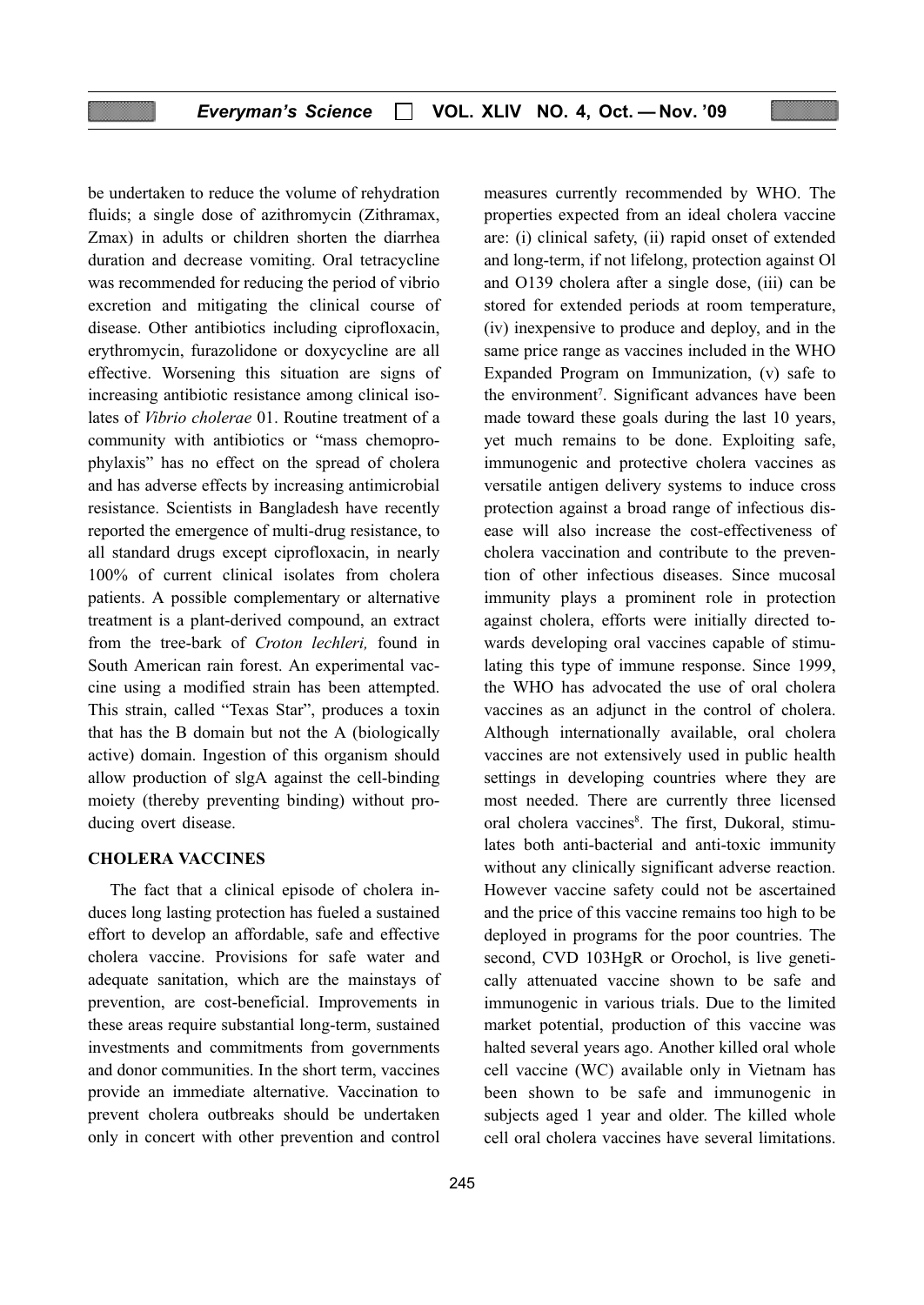be undertaken to reduce the volume of rehydration fluids; a single dose of azithromycin (Zithramax, Zmax) in adults or children shorten the diarrhea duration and decrease vomiting. Oral tetracycline was recommended for reducing the period of vibrio excretion and mitigating the clinical course of disease. Other antibiotics including ciprofloxacin, erythromycin, furazolidone or doxycycline are all effective. Worsening this situation are signs of increasing antibiotic resistance among clinical isolates of *Vibrio cholerae* 01. Routine treatment of a community with antibiotics or "mass chemoprophylaxis" has no effect on the spread of cholera and has adverse effects by increasing antimicrobial resistance. Scientists in Bangladesh have recently reported the emergence of multi-drug resistance, to all standard drugs except ciprofloxacin, in nearly 100% of current clinical isolates from cholera patients. A possible complementary or alternative treatment is a plant-derived compound, an extract from the tree-bark of *Croton lechleri,* found in South American rain forest. An experimental vaccine using a modified strain has been attempted. This strain, called "Texas Star", produces a toxin that has the B domain but not the A (biologically active) domain. Ingestion of this organism should allow production of slgA against the cell-binding moiety (thereby preventing binding) without producing overt disease.

## CHOLERA VACCINES

The fact that a clinical episode of cholera induces long lasting protection has fueled a sustained effort to develop an affordable, safe and effective cholera vaccine. Provisions for safe water and adequate sanitation, which are the mainstays of prevention, are cost-beneficial. Improvements in these areas require substantial long-term, sustained investments and commitments from governments and donor communities. In the short term, vaccines provide an immediate alternative. Vaccination to prevent cholera outbreaks should be undertaken only in concert with other prevention and control measures currently recommended by WHO. The properties expected from an ideal cholera vaccine are: (i) clinical safety, (ii) rapid onset of extended and long-term, if not lifelong, protection against Ol and O139 cholera after a single dose, (iii) can be stored for extended periods at room temperature, (iv) inexpensive to produce and deploy, and in the same price range as vaccines included in the WHO Expanded Program on Immunization, (v) safe to the environment[7]. Significant advances have been made toward these goals during the last 10 years, yet much remains to be done. Exploiting safe, immunogenic and protective cholera vaccines as versatile antigen delivery systems to induce cross protection against a broad range of infectious disease will also increase the cost-effectiveness of cholera vaccination and contribute to the prevention of other infectious diseases. Since mucosal immunity plays a prominent role in protection against cholera, efforts were initially directed towards developing oral vaccines capable of stimulating this type of immune response. Since 1999, the WHO has advocated the use of oral cholera vaccines as an adjunct in the control of cholera. Although internationally available, oral cholera vaccines are not extensively used in public health settings in developing countries where they are most needed. There are currently three licensed oral cholera vaccines[8]. The first, Dukoral, stimulates both anti-bacterial and anti-toxic immunity without any clinically significant adverse reaction. However vaccine safety could not be ascertained and the price of this vaccine remains too high to be deployed in programs for the poor countries. The second, CVD 103HgR or Orochol, is live genetically attenuated vaccine shown to be safe and immunogenic in various trials. Due to the limited market potential, production of this vaccine was halted several years ago. Another killed oral whole cell vaccine (WC) available only in Vietnam has been shown to be safe and immunogenic in subjects aged 1 year and older. The killed whole cell oral cholera vaccines have several limitations.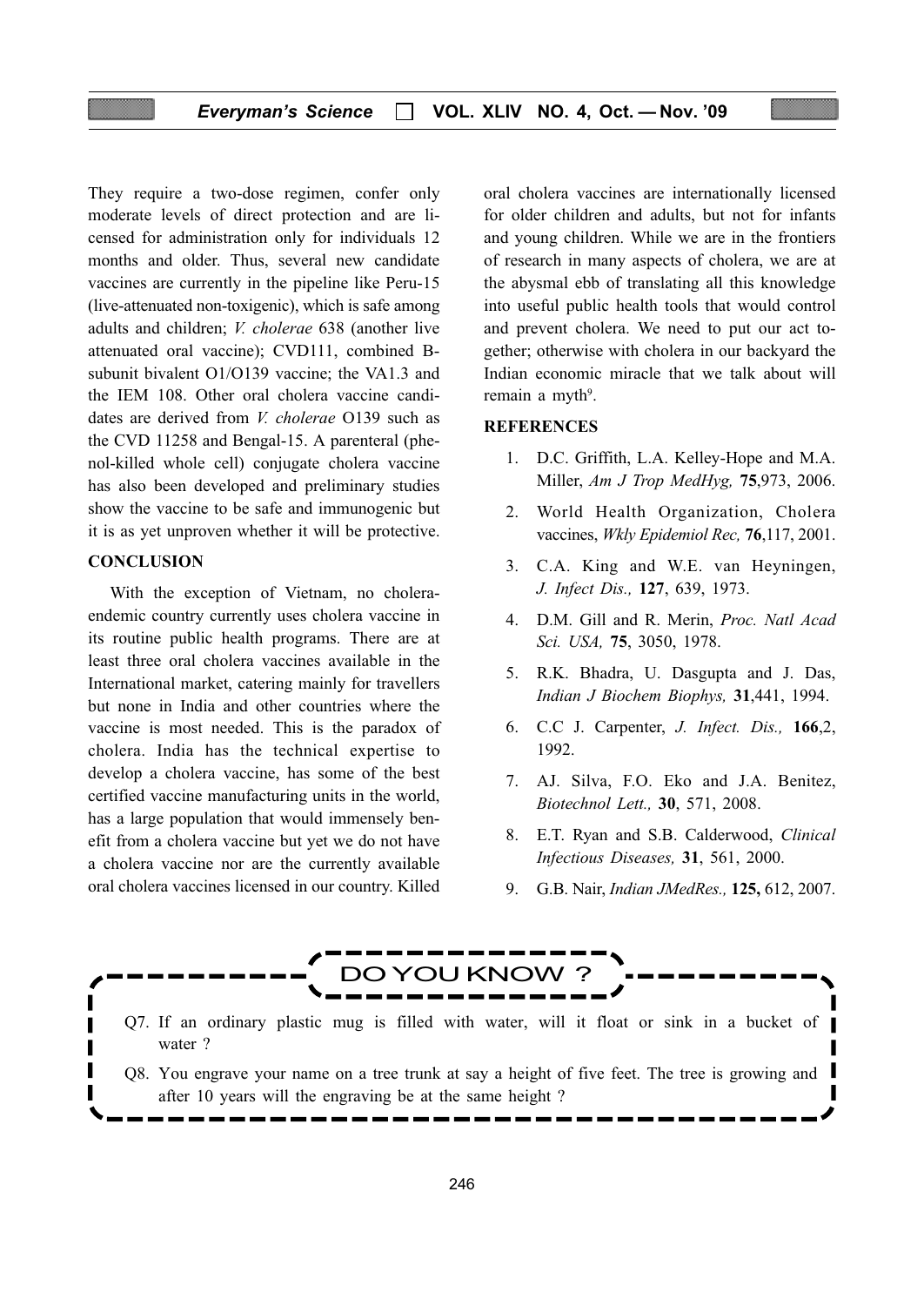They require a two-dose regimen, confer only moderate levels of direct protection and are licensed for administration only for individuals 12 months and older. Thus, several new candidate vaccines are currently in the pipeline like Peru-15 (live-attenuated non-toxigenic), which is safe among adults and children; *V. cholerae* 638 (another live attenuated oral vaccine); CVD111, combined B-subunit bivalent O1/O139 vaccine; the VA1.3 and the IEM 108. Other oral cholera vaccine candidates are derived from *V. cholerae* O139 such as the CVD 11258 and Bengal-15. A parenteral (phenol-killed whole cell) conjugate cholera vaccine has also been developed and preliminary studies show the vaccine to be safe and immunogenic but it is as yet unproven whether it will be protective.

**CONCLUSION**

With the exception of Vietnam, no cholera-endemic country currently uses cholera vaccine in its routine public health programs. There are at least three oral cholera vaccines available in the International market, catering mainly for travellers but none in India and other countries where the vaccine is most needed. This is the paradox of cholera. India has the technical expertise to develop a cholera vaccine, has some of the best certified vaccine manufacturing units in the world, has a large population that would immensely benefit from a cholera vaccine but yet we do not have a cholera vaccine nor are the currently available oral cholera vaccines licensed in our country. Killed oral cholera vaccines are internationally licensed for older children and adults, but not for infants and young children. While we are in the frontiers of research in many aspects of cholera, we are at the abysmal ebb of translating all this knowledge into useful public health tools that would control and prevent cholera. We need to put our act together; otherwise with cholera in our backyard the Indian economic miracle that we talk about will remain a myth[9].

**REFERENCES**

1. D.C. Griffith, L.A. Kelley-Hope and M.A. Miller, *Am J Trop MedHyg,* **75**,973, 2006.
2. World Health Organization, Cholera vaccines, *Wkly Epidemiol Rec,* **76**,117, 2001.
3. C.A. King and W.E. van Heyningen, *J. Infect Dis.,* **127**, 639, 1973.
4. D.M. Gill and R. Merin, *Proc. Natl Acad Sci. USA,* **75**, 3050, 1978.
5. R.K. Bhadra, U. Dasgupta and J. Das, *Indian J Biochem Biophys,* **31**,441, 1994.
6. C.C J. Carpenter, *J. Infect. Dis.,* **166**,2, 1992.
7. AJ. Silva, F.O. Eko and J.A. Benitez, *Biotechnol Lett.,* **30**, 571, 2008.
8. E.T. Ryan and S.B. Calderwood, *Clinical Infectious Diseases,* **31**, 561, 2000.
9. G.B. Nair, *Indian JMedRes.,* **125,** 612, 2007.

**DO YOU KNOW ?**

Q7. If an ordinary plastic mug is filled with water, will it float or sink in a bucket of water ?

Q8. You engrave your name on a tree trunk at say a height of five feet. The tree is growing and after 10 years will the engraving be at the same height ?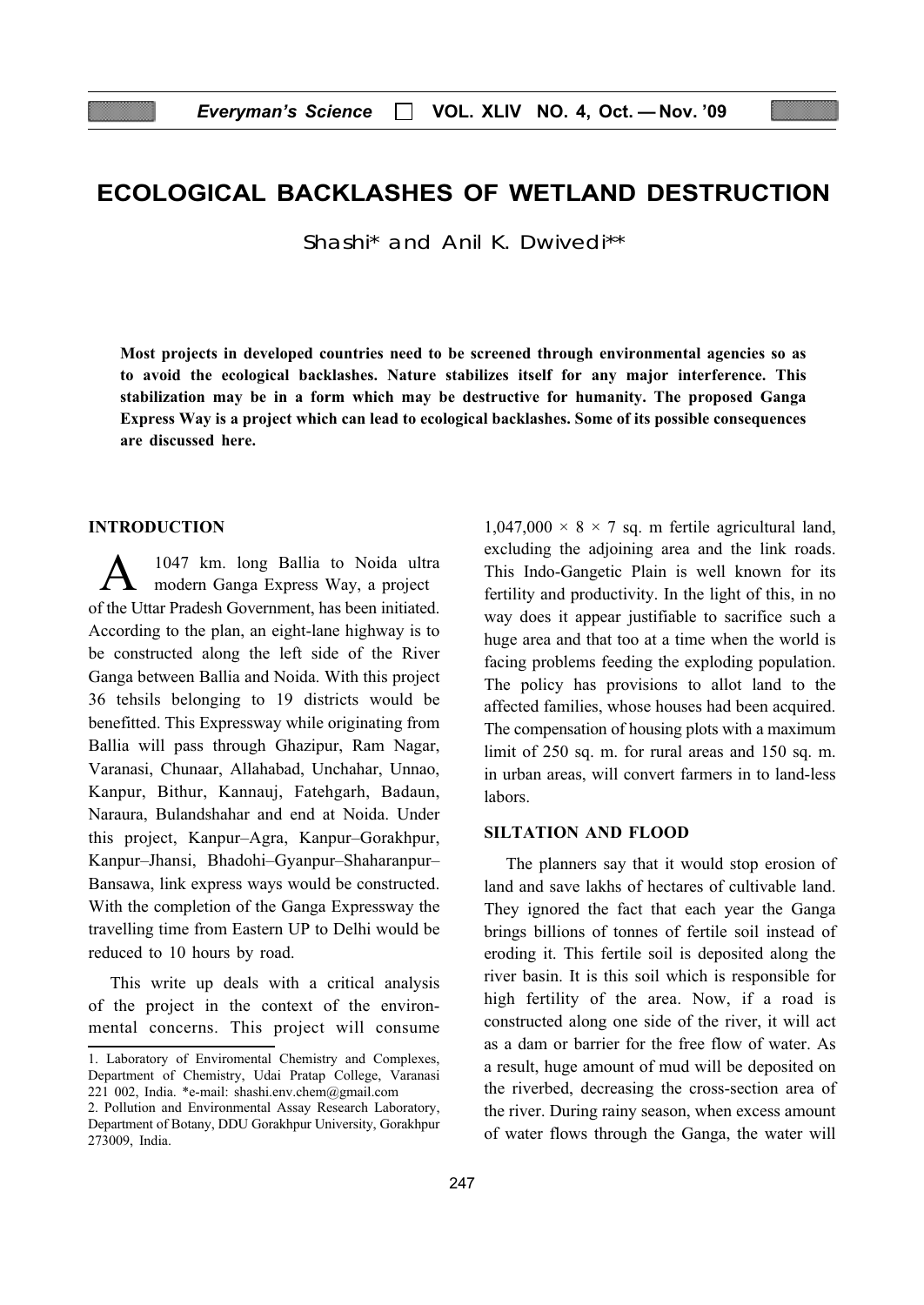# ECOLOGICAL BACKLASHES OF WETLAND DESTRUCTION

Shashi* and Anil K. Dwivedi**

**Most projects in developed countries need to be screened through environmental agencies so as to avoid the ecological backlashes. Nature stabilizes itself for any major interference. This stabilization may be in a form which may be destructive for humanity. The proposed Ganga Express Way is a project which can lead to ecological backlashes. Some of its possible consequences are discussed here.**

## INTRODUCTION

A 1047 km. long Ballia to Noida ultra modern Ganga Express Way, a project of the Uttar Pradesh Government, has been initiated. According to the plan, an eight-lane highway is to be constructed along the left side of the River Ganga between Ballia and Noida. With this project 36 tehsils belonging to 19 districts would be benefitted. This Expressway while originating from Ballia will pass through Ghazipur, Ram Nagar, Varanasi, Chunaar, Allahabad, Unchahar, Unnao, Kanpur, Bithur, Kannauj, Fatehgarh, Badaun, Naraura, Bulandshahar and end at Noida. Under this project, Kanpur–Agra, Kanpur–Gorakhpur, Kanpur–Jhansi, Bhadohi–Gyanpur–Shaharanpur–Bansawa, link express ways would be constructed. With the completion of the Ganga Expressway the travelling time from Eastern UP to Delhi would be reduced to 10 hours by road.

This write up deals with a critical analysis of the project in the context of the environmental concerns. This project will consume $1{,}047{,}000 \times 8 \times 7$ sq. m fertile agricultural land, excluding the adjoining area and the link roads. This Indo-Gangetic Plain is well known for its fertility and productivity. In the light of this, in no way does it appear justifiable to sacrifice such a huge area and that too at a time when the world is facing problems feeding the exploding population. The policy has provisions to allot land to the affected families, whose houses had been acquired. The compensation of housing plots with a maximum limit of 250 sq. m. for rural areas and 150 sq. m. in urban areas, will convert farmers in to land-less labors.

## SILTATION AND FLOOD

The planners say that it would stop erosion of land and save lakhs of hectares of cultivable land. They ignored the fact that each year the Ganga brings billions of tonnes of fertile soil instead of eroding it. This fertile soil is deposited along the river basin. It is this soil which is responsible for high fertility of the area. Now, if a road is constructed along one side of the river, it will act as a dam or barrier for the free flow of water. As a result, huge amount of mud will be deposited on the riverbed, decreasing the cross-section area of the river. During rainy season, when excess amount of water flows through the Ganga, the water will

---

1. Laboratory of Enviromental Chemistry and Complexes, Department of Chemistry, Udai Pratap College, Varanasi 221 002, India. *e-mail: shashi.env.chem@gmail.com
2. Pollution and Environmental Assay Research Laboratory, Department of Botany, DDU Gorakhpur University, Gorakhpur 273009, India.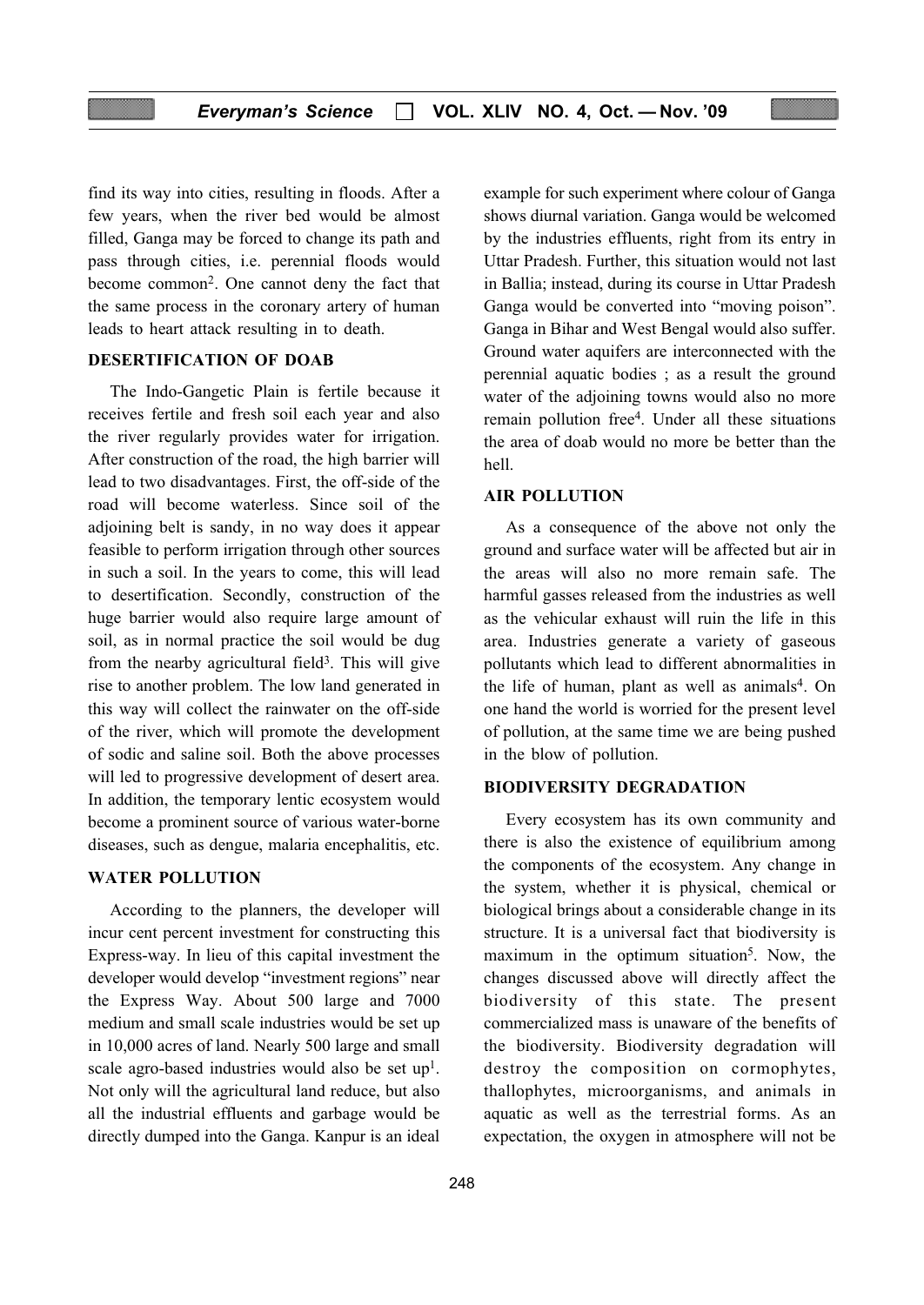find its way into cities, resulting in floods. After a few years, when the river bed would be almost filled, Ganga may be forced to change its path and pass through cities, i.e. perennial floods would become common[2]. One cannot deny the fact that the same process in the coronary artery of human leads to heart attack resulting in to death.

## DESERTIFICATION OF DOAB

The Indo-Gangetic Plain is fertile because it receives fertile and fresh soil each year and also the river regularly provides water for irrigation. After construction of the road, the high barrier will lead to two disadvantages. First, the off-side of the road will become waterless. Since soil of the adjoining belt is sandy, in no way does it appear feasible to perform irrigation through other sources in such a soil. In the years to come, this will lead to desertification. Secondly, construction of the huge barrier would also require large amount of soil, as in normal practice the soil would be dug from the nearby agricultural field[3]. This will give rise to another problem. The low land generated in this way will collect the rainwater on the off-side of the river, which will promote the development of sodic and saline soil. Both the above processes will led to progressive development of desert area. In addition, the temporary lentic ecosystem would become a prominent source of various water-borne diseases, such as dengue, malaria encephalitis, etc.

## WATER POLLUTION

According to the planners, the developer will incur cent percent investment for constructing this Express-way. In lieu of this capital investment the developer would develop "investment regions" near the Express Way. About 500 large and 7000 medium and small scale industries would be set up in 10,000 acres of land. Nearly 500 large and small scale agro-based industries would also be set up[1]. Not only will the agricultural land reduce, but also all the industrial effluents and garbage would be directly dumped into the Ganga. Kanpur is an ideal example for such experiment where colour of Ganga shows diurnal variation. Ganga would be welcomed by the industries effluents, right from its entry in Uttar Pradesh. Further, this situation would not last in Ballia; instead, during its course in Uttar Pradesh Ganga would be converted into "moving poison". Ganga in Bihar and West Bengal would also suffer. Ground water aquifers are interconnected with the perennial aquatic bodies ; as a result the ground water of the adjoining towns would also no more remain pollution free[4]. Under all these situations the area of doab would no more be better than the hell.

## AIR POLLUTION

As a consequence of the above not only the ground and surface water will be affected but air in the areas will also no more remain safe. The harmful gasses released from the industries as well as the vehicular exhaust will ruin the life in this area. Industries generate a variety of gaseous pollutants which lead to different abnormalities in the life of human, plant as well as animals[4]. On one hand the world is worried for the present level of pollution, at the same time we are being pushed in the blow of pollution.

## BIODIVERSITY DEGRADATION

Every ecosystem has its own community and there is also the existence of equilibrium among the components of the ecosystem. Any change in the system, whether it is physical, chemical or biological brings about a considerable change in its structure. It is a universal fact that biodiversity is maximum in the optimum situation[5]. Now, the changes discussed above will directly affect the biodiversity of this state. The present commercialized mass is unaware of the benefits of the biodiversity. Biodiversity degradation will destroy the composition on cormophytes, thallophytes, microorganisms, and animals in aquatic as well as the terrestrial forms. As an expectation, the oxygen in atmosphere will not be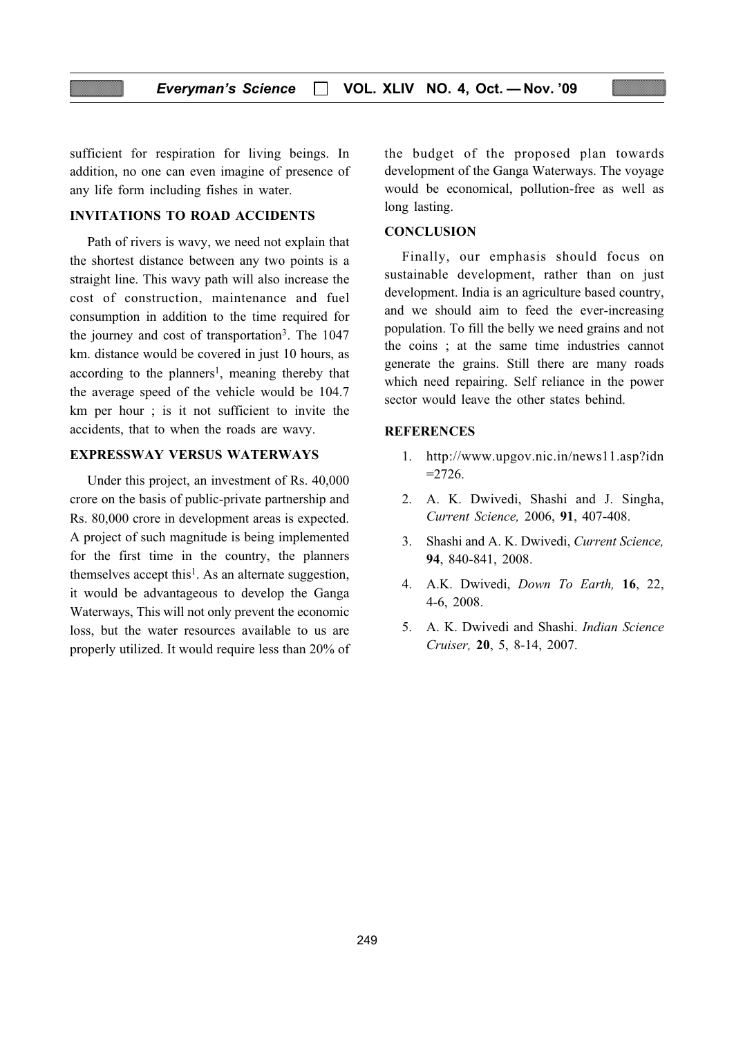sufficient for respiration for living beings. In addition, no one can even imagine of presence of any life form including fishes in water.

## INVITATIONS TO ROAD ACCIDENTS

Path of rivers is wavy, we need not explain that the shortest distance between any two points is a straight line. This wavy path will also increase the cost of construction, maintenance and fuel consumption in addition to the time required for the journey and cost of transportation[3]. The 1047 km. distance would be covered in just 10 hours, as according to the planners[1], meaning thereby that the average speed of the vehicle would be 104.7 km per hour ; is it not sufficient to invite the accidents, that to when the roads are wavy.

## EXPRESSWAY VERSUS WATERWAYS

Under this project, an investment of Rs. 40,000 crore on the basis of public-private partnership and Rs. 80,000 crore in development areas is expected. A project of such magnitude is being implemented for the first time in the country, the planners themselves accept this[1]. As an alternate suggestion, it would be advantageous to develop the Ganga Waterways, This will not only prevent the economic loss, but the water resources available to us are properly utilized. It would require less than 20% of the budget of the proposed plan towards development of the Ganga Waterways. The voyage would be economical, pollution-free as well as long lasting.

## CONCLUSION

Finally, our emphasis should focus on sustainable development, rather than on just development. India is an agriculture based country, and we should aim to feed the ever-increasing population. To fill the belly we need grains and not the coins ; at the same time industries cannot generate the grains. Still there are many roads which need repairing. Self reliance in the power sector would leave the other states behind.

## REFERENCES

1. http://www.upgov.nic.in/news11.asp?idn=2726.
2. A. K. Dwivedi, Shashi and J. Singha, *Current Science,* 2006, **91**, 407-408.
3. Shashi and A. K. Dwivedi, *Current Science,* **94**, 840-841, 2008.
4. A.K. Dwivedi, *Down To Earth,* **16**, 22, 4-6, 2008.
5. A. K. Dwivedi and Shashi. *Indian Science Cruiser,* **20**, 5, 8-14, 2007.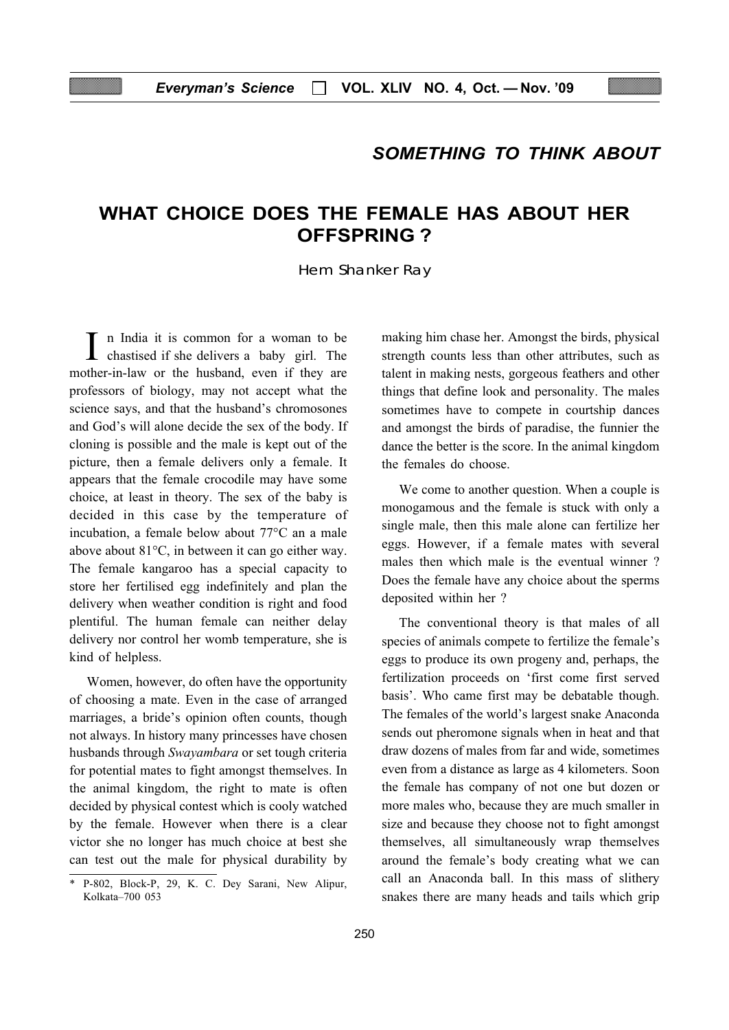## SOMETHING TO THINK ABOUT

# WHAT CHOICE DOES THE FEMALE HAS ABOUT HER OFFSPRING ?

Hem Shanker Ray

In India it is common for a woman to be chastised if she delivers a baby girl. The mother-in-law or the husband, even if they are professors of biology, may not accept what the science says, and that the husband's chromosones and God's will alone decide the sex of the body. If cloning is possible and the male is kept out of the picture, then a female delivers only a female. It appears that the female crocodile may have some choice, at least in theory. The sex of the baby is decided in this case by the temperature of incubation, a female below about 77°C an a male above about 81°C, in between it can go either way. The female kangaroo has a special capacity to store her fertilised egg indefinitely and plan the delivery when weather condition is right and food plentiful. The human female can neither delay delivery nor control her womb temperature, she is kind of helpless.

Women, however, do often have the opportunity of choosing a mate. Even in the case of arranged marriages, a bride's opinion often counts, though not always. In history many princesses have chosen husbands through *Swayambara* or set tough criteria for potential mates to fight amongst themselves. In the animal kingdom, the right to mate is often decided by physical contest which is cooly watched by the female. However when there is a clear victor she no longer has much choice at best she can test out the male for physical durability by making him chase her. Amongst the birds, physical strength counts less than other attributes, such as talent in making nests, gorgeous feathers and other things that define look and personality. The males sometimes have to compete in courtship dances and amongst the birds of paradise, the funnier the dance the better is the score. In the animal kingdom the females do choose.

We come to another question. When a couple is monogamous and the female is stuck with only a single male, then this male alone can fertilize her eggs. However, if a female mates with several males then which male is the eventual winner ? Does the female have any choice about the sperms deposited within her ?

The conventional theory is that males of all species of animals compete to fertilize the female's eggs to produce its own progeny and, perhaps, the fertilization proceeds on 'first come first served basis'. Who came first may be debatable though. The females of the world's largest snake Anaconda sends out pheromone signals when in heat and that draw dozens of males from far and wide, sometimes even from a distance as large as 4 kilometers. Soon the female has company of not one but dozen or more males who, because they are much smaller in size and because they choose not to fight amongst themselves, all simultaneously wrap themselves around the female's body creating what we can call an Anaconda ball. In this mass of slithery snakes there are many heads and tails which grip

---

\* P-802, Block-P, 29, K. C. Dey Sarani, New Alipur, Kolkata–700 053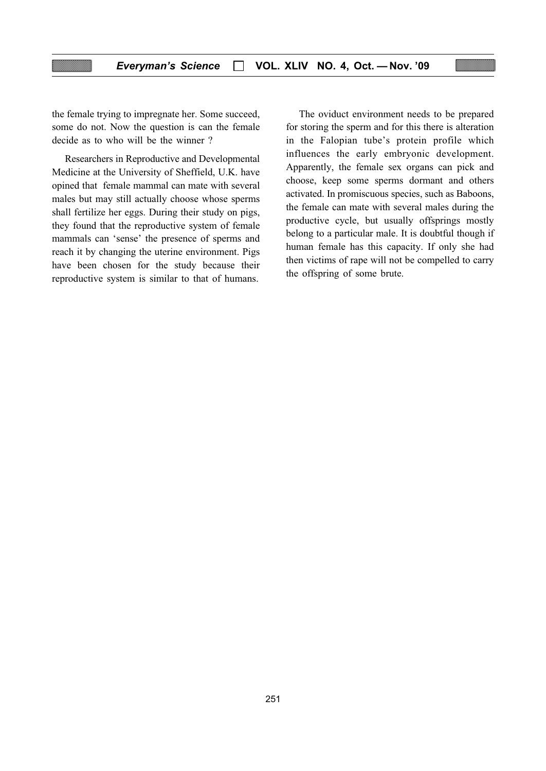the female trying to impregnate her. Some succeed, some do not. Now the question is can the female decide as to who will be the winner ?

Researchers in Reproductive and Developmental Medicine at the University of Sheffield, U.K. have opined that female mammal can mate with several males but may still actually choose whose sperms shall fertilize her eggs. During their study on pigs, they found that the reproductive system of female mammals can 'sense' the presence of sperms and reach it by changing the uterine environment. Pigs have been chosen for the study because their reproductive system is similar to that of humans.

The oviduct environment needs to be prepared for storing the sperm and for this there is alteration in the Falopian tube's protein profile which influences the early embryonic development. Apparently, the female sex organs can pick and choose, keep some sperms dormant and others activated. In promiscuous species, such as Baboons, the female can mate with several males during the productive cycle, but usually offsprings mostly belong to a particular male. It is doubtful though if human female has this capacity. If only she had then victims of rape will not be compelled to carry the offspring of some brute.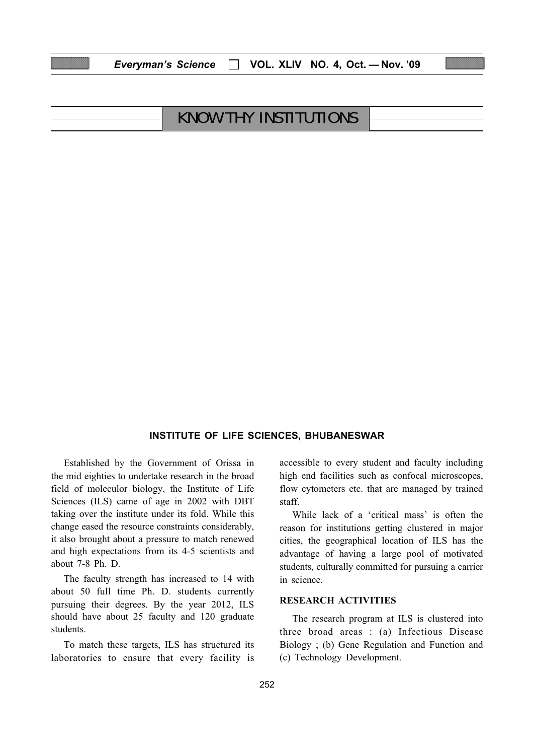# KNOW THY INSTITUTIONS

## INSTITUTE OF LIFE SCIENCES, BHUBANESWAR

Established by the Government of Orissa in the mid eighties to undertake research in the broad field of moleculor biology, the Institute of Life Sciences (ILS) came of age in 2002 with DBT taking over the institute under its fold. While this change eased the resource constraints considerably, it also brought about a pressure to match renewed and high expectations from its 4-5 scientists and about 7-8 Ph. D.

The faculty strength has increased to 14 with about 50 full time Ph. D. students currently pursuing their degrees. By the year 2012, ILS should have about 25 faculty and 120 graduate students.

To match these targets, ILS has structured its laboratories to ensure that every facility is accessible to every student and faculty including high end facilities such as confocal microscopes, flow cytometers etc. that are managed by trained staff.

While lack of a 'critical mass' is often the reason for institutions getting clustered in major cities, the geographical location of ILS has the advantage of having a large pool of motivated students, culturally committed for pursuing a carrier in science.

### RESEARCH ACTIVITIES

The research program at ILS is clustered into three broad areas : (a) Infectious Disease Biology ; (b) Gene Regulation and Function and (c) Technology Development.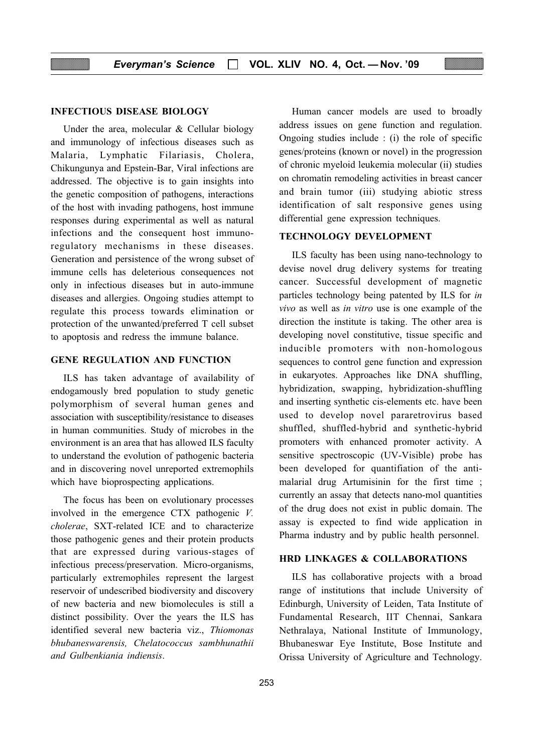## INFECTIOUS DISEASE BIOLOGY

Under the area, molecular & Cellular biology and immunology of infectious diseases such as Malaria, Lymphatic Filariasis, Cholera, Chikungunya and Epstein-Bar, Viral infections are addressed. The objective is to gain insights into the genetic composition of pathogens, interactions of the host with invading pathogens, host immune responses during experimental as well as natural infections and the consequent host immuno-regulatory mechanisms in these diseases. Generation and persistence of the wrong subset of immune cells has deleterious consequences not only in infectious diseases but in auto-immune diseases and allergies. Ongoing studies attempt to regulate this process towards elimination or protection of the unwanted/preferred T cell subset to apoptosis and redress the immune balance.

## GENE REGULATION AND FUNCTION

ILS has taken advantage of availability of endogamously bred population to study genetic polymorphism of several human genes and association with susceptibility/resistance to diseases in human communities. Study of microbes in the environment is an area that has allowed ILS faculty to understand the evolution of pathogenic bacteria and in discovering novel unreported extremophils which have bioprospecting applications.

The focus has been on evolutionary processes involved in the emergence CTX pathogenic *V. cholerae*, SXT-related ICE and to characterize those pathogenic genes and their protein products that are expressed during various-stages of infectious precess/preservation. Micro-organisms, particularly extremophiles represent the largest reservoir of undescribed biodiversity and discovery of new bacteria and new biomolecules is still a distinct possibility. Over the years the ILS has identified several new bacteria viz., *Thiomonas bhubaneswarensis, Chelatococcus sambhunathii and Gulbenkiania indiensis*.

Human cancer models are used to broadly address issues on gene function and regulation. Ongoing studies include : (i) the role of specific genes/proteins (known or novel) in the progression of chronic myeloid leukemia molecular (ii) studies on chromatin remodeling activities in breast cancer and brain tumor (iii) studying abiotic stress identification of salt responsive genes using differential gene expression techniques.

## TECHNOLOGY DEVELOPMENT

ILS faculty has been using nano-technology to devise novel drug delivery systems for treating cancer. Successful development of magnetic particles technology being patented by ILS for *in vivo* as well as *in vitro* use is one example of the direction the institute is taking. The other area is developing novel constitutive, tissue specific and inducible promoters with non-homologous sequences to control gene function and expression in eukaryotes. Approaches like DNA shuffling, hybridization, swapping, hybridization-shuffling and inserting synthetic cis-elements etc. have been used to develop novel pararetrovirus based shuffled, shuffled-hybrid and synthetic-hybrid promoters with enhanced promoter activity. A sensitive spectroscopic (UV-Visible) probe has been developed for quantifiation of the anti-malarial drug Artumisinin for the first time ; currently an assay that detects nano-mol quantities of the drug does not exist in public domain. The assay is expected to find wide application in Pharma industry and by public health personnel.

## HRD LINKAGES & COLLABORATIONS

ILS has collaborative projects with a broad range of institutions that include University of Edinburgh, University of Leiden, Tata Institute of Fundamental Research, IIT Chennai, Sankara Nethralaya, National Institute of Immunology, Bhubaneswar Eye Institute, Bose Institute and Orissa University of Agriculture and Technology.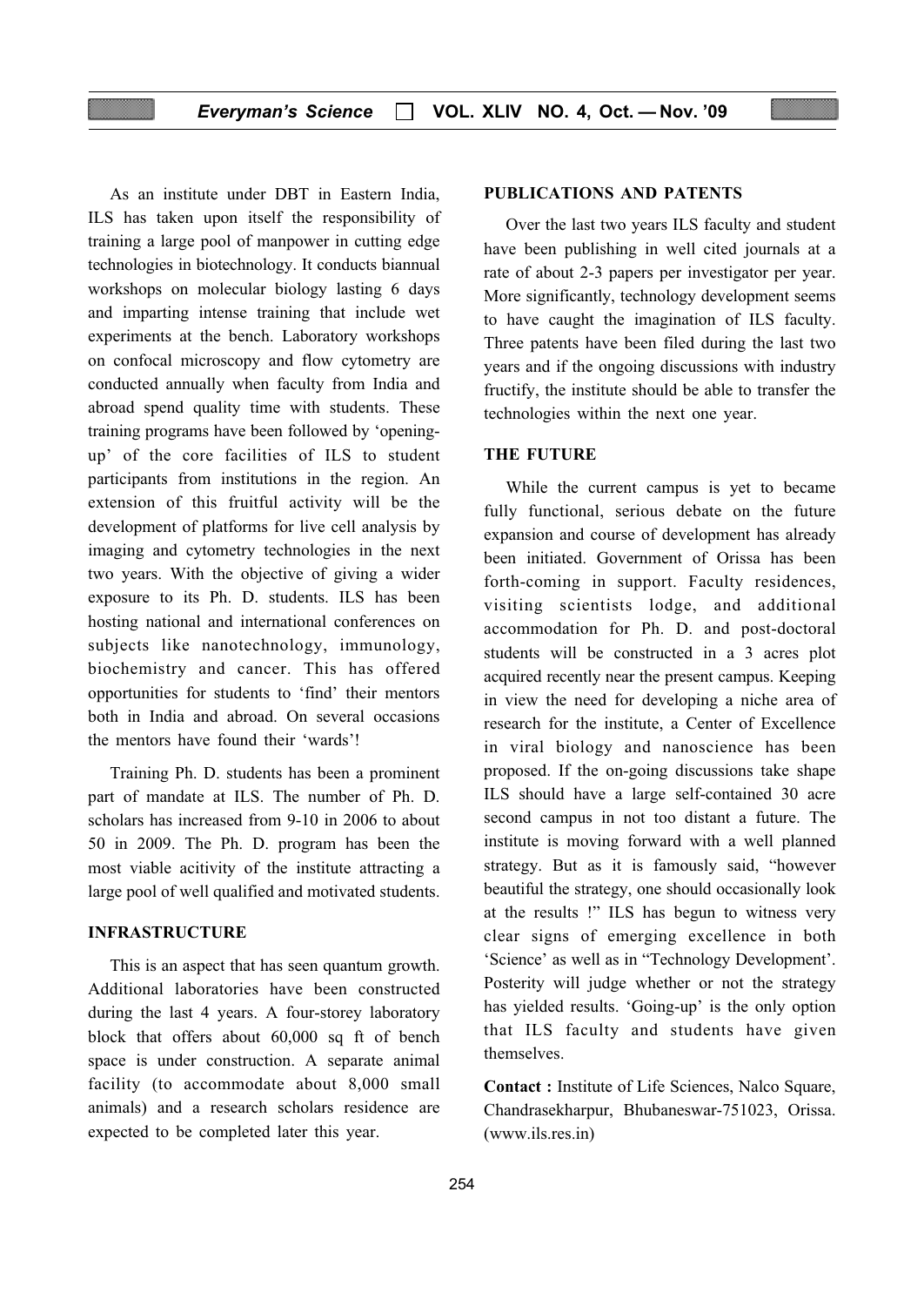As an institute under DBT in Eastern India, ILS has taken upon itself the responsibility of training a large pool of manpower in cutting edge technologies in biotechnology. It conducts biannual workshops on molecular biology lasting 6 days and imparting intense training that include wet experiments at the bench. Laboratory workshops on confocal microscopy and flow cytometry are conducted annually when faculty from India and abroad spend quality time with students. These training programs have been followed by 'opening-up' of the core facilities of ILS to student participants from institutions in the region. An extension of this fruitful activity will be the development of platforms for live cell analysis by imaging and cytometry technologies in the next two years. With the objective of giving a wider exposure to its Ph. D. students. ILS has been hosting national and international conferences on subjects like nanotechnology, immunology, biochemistry and cancer. This has offered opportunities for students to 'find' their mentors both in India and abroad. On several occasions the mentors have found their 'wards'!

Training Ph. D. students has been a prominent part of mandate at ILS. The number of Ph. D. scholars has increased from 9-10 in 2006 to about 50 in 2009. The Ph. D. program has been the most viable acitivity of the institute attracting a large pool of well qualified and motivated students.

## INFRASTRUCTURE

This is an aspect that has seen quantum growth. Additional laboratories have been constructed during the last 4 years. A four-storey laboratory block that offers about 60,000 sq ft of bench space is under construction. A separate animal facility (to accommodate about 8,000 small animals) and a research scholars residence are expected to be completed later this year.

## PUBLICATIONS AND PATENTS

Over the last two years ILS faculty and student have been publishing in well cited journals at a rate of about 2-3 papers per investigator per year. More significantly, technology development seems to have caught the imagination of ILS faculty. Three patents have been filed during the last two years and if the ongoing discussions with industry fructify, the institute should be able to transfer the technologies within the next one year.

## THE FUTURE

While the current campus is yet to became fully functional, serious debate on the future expansion and course of development has already been initiated. Government of Orissa has been forth-coming in support. Faculty residences, visiting scientists lodge, and additional accommodation for Ph. D. and post-doctoral students will be constructed in a 3 acres plot acquired recently near the present campus. Keeping in view the need for developing a niche area of research for the institute, a Center of Excellence in viral biology and nanoscience has been proposed. If the on-going discussions take shape ILS should have a large self-contained 30 acre second campus in not too distant a future. The institute is moving forward with a well planned strategy. But as it is famously said, "however beautiful the strategy, one should occasionally look at the results !" ILS has begun to witness very clear signs of emerging excellence in both 'Science' as well as in "Technology Development'. Posterity will judge whether or not the strategy has yielded results. 'Going-up' is the only option that ILS faculty and students have given themselves.

**Contact :** Institute of Life Sciences, Nalco Square, Chandrasekharpur, Bhubaneswar-751023, Orissa. (www.ils.res.in)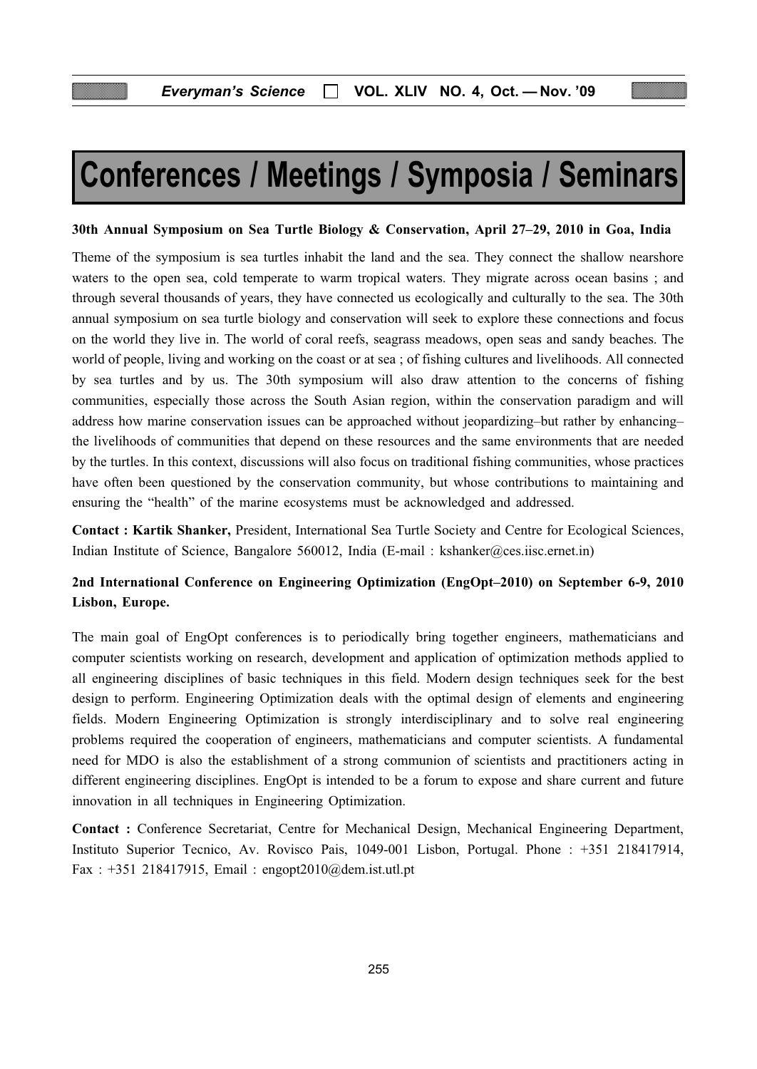# Conferences / Meetings / Symposia / Seminars

**30th Annual Symposium on Sea Turtle Biology & Conservation, April 27–29, 2010 in Goa, India**

Theme of the symposium is sea turtles inhabit the land and the sea. They connect the shallow nearshore waters to the open sea, cold temperate to warm tropical waters. They migrate across ocean basins ; and through several thousands of years, they have connected us ecologically and culturally to the sea. The 30th annual symposium on sea turtle biology and conservation will seek to explore these connections and focus on the world they live in. The world of coral reefs, seagrass meadows, open seas and sandy beaches. The world of people, living and working on the coast or at sea ; of fishing cultures and livelihoods. All connected by sea turtles and by us. The 30th symposium will also draw attention to the concerns of fishing communities, especially those across the South Asian region, within the conservation paradigm and will address how marine conservation issues can be approached without jeopardizing–but rather by enhancing– the livelihoods of communities that depend on these resources and the same environments that are needed by the turtles. In this context, discussions will also focus on traditional fishing communities, whose practices have often been questioned by the conservation community, but whose contributions to maintaining and ensuring the "health" of the marine ecosystems must be acknowledged and addressed.

**Contact : Kartik Shanker,** President, International Sea Turtle Society and Centre for Ecological Sciences, Indian Institute of Science, Bangalore 560012, India (E-mail : kshanker@ces.iisc.ernet.in)

**2nd International Conference on Engineering Optimization (EngOpt–2010) on September 6-9, 2010 Lisbon, Europe.**

The main goal of EngOpt conferences is to periodically bring together engineers, mathematicians and computer scientists working on research, development and application of optimization methods applied to all engineering disciplines of basic techniques in this field. Modern design techniques seek for the best design to perform. Engineering Optimization deals with the optimal design of elements and engineering fields. Modern Engineering Optimization is strongly interdisciplinary and to solve real engineering problems required the cooperation of engineers, mathematicians and computer scientists. A fundamental need for MDO is also the establishment of a strong communion of scientists and practitioners acting in different engineering disciplines. EngOpt is intended to be a forum to expose and share current and future innovation in all techniques in Engineering Optimization.

**Contact :** Conference Secretariat, Centre for Mechanical Design, Mechanical Engineering Department, Instituto Superior Tecnico, Av. Rovisco Pais, 1049-001 Lisbon, Portugal. Phone : +351 218417914, Fax : +351 218417915, Email : engopt2010@dem.ist.utl.pt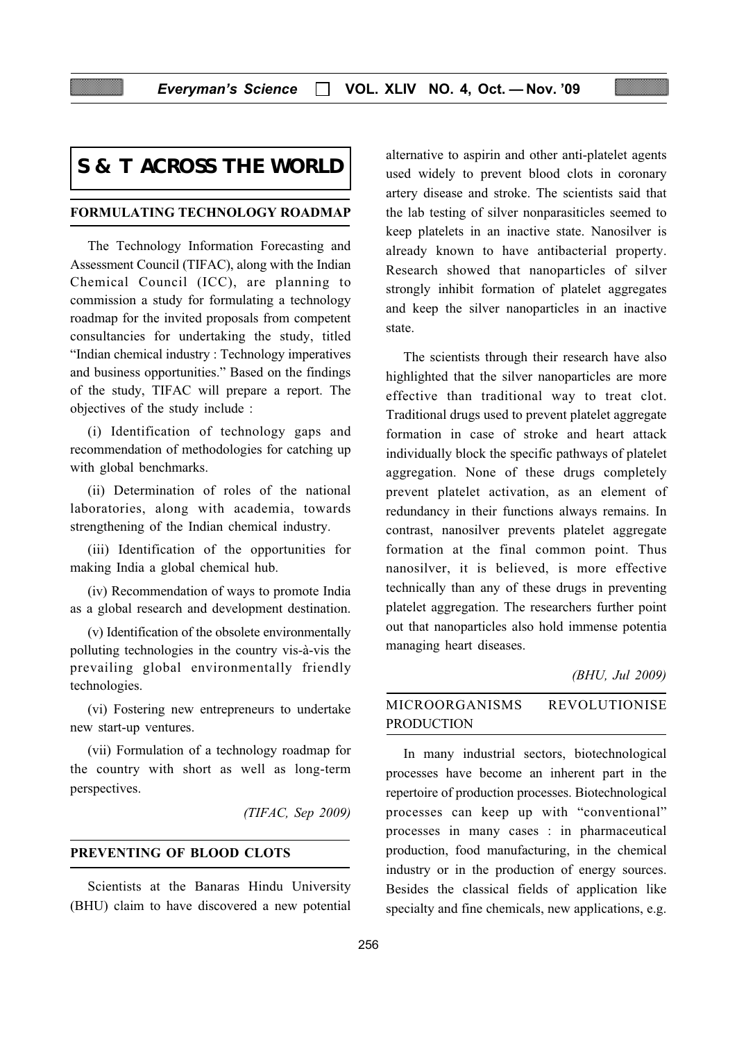# S & T ACROSS THE WORLD

## FORMULATING TECHNOLOGY ROADMAP

The Technology Information Forecasting and Assessment Council (TIFAC), along with the Indian Chemical Council (ICC), are planning to commission a study for formulating a technology roadmap for the invited proposals from competent consultancies for undertaking the study, titled "Indian chemical industry : Technology imperatives and business opportunities." Based on the findings of the study, TIFAC will prepare a report. The objectives of the study include :

(i) Identification of technology gaps and recommendation of methodologies for catching up with global benchmarks.

(ii) Determination of roles of the national laboratories, along with academia, towards strengthening of the Indian chemical industry.

(iii) Identification of the opportunities for making India a global chemical hub.

(iv) Recommendation of ways to promote India as a global research and development destination.

(v) Identification of the obsolete environmentally polluting technologies in the country vis-à-vis the prevailing global environmentally friendly technologies.

(vi) Fostering new entrepreneurs to undertake new start-up ventures.

(vii) Formulation of a technology roadmap for the country with short as well as long-term perspectives.

*(TIFAC, Sep 2009)*

## PREVENTING OF BLOOD CLOTS

Scientists at the Banaras Hindu University (BHU) claim to have discovered a new potential alternative to aspirin and other anti-platelet agents used widely to prevent blood clots in coronary artery disease and stroke. The scientists said that the lab testing of silver nonparasiticles seemed to keep platelets in an inactive state. Nanosilver is already known to have antibacterial property. Research showed that nanoparticles of silver strongly inhibit formation of platelet aggregates and keep the silver nanoparticles in an inactive state.

The scientists through their research have also highlighted that the silver nanoparticles are more effective than traditional way to treat clot. Traditional drugs used to prevent platelet aggregate formation in case of stroke and heart attack individually block the specific pathways of platelet aggregation. None of these drugs completely prevent platelet activation, as an element of redundancy in their functions always remains. In contrast, nanosilver prevents platelet aggregate formation at the final common point. Thus nanosilver, it is believed, is more effective technically than any of these drugs in preventing platelet aggregation. The researchers further point out that nanoparticles also hold immense potentia managing heart diseases.

*(BHU, Jul 2009)*

## MICROORGANISMS REVOLUTIONISE PRODUCTION

In many industrial sectors, biotechnological processes have become an inherent part in the repertoire of production processes. Biotechnological processes can keep up with "conventional" processes in many cases : in pharmaceutical production, food manufacturing, in the chemical industry or in the production of energy sources. Besides the classical fields of application like specialty and fine chemicals, new applications, e.g.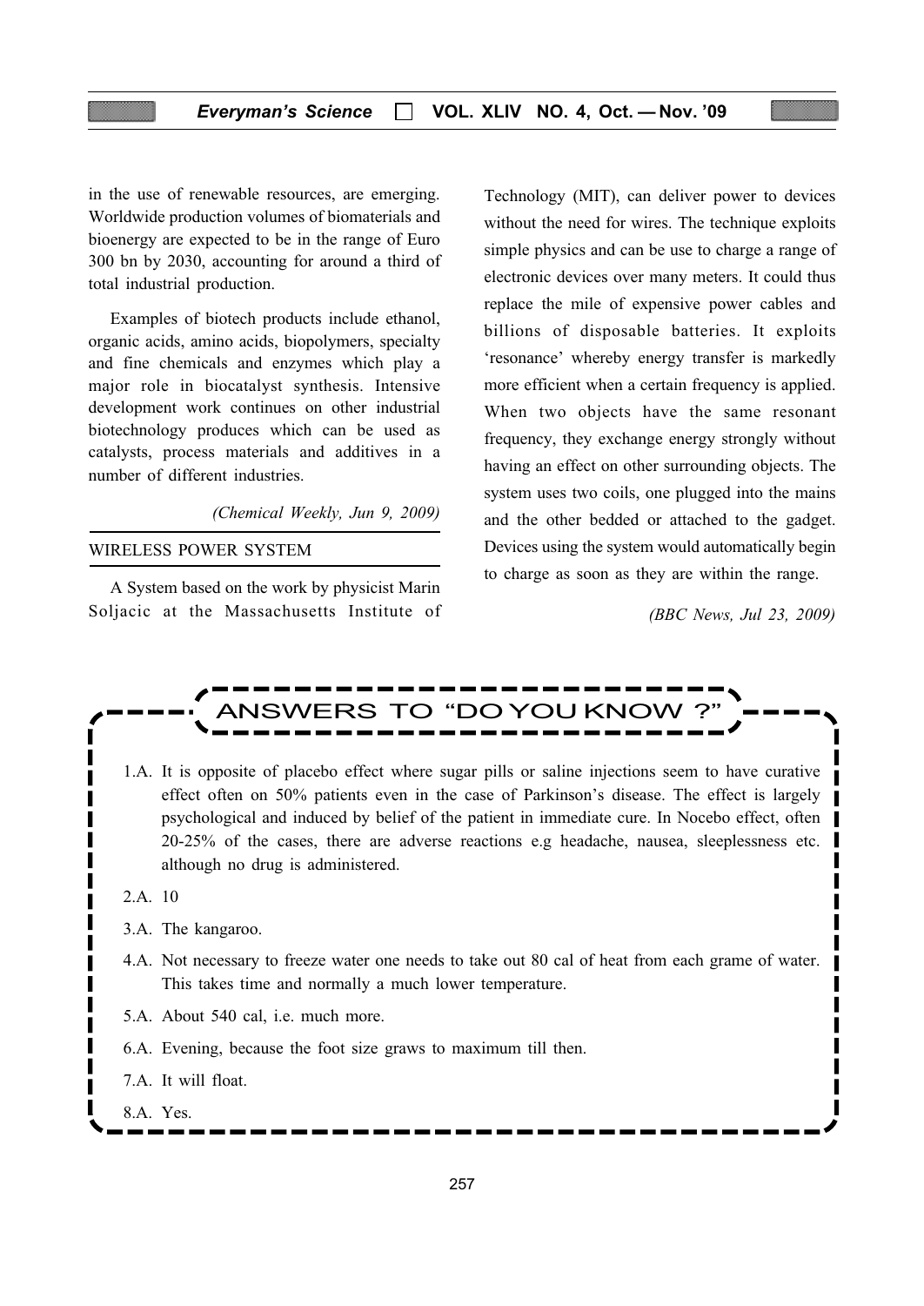in the use of renewable resources, are emerging. Worldwide production volumes of biomaterials and bioenergy are expected to be in the range of Euro 300 bn by 2030, accounting for around a third of total industrial production.

Examples of biotech products include ethanol, organic acids, amino acids, biopolymers, specialty and fine chemicals and enzymes which play a major role in biocatalyst synthesis. Intensive development work continues on other industrial biotechnology produces which can be used as catalysts, process materials and additives in a number of different industries.

*(Chemical Weekly, Jun 9, 2009)*

## WIRELESS POWER SYSTEM

A System based on the work by physicist Marin Soljacic at the Massachusetts Institute of Technology (MIT), can deliver power to devices without the need for wires. The technique exploits simple physics and can be use to charge a range of electronic devices over many meters. It could thus replace the mile of expensive power cables and billions of disposable batteries. It exploits 'resonance' whereby energy transfer is markedly more efficient when a certain frequency is applied. When two objects have the same resonant frequency, they exchange energy strongly without having an effect on other surrounding objects. The system uses two coils, one plugged into the mains and the other bedded or attached to the gadget. Devices using the system would automatically begin to charge as soon as they are within the range.

*(BBC News, Jul 23, 2009)*

## ANSWERS TO "DO YOU KNOW ?"

1.A. It is opposite of placebo effect where sugar pills or saline injections seem to have curative effect often on 50% patients even in the case of Parkinson's disease. The effect is largely psychological and induced by belief of the patient in immediate cure. In Nocebo effect, often 20-25% of the cases, there are adverse reactions e.g headache, nausea, sleeplessness etc. although no drug is administered.

2.A. 10

3.A. The kangaroo.

4.A. Not necessary to freeze water one needs to take out 80 cal of heat from each grame of water. This takes time and normally a much lower temperature.

5.A. About 540 cal, i.e. much more.

6.A. Evening, because the foot size graws to maximum till then.

7.A. It will float.

8.A. Yes.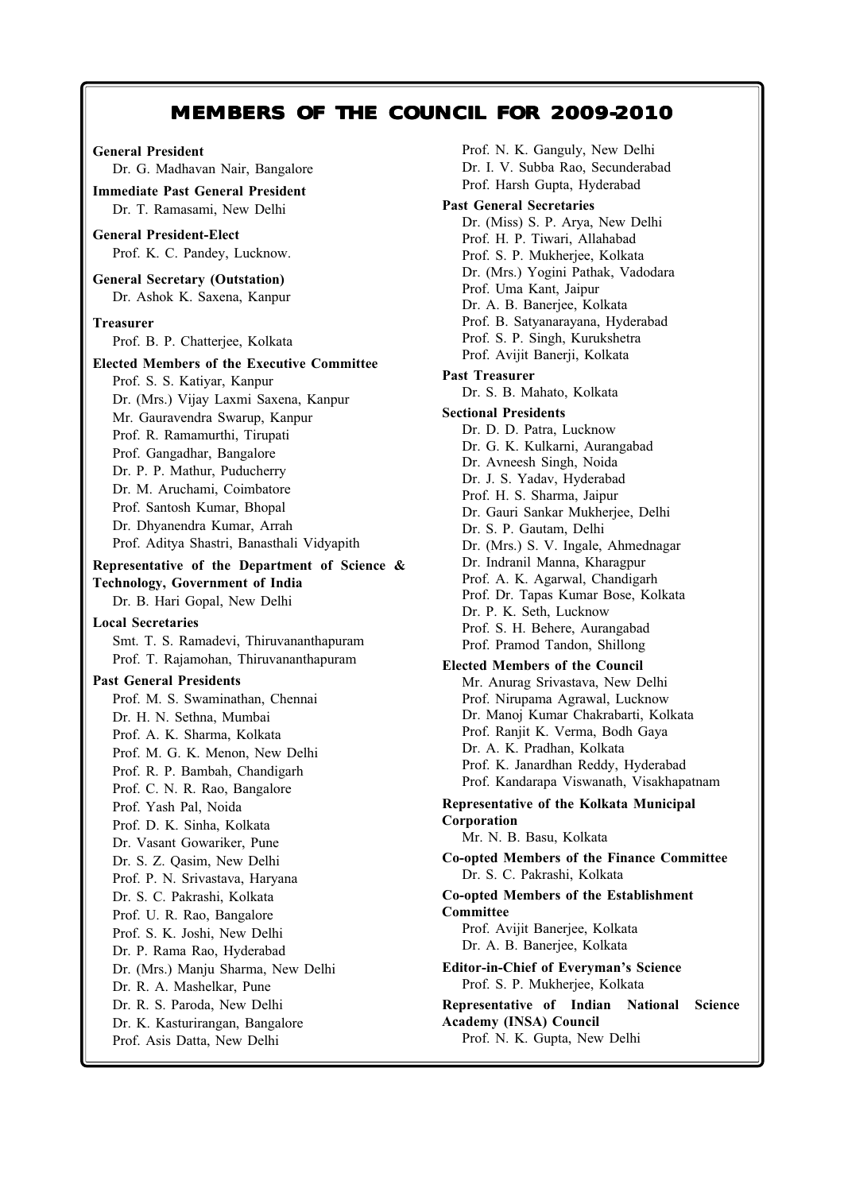# MEMBERS OF THE COUNCIL FOR 2009-2010

**General President**
Dr. G. Madhavan Nair, Bangalore

**Immediate Past General President**
Dr. T. Ramasami, New Delhi

**General President-Elect**
Prof. K. C. Pandey, Lucknow.

**General Secretary (Outstation)**
Dr. Ashok K. Saxena, Kanpur

**Treasurer**
Prof. B. P. Chatterjee, Kolkata

**Elected Members of the Executive Committee**
Prof. S. S. Katiyar, Kanpur
Dr. (Mrs.) Vijay Laxmi Saxena, Kanpur
Mr. Gauravendra Swarup, Kanpur
Prof. R. Ramamurthi, Tirupati
Prof. Gangadhar, Bangalore
Dr. P. P. Mathur, Puducherry
Dr. M. Aruchami, Coimbatore
Prof. Santosh Kumar, Bhopal
Dr. Dhyanendra Kumar, Arrah
Prof. Aditya Shastri, Banasthali Vidyapith

**Representative of the Department of Science & Technology, Government of India**
Dr. B. Hari Gopal, New Delhi

**Local Secretaries**
Smt. T. S. Ramadevi, Thiruvananthapuram
Prof. T. Rajamohan, Thiruvananthapuram

**Past General Presidents**
Prof. M. S. Swaminathan, Chennai
Dr. H. N. Sethna, Mumbai
Prof. A. K. Sharma, Kolkata
Prof. M. G. K. Menon, New Delhi
Prof. R. P. Bambah, Chandigarh
Prof. C. N. R. Rao, Bangalore
Prof. Yash Pal, Noida
Prof. D. K. Sinha, Kolkata
Dr. Vasant Gowariker, Pune
Dr. S. Z. Qasim, New Delhi
Prof. P. N. Srivastava, Haryana
Dr. S. C. Pakrashi, Kolkata
Prof. U. R. Rao, Bangalore
Prof. S. K. Joshi, New Delhi
Dr. P. Rama Rao, Hyderabad
Dr. (Mrs.) Manju Sharma, New Delhi
Dr. R. A. Mashelkar, Pune
Dr. R. S. Paroda, New Delhi
Dr. K. Kasturirangan, Bangalore
Prof. Asis Datta, New Delhi
Prof. N. K. Ganguly, New Delhi
Dr. I. V. Subba Rao, Secunderabad
Prof. Harsh Gupta, Hyderabad

**Past General Secretaries**
Dr. (Miss) S. P. Arya, New Delhi
Prof. H. P. Tiwari, Allahabad
Prof. S. P. Mukherjee, Kolkata
Dr. (Mrs.) Yogini Pathak, Vadodara
Prof. Uma Kant, Jaipur
Dr. A. B. Banerjee, Kolkata
Prof. B. Satyanarayana, Hyderabad
Prof. S. P. Singh, Kurukshetra
Prof. Avijit Banerji, Kolkata

**Past Treasurer**
Dr. S. B. Mahato, Kolkata

**Sectional Presidents**
Dr. D. D. Patra, Lucknow
Dr. G. K. Kulkarni, Aurangabad
Dr. Avneesh Singh, Noida
Dr. J. S. Yadav, Hyderabad
Prof. H. S. Sharma, Jaipur
Dr. Gauri Sankar Mukherjee, Delhi
Dr. S. P. Gautam, Delhi
Dr. (Mrs.) S. V. Ingale, Ahmednagar
Dr. Indranil Manna, Kharagpur
Prof. A. K. Agarwal, Chandigarh
Prof. Dr. Tapas Kumar Bose, Kolkata
Dr. P. K. Seth, Lucknow
Prof. S. H. Behere, Aurangabad
Prof. Pramod Tandon, Shillong

**Elected Members of the Council**
Mr. Anurag Srivastava, New Delhi
Prof. Nirupama Agrawal, Lucknow
Dr. Manoj Kumar Chakrabarti, Kolkata
Prof. Ranjit K. Verma, Bodh Gaya
Dr. A. K. Pradhan, Kolkata
Prof. K. Janardhan Reddy, Hyderabad
Prof. Kandarapa Viswanath, Visakhapatnam

**Representative of the Kolkata Municipal Corporation**
Mr. N. B. Basu, Kolkata

**Co-opted Members of the Finance Committee**
Dr. S. C. Pakrashi, Kolkata

**Co-opted Members of the Establishment Committee**
Prof. Avijit Banerjee, Kolkata
Dr. A. B. Banerjee, Kolkata

**Editor-in-Chief of Everyman's Science**
Prof. S. P. Mukherjee, Kolkata

**Representative of Indian National Science Academy (INSA) Council**
Prof. N. K. Gupta, New Delhi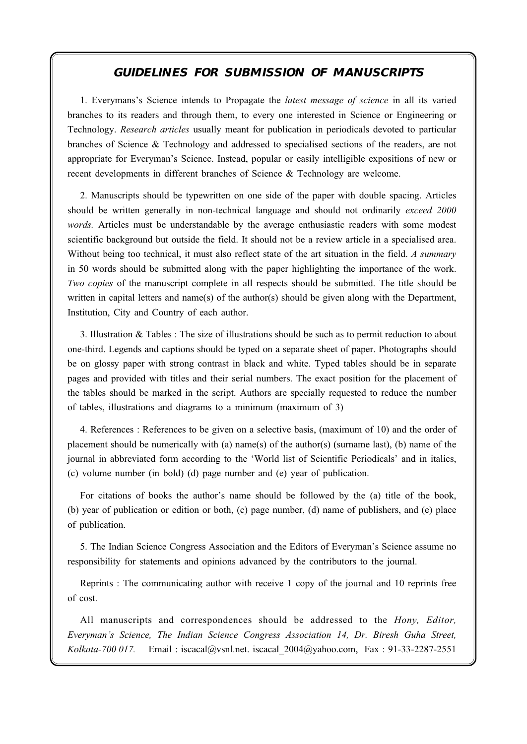## *GUIDELINES FOR SUBMISSION OF MANUSCRIPTS*

1. Everymans's Science intends to Propagate the *latest message of science* in all its varied branches to its readers and through them, to every one interested in Science or Engineering or Technology. *Research articles* usually meant for publication in periodicals devoted to particular branches of Science & Technology and addressed to specialised sections of the readers, are not appropriate for Everyman's Science. Instead, popular or easily intelligible expositions of new or recent developments in different branches of Science & Technology are welcome.

2. Manuscripts should be typewritten on one side of the paper with double spacing. Articles should be written generally in non-technical language and should not ordinarily *exceed 2000 words.* Articles must be understandable by the average enthusiastic readers with some modest scientific background but outside the field. It should not be a review article in a specialised area. Without being too technical, it must also reflect state of the art situation in the field. *A summary* in 50 words should be submitted along with the paper highlighting the importance of the work. *Two copies* of the manuscript complete in all respects should be submitted. The title should be written in capital letters and name(s) of the author(s) should be given along with the Department, Institution, City and Country of each author.

3. Illustration & Tables : The size of illustrations should be such as to permit reduction to about one-third. Legends and captions should be typed on a separate sheet of paper. Photographs should be on glossy paper with strong contrast in black and white. Typed tables should be in separate pages and provided with titles and their serial numbers. The exact position for the placement of the tables should be marked in the script. Authors are specially requested to reduce the number of tables, illustrations and diagrams to a minimum (maximum of 3)

4. References : References to be given on a selective basis, (maximum of 10) and the order of placement should be numerically with (a) name(s) of the author(s) (surname last), (b) name of the journal in abbreviated form according to the 'World list of Scientific Periodicals' and in italics, (c) volume number (in bold) (d) page number and (e) year of publication.

For citations of books the author's name should be followed by the (a) title of the book, (b) year of publication or edition or both, (c) page number, (d) name of publishers, and (e) place of publication.

5. The Indian Science Congress Association and the Editors of Everyman's Science assume no responsibility for statements and opinions advanced by the contributors to the journal.

Reprints : The communicating author with receive 1 copy of the journal and 10 reprints free of cost.

All manuscripts and correspondences should be addressed to the *Hony, Editor, Everyman's Science, The Indian Science Congress Association 14, Dr. Biresh Guha Street, Kolkata-700 017.* Email : iscacal@vsnl.net. iscacal_2004@yahoo.com, Fax : 91-33-2287-2551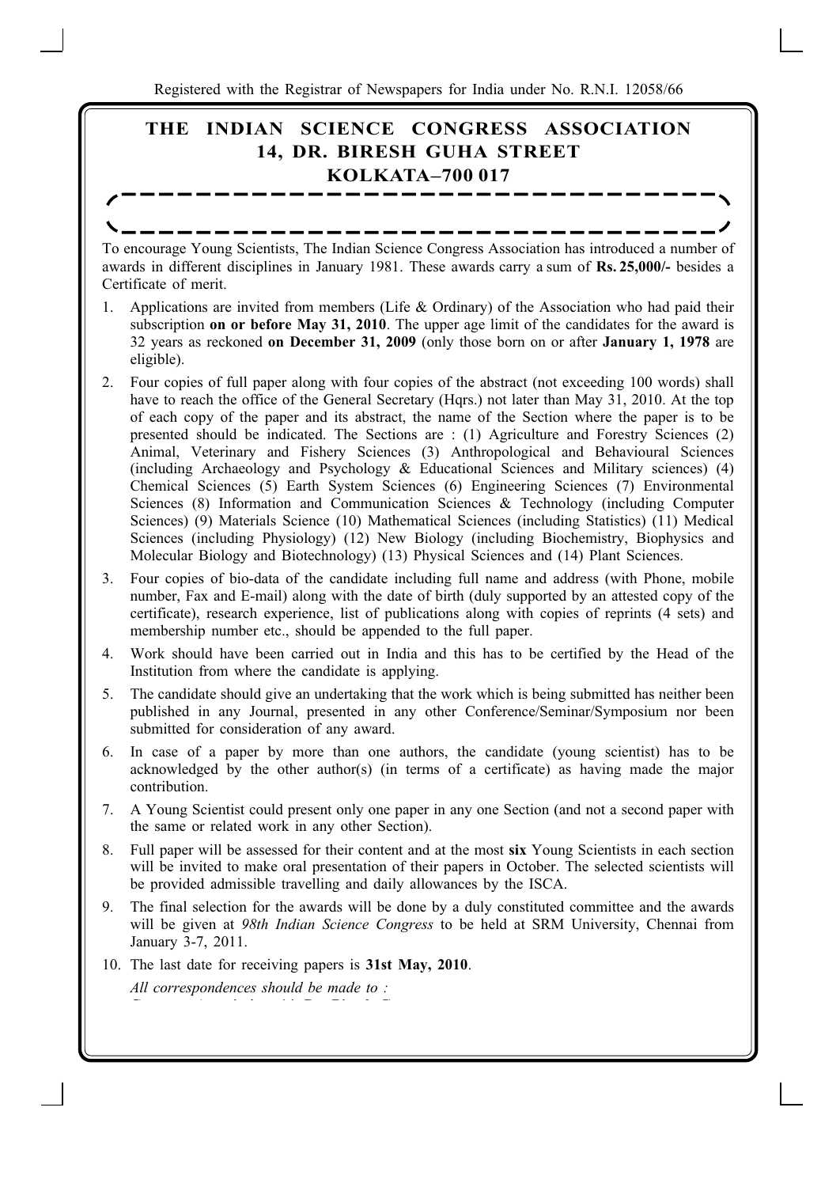Registered with the Registrar of Newspapers for India under No. R.N.I. 12058/66

# THE INDIAN SCIENCE CONGRESS ASSOCIATION
## 14, DR. BIRESH GUHA STREET
## KOLKATA–700 017

To encourage Young Scientists, The Indian Science Congress Association has introduced a number of awards in different disciplines in January 1981. These awards carry a sum of **Rs. 25,000/-** besides a Certificate of merit.

1. Applications are invited from members (Life & Ordinary) of the Association who had paid their subscription **on or before May 31, 2010**. The upper age limit of the candidates for the award is 32 years as reckoned **on December 31, 2009** (only those born on or after **January 1, 1978** are eligible).
2. Four copies of full paper along with four copies of the abstract (not exceeding 100 words) shall have to reach the office of the General Secretary (Hqrs.) not later than May 31, 2010. At the top of each copy of the paper and its abstract, the name of the Section where the paper is to be presented should be indicated. The Sections are : (1) Agriculture and Forestry Sciences (2) Animal, Veterinary and Fishery Sciences (3) Anthropological and Behavioural Sciences (including Archaeology and Psychology & Educational Sciences and Military sciences) (4) Chemical Sciences (5) Earth System Sciences (6) Engineering Sciences (7) Environmental Sciences (8) Information and Communication Sciences & Technology (including Computer Sciences) (9) Materials Science (10) Mathematical Sciences (including Statistics) (11) Medical Sciences (including Physiology) (12) New Biology (including Biochemistry, Biophysics and Molecular Biology and Biotechnology) (13) Physical Sciences and (14) Plant Sciences.
3. Four copies of bio-data of the candidate including full name and address (with Phone, mobile number, Fax and E-mail) along with the date of birth (duly supported by an attested copy of the certificate), research experience, list of publications along with copies of reprints (4 sets) and membership number etc., should be appended to the full paper.
4. Work should have been carried out in India and this has to be certified by the Head of the Institution from where the candidate is applying.
5. The candidate should give an undertaking that the work which is being submitted has neither been published in any Journal, presented in any other Conference/Seminar/Symposium nor been submitted for consideration of any award.
6. In case of a paper by more than one authors, the candidate (young scientist) has to be acknowledged by the other author(s) (in terms of a certificate) as having made the major contribution.
7. A Young Scientist could present only one paper in any one Section (and not a second paper with the same or related work in any other Section).
8. Full paper will be assessed for their content and at the most **six** Young Scientists in each section will be invited to make oral presentation of their papers in October. The selected scientists will be provided admissible travelling and daily allowances by the ISCA.
9. The final selection for the awards will be done by a duly constituted committee and the awards will be given at *98th Indian Science Congress* to be held at SRM University, Chennai from January 3-7, 2011.
10. The last date for receiving papers is **31st May, 2010**.

*All correspondences should be made to :*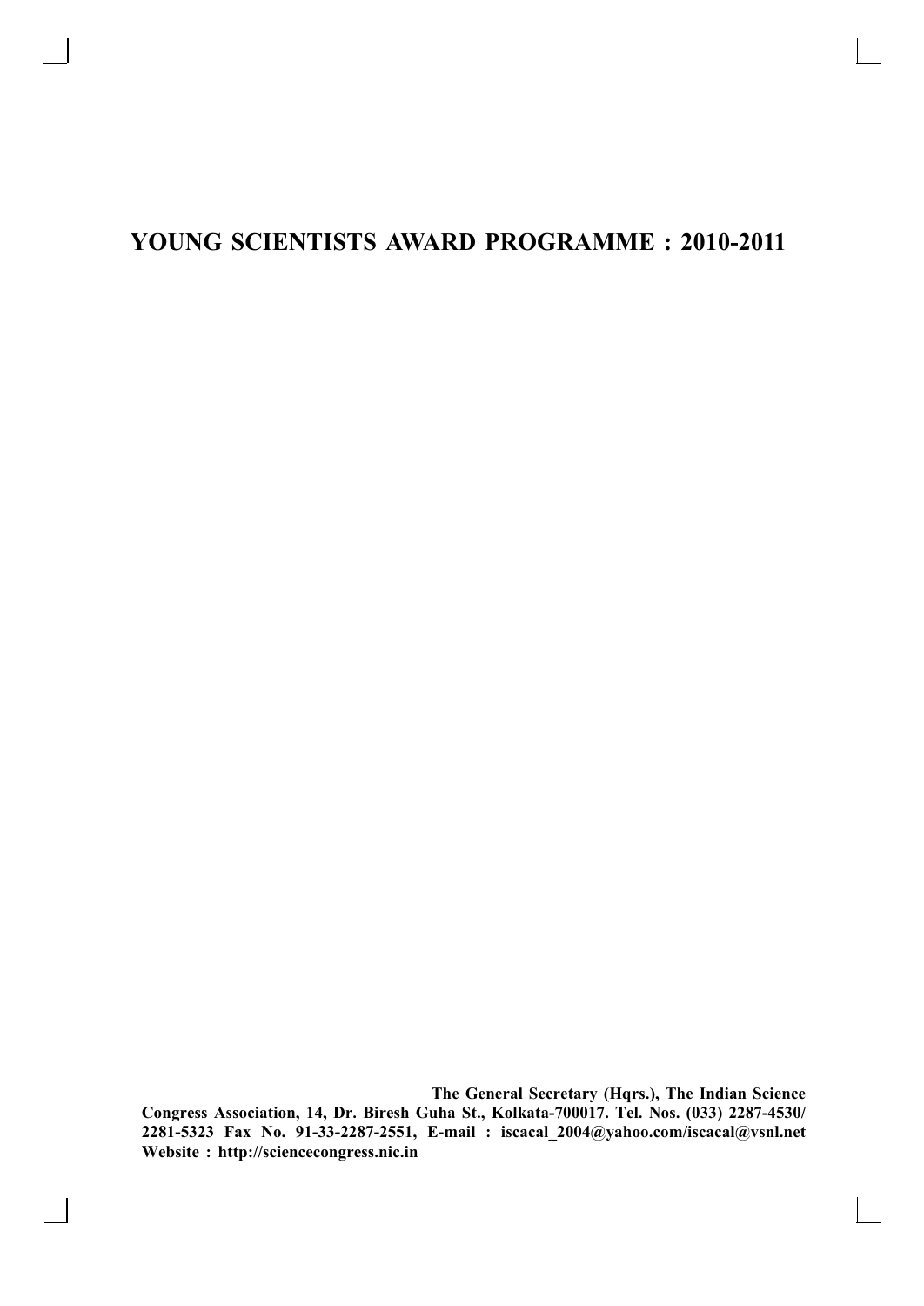# YOUNG SCIENTISTS AWARD PROGRAMME : 2010-2011

**The General Secretary (Hqrs.), The Indian Science Congress Association, 14, Dr. Biresh Guha St., Kolkata-700017. Tel. Nos. (033) 2287-4530/ 2281-5323 Fax No. 91-33-2287-2551, E-mail : iscacal_2004@yahoo.com/iscacal@vsnl.net Website : http://sciencecongress.nic.in**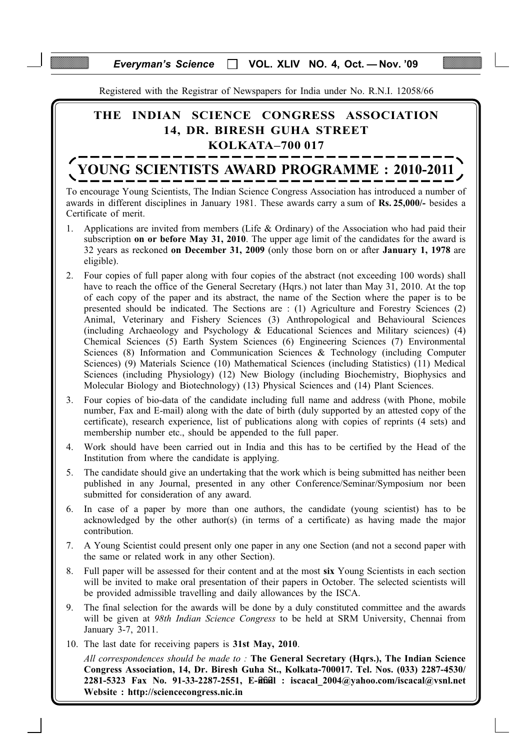Registered with the Registrar of Newspapers for India under No. R.N.I. 12058/66

# THE INDIAN SCIENCE CONGRESS ASSOCIATION
## 14, DR. BIRESH GUHA STREET
## KOLKATA–700 017

## YOUNG SCIENTISTS AWARD PROGRAMME : 2010-2011

To encourage Young Scientists, The Indian Science Congress Association has introduced a number of awards in different disciplines in January 1981. These awards carry a sum of **Rs. 25,000/-** besides a Certificate of merit.

1. Applications are invited from members (Life & Ordinary) of the Association who had paid their subscription **on or before May 31, 2010**. The upper age limit of the candidates for the award is 32 years as reckoned **on December 31, 2009** (only those born on or after **January 1, 1978** are eligible).
2. Four copies of full paper along with four copies of the abstract (not exceeding 100 words) shall have to reach the office of the General Secretary (Hqrs.) not later than May 31, 2010. At the top of each copy of the paper and its abstract, the name of the Section where the paper is to be presented should be indicated. The Sections are : (1) Agriculture and Forestry Sciences (2) Animal, Veterinary and Fishery Sciences (3) Anthropological and Behavioural Sciences (including Archaeology and Psychology & Educational Sciences and Military sciences) (4) Chemical Sciences (5) Earth System Sciences (6) Engineering Sciences (7) Environmental Sciences (8) Information and Communication Sciences & Technology (including Computer Sciences) (9) Materials Science (10) Mathematical Sciences (including Statistics) (11) Medical Sciences (including Physiology) (12) New Biology (including Biochemistry, Biophysics and Molecular Biology and Biotechnology) (13) Physical Sciences and (14) Plant Sciences.
3. Four copies of bio-data of the candidate including full name and address (with Phone, mobile number, Fax and E-mail) along with the date of birth (duly supported by an attested copy of the certificate), research experience, list of publications along with copies of reprints (4 sets) and membership number etc., should be appended to the full paper.
4. Work should have been carried out in India and this has to be certified by the Head of the Institution from where the candidate is applying.
5. The candidate should give an undertaking that the work which is being submitted has neither been published in any Journal, presented in any other Conference/Seminar/Symposium nor been submitted for consideration of any award.
6. In case of a paper by more than one authors, the candidate (young scientist) has to be acknowledged by the other author(s) (in terms of a certificate) as having made the major contribution.
7. A Young Scientist could present only one paper in any one Section (and not a second paper with the same or related work in any other Section).
8. Full paper will be assessed for their content and at the most **six** Young Scientists in each section will be invited to make oral presentation of their papers in October. The selected scientists will be provided admissible travelling and daily allowances by the ISCA.
9. The final selection for the awards will be done by a duly constituted committee and the awards will be given at *98th Indian Science Congress* to be held at SRM University, Chennai from January 3-7, 2011.
10. The last date for receiving papers is **31st May, 2010**.

*All correspondences should be made to :* **The General Secretary (Hqrs.), The Indian Science Congress Association, 14, Dr. Biresh Guha St., Kolkata-700017. Tel. Nos. (033) 2287-4530/ 2281-5323 Fax No. 91-33-2287-2551, E-mail : iscacal_2004@yahoo.com/iscacal@vsnl.net Website : http://sciencecongress.nic.in**